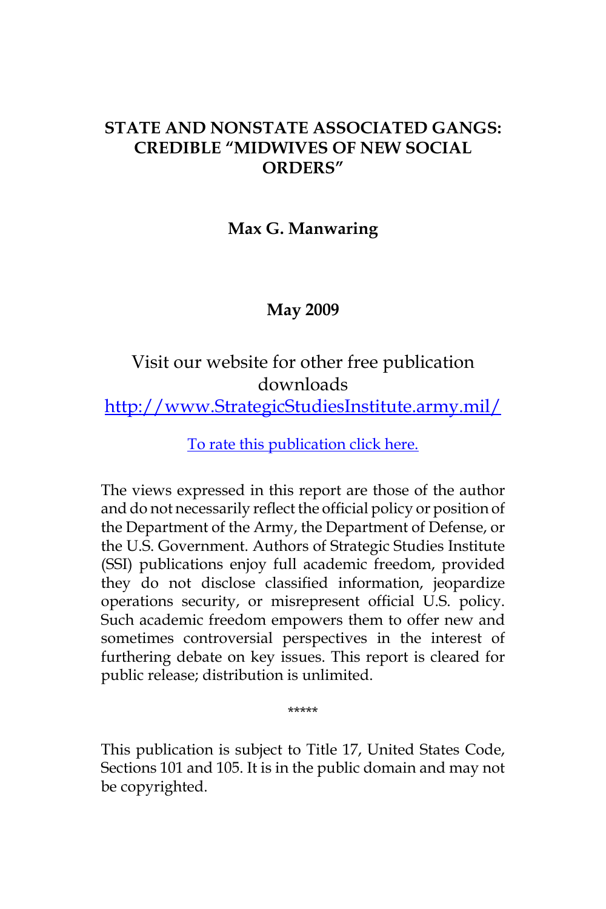# STATE AND NONSTATE ASSOCIATED GANGS: CREDIBLE "MIDWIVES OF NEW SOCIAL ORDERS"

**Max G. Manwaring**

**May 2009**

Visit our website for other free publication downloads
http://www.StrategicStudiesInstitute.army.mil/

To rate this publication click here.

The views expressed in this report are those of the author and do not necessarily reflect the official policy or position of the Department of the Army, the Department of Defense, or the U.S. Government. Authors of Strategic Studies Institute (SSI) publications enjoy full academic freedom, provided they do not disclose classified information, jeopardize operations security, or misrepresent official U.S. policy. Such academic freedom empowers them to offer new and sometimes controversial perspectives in the interest of furthering debate on key issues. This report is cleared for public release; distribution is unlimited.

*****

This publication is subject to Title 17, United States Code, Sections 101 and 105. It is in the public domain and may not be copyrighted.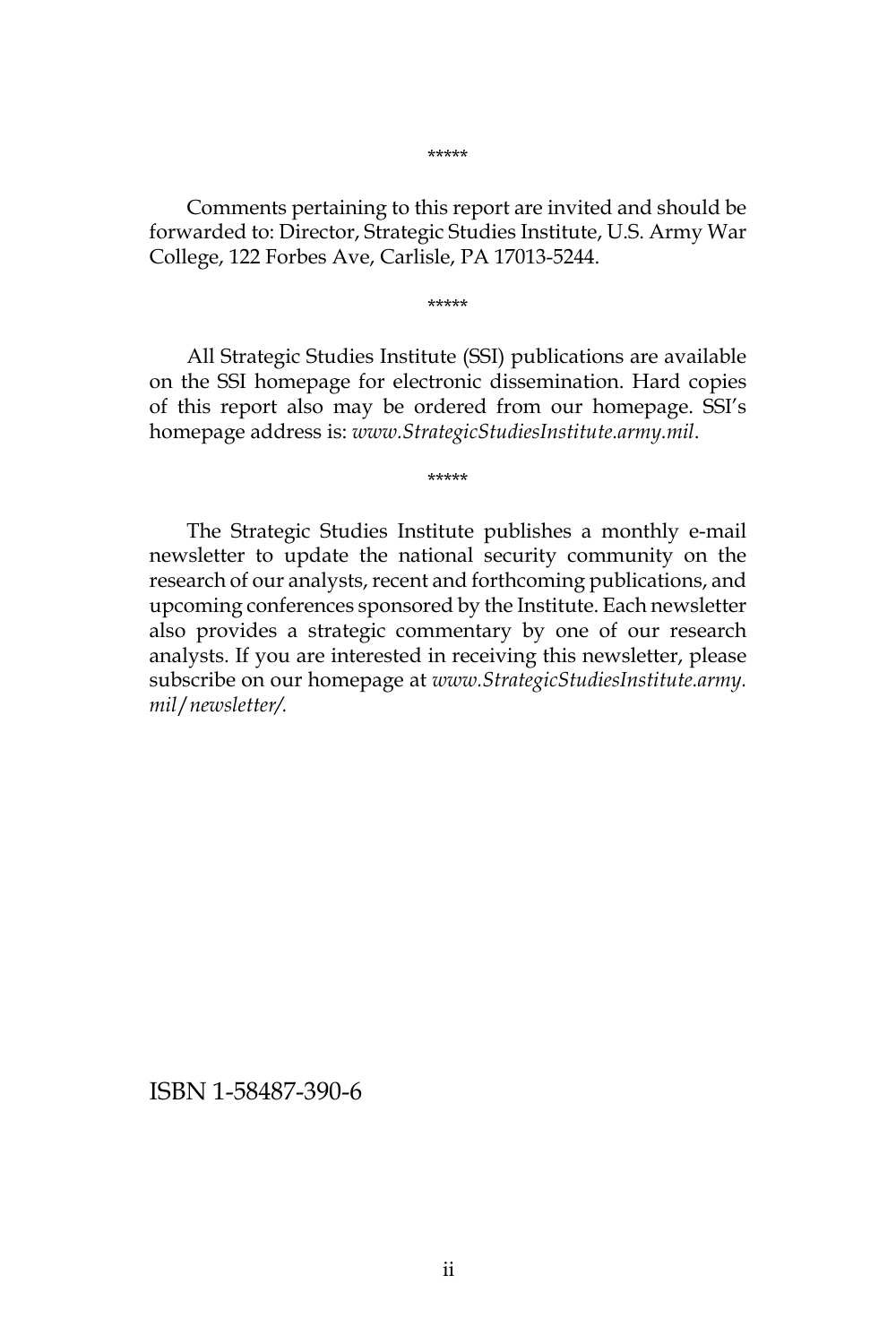*****

Comments pertaining to this report are invited and should be forwarded to: Director, Strategic Studies Institute, U.S. Army War College, 122 Forbes Ave, Carlisle, PA 17013-5244.

*****

All Strategic Studies Institute (SSI) publications are available on the SSI homepage for electronic dissemination. Hard copies of this report also may be ordered from our homepage. SSI's homepage address is: *www.StrategicStudiesInstitute.army.mil*.

*****

The Strategic Studies Institute publishes a monthly e-mail newsletter to update the national security community on the research of our analysts, recent and forthcoming publications, and upcoming conferences sponsored by the Institute. Each newsletter also provides a strategic commentary by one of our research analysts. If you are interested in receiving this newsletter, please subscribe on our homepage at *www.StrategicStudiesInstitute.army.mil/newsletter/.*

ISBN 1-58487-390-6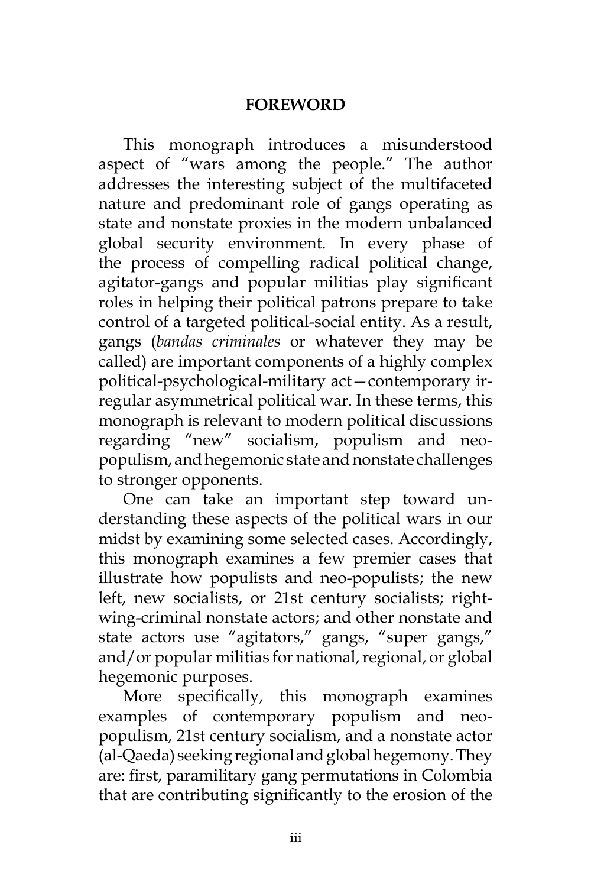## FOREWORD

This monograph introduces a misunderstood aspect of "wars among the people." The author addresses the interesting subject of the multifaceted nature and predominant role of gangs operating as state and nonstate proxies in the modern unbalanced global security environment. In every phase of the process of compelling radical political change, agitator-gangs and popular militias play significant roles in helping their political patrons prepare to take control of a targeted political-social entity. As a result, gangs (*bandas criminales* or whatever they may be called) are important components of a highly complex political-psychological-military act—contemporary irregular asymmetrical political war. In these terms, this monograph is relevant to modern political discussions regarding "new" socialism, populism and neo-populism, and hegemonic state and nonstate challenges to stronger opponents.

One can take an important step toward understanding these aspects of the political wars in our midst by examining some selected cases. Accordingly, this monograph examines a few premier cases that illustrate how populists and neo-populists; the new left, new socialists, or 21st century socialists; right-wing-criminal nonstate actors; and other nonstate and state actors use "agitators," gangs, "super gangs," and/or popular militias for national, regional, or global hegemonic purposes.

More specifically, this monograph examines examples of contemporary populism and neo-populism, 21st century socialism, and a nonstate actor (al-Qaeda) seeking regional and global hegemony. They are: first, paramilitary gang permutations in Colombia that are contributing significantly to the erosion of the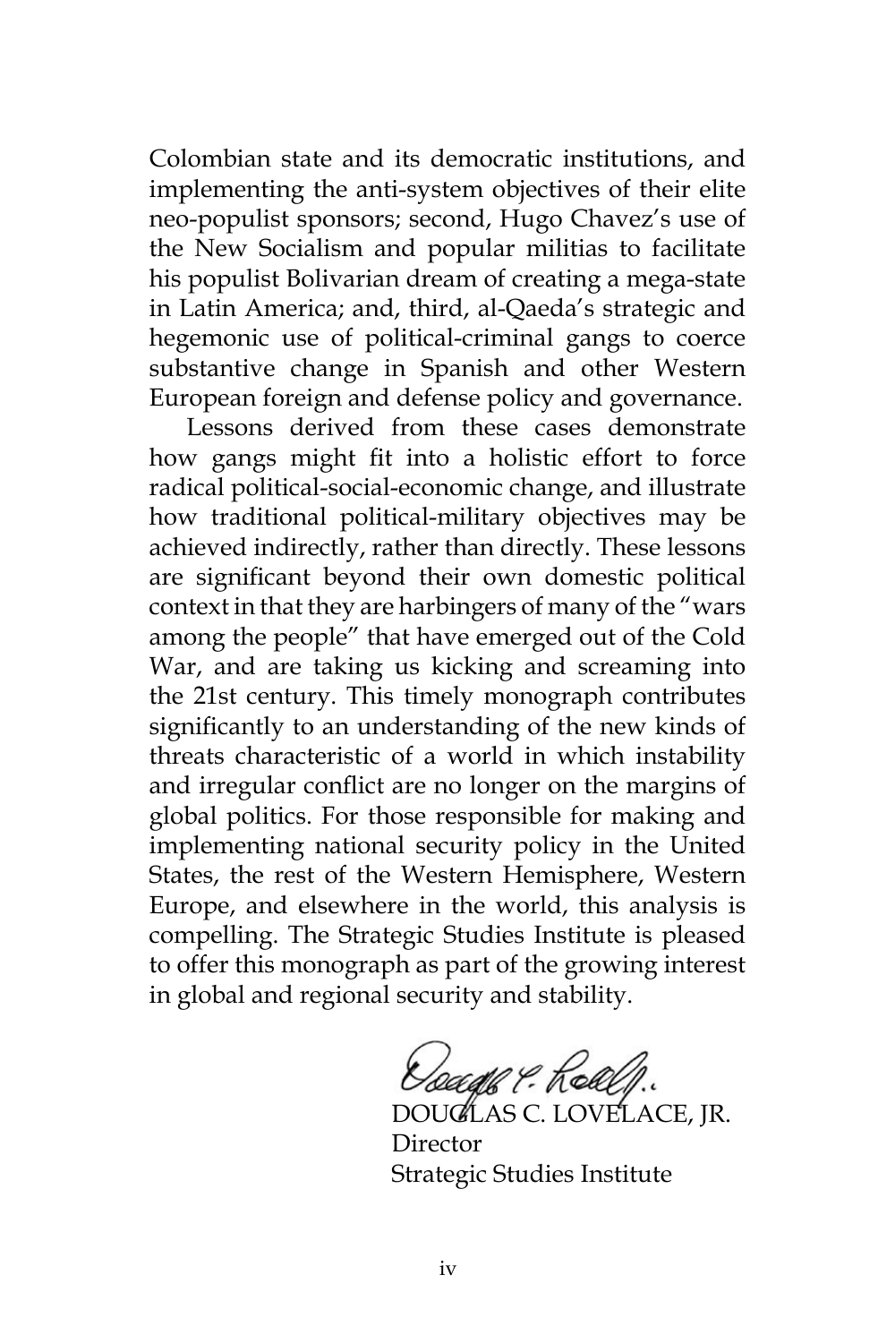Colombian state and its democratic institutions, and implementing the anti-system objectives of their elite neo-populist sponsors; second, Hugo Chavez's use of the New Socialism and popular militias to facilitate his populist Bolivarian dream of creating a mega-state in Latin America; and, third, al-Qaeda's strategic and hegemonic use of political-criminal gangs to coerce substantive change in Spanish and other Western European foreign and defense policy and governance.

Lessons derived from these cases demonstrate how gangs might fit into a holistic effort to force radical political-social-economic change, and illustrate how traditional political-military objectives may be achieved indirectly, rather than directly. These lessons are significant beyond their own domestic political context in that they are harbingers of many of the "wars among the people" that have emerged out of the Cold War, and are taking us kicking and screaming into the 21st century. This timely monograph contributes significantly to an understanding of the new kinds of threats characteristic of a world in which instability and irregular conflict are no longer on the margins of global politics. For those responsible for making and implementing national security policy in the United States, the rest of the Western Hemisphere, Western Europe, and elsewhere in the world, this analysis is compelling. The Strategic Studies Institute is pleased to offer this monograph as part of the growing interest in global and regional security and stability.

DOUGLAS C. LOVELACE, JR.
Director
Strategic Studies Institute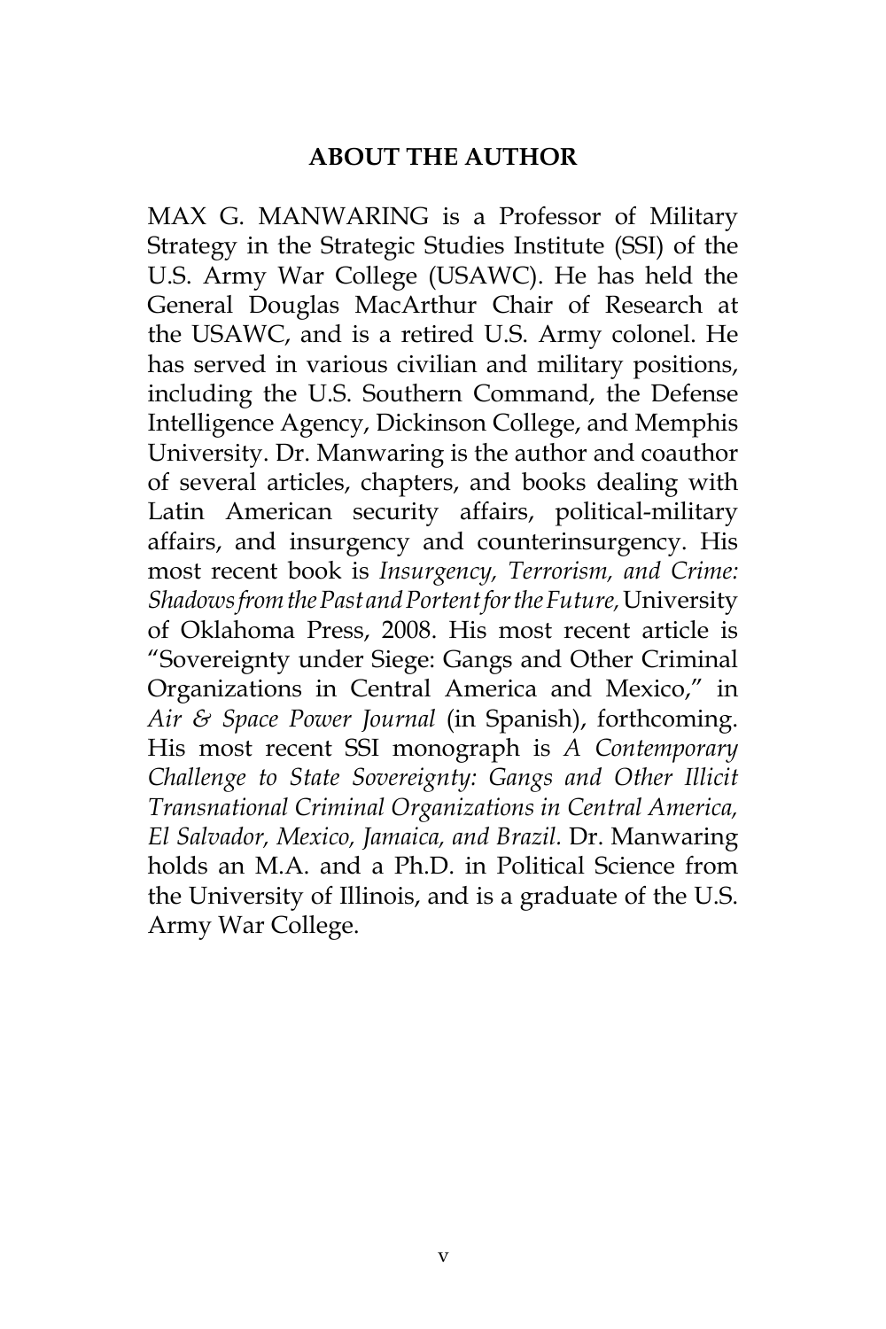## ABOUT THE AUTHOR

MAX G. MANWARING is a Professor of Military Strategy in the Strategic Studies Institute (SSI) of the U.S. Army War College (USAWC). He has held the General Douglas MacArthur Chair of Research at the USAWC, and is a retired U.S. Army colonel. He has served in various civilian and military positions, including the U.S. Southern Command, the Defense Intelligence Agency, Dickinson College, and Memphis University. Dr. Manwaring is the author and coauthor of several articles, chapters, and books dealing with Latin American security affairs, political-military affairs, and insurgency and counterinsurgency. His most recent book is *Insurgency, Terrorism, and Crime: Shadows from the Past and Portent for the Future,* University of Oklahoma Press, 2008. His most recent article is "Sovereignty under Siege: Gangs and Other Criminal Organizations in Central America and Mexico," in *Air & Space Power Journal* (in Spanish), forthcoming. His most recent SSI monograph is *A Contemporary Challenge to State Sovereignty: Gangs and Other Illicit Transnational Criminal Organizations in Central America, El Salvador, Mexico, Jamaica, and Brazil.* Dr. Manwaring holds an M.A. and a Ph.D. in Political Science from the University of Illinois, and is a graduate of the U.S. Army War College.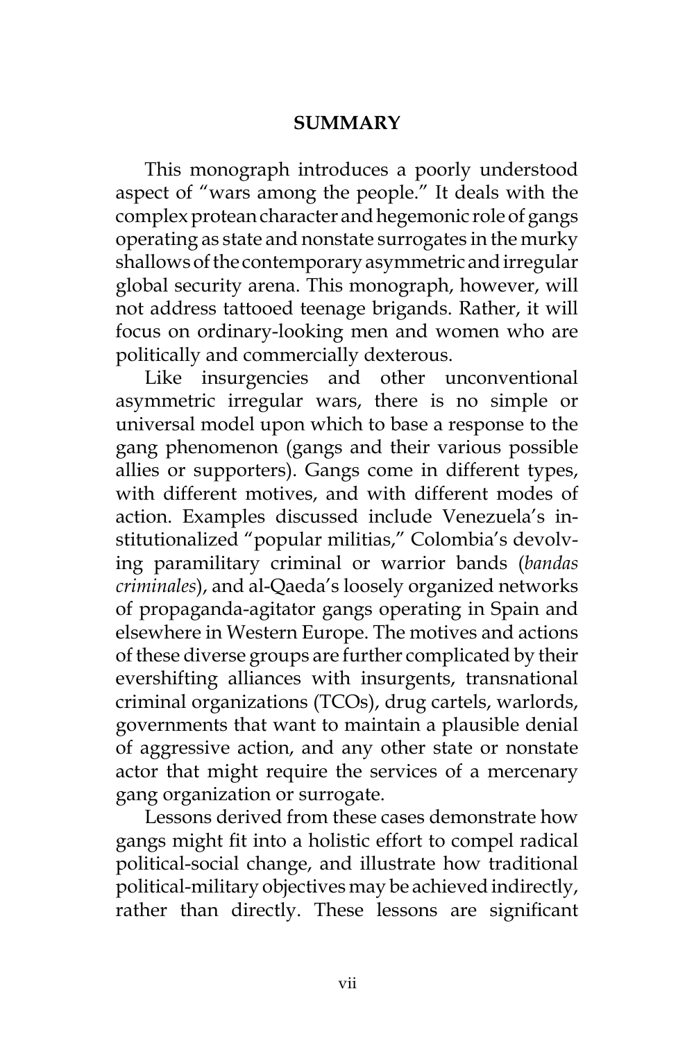## SUMMARY

This monograph introduces a poorly understood aspect of "wars among the people." It deals with the complex protean character and hegemonic role of gangs operating as state and nonstate surrogates in the murky shallows of the contemporary asymmetric and irregular global security arena. This monograph, however, will not address tattooed teenage brigands. Rather, it will focus on ordinary-looking men and women who are politically and commercially dexterous.

Like insurgencies and other unconventional asymmetric irregular wars, there is no simple or universal model upon which to base a response to the gang phenomenon (gangs and their various possible allies or supporters). Gangs come in different types, with different motives, and with different modes of action. Examples discussed include Venezuela's institutionalized "popular militias," Colombia's devolving paramilitary criminal or warrior bands (*bandas criminales*), and al-Qaeda's loosely organized networks of propaganda-agitator gangs operating in Spain and elsewhere in Western Europe. The motives and actions of these diverse groups are further complicated by their evershifting alliances with insurgents, transnational criminal organizations (TCOs), drug cartels, warlords, governments that want to maintain a plausible denial of aggressive action, and any other state or nonstate actor that might require the services of a mercenary gang organization or surrogate.

Lessons derived from these cases demonstrate how gangs might fit into a holistic effort to compel radical political-social change, and illustrate how traditional political-military objectives may be achieved indirectly, rather than directly. These lessons are significant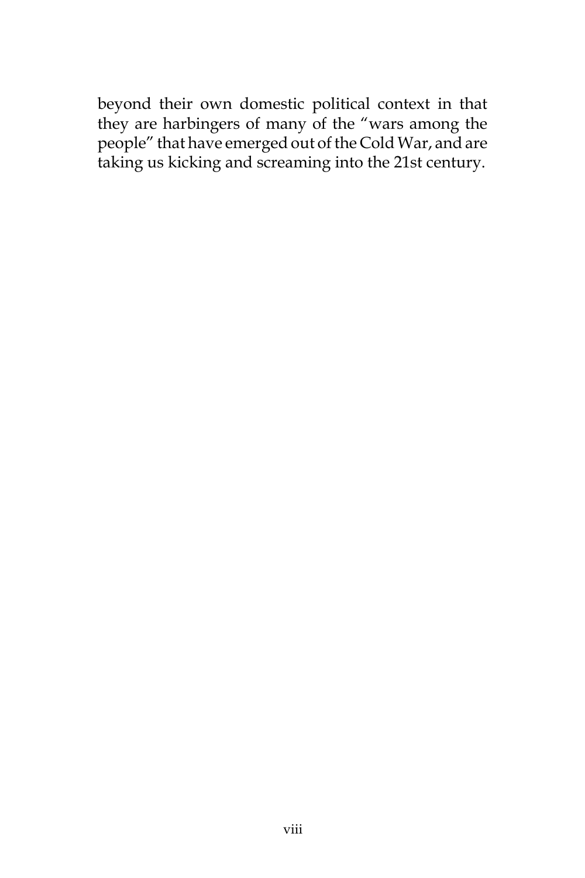beyond their own domestic political context in that they are harbingers of many of the "wars among the people" that have emerged out of the Cold War, and are taking us kicking and screaming into the 21st century.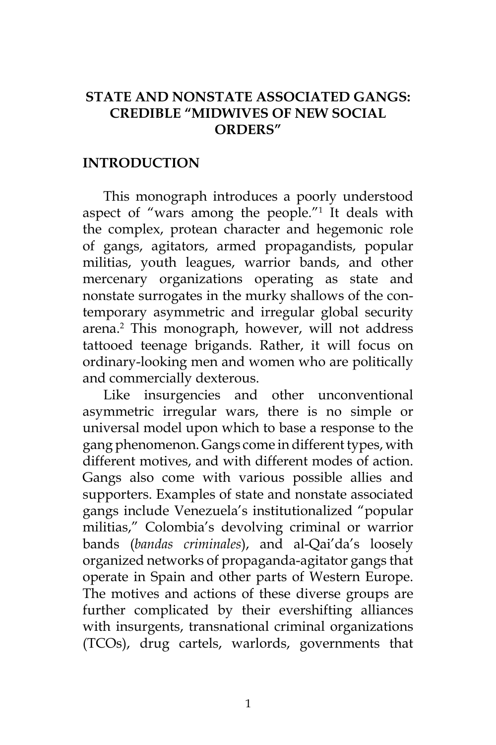# STATE AND NONSTATE ASSOCIATED GANGS: CREDIBLE "MIDWIVES OF NEW SOCIAL ORDERS"

## INTRODUCTION

This monograph introduces a poorly understood aspect of "wars among the people."[1] It deals with the complex, protean character and hegemonic role of gangs, agitators, armed propagandists, popular militias, youth leagues, warrior bands, and other mercenary organizations operating as state and nonstate surrogates in the murky shallows of the contemporary asymmetric and irregular global security arena.[2] This monograph, however, will not address tattooed teenage brigands. Rather, it will focus on ordinary-looking men and women who are politically and commercially dexterous.

Like insurgencies and other unconventional asymmetric irregular wars, there is no simple or universal model upon which to base a response to the gang phenomenon. Gangs come in different types, with different motives, and with different modes of action. Gangs also come with various possible allies and supporters. Examples of state and nonstate associated gangs include Venezuela's institutionalized "popular militias," Colombia's devolving criminal or warrior bands (*bandas criminales*), and al-Qai'da's loosely organized networks of propaganda-agitator gangs that operate in Spain and other parts of Western Europe. The motives and actions of these diverse groups are further complicated by their evershifting alliances with insurgents, transnational criminal organizations (TCOs), drug cartels, warlords, governments that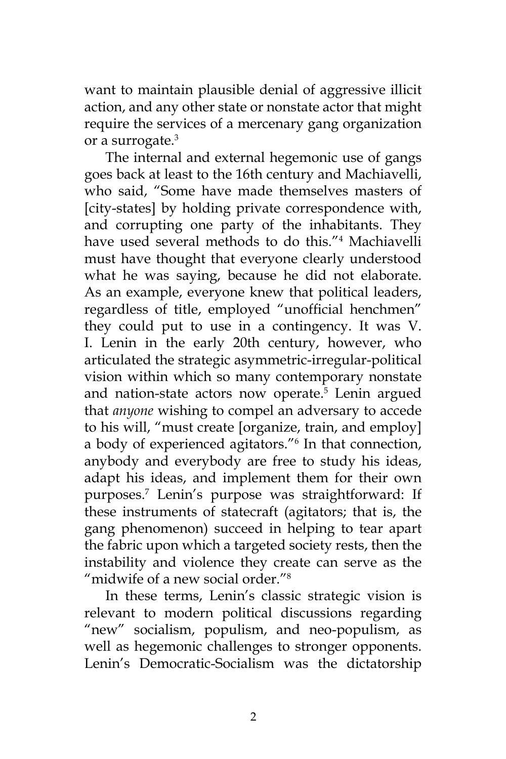want to maintain plausible denial of aggressive illicit action, and any other state or nonstate actor that might require the services of a mercenary gang organization or a surrogate.[3]

The internal and external hegemonic use of gangs goes back at least to the 16th century and Machiavelli, who said, "Some have made themselves masters of [city-states] by holding private correspondence with, and corrupting one party of the inhabitants. They have used several methods to do this."[4] Machiavelli must have thought that everyone clearly understood what he was saying, because he did not elaborate. As an example, everyone knew that political leaders, regardless of title, employed "unofficial henchmen" they could put to use in a contingency. It was V. I. Lenin in the early 20th century, however, who articulated the strategic asymmetric-irregular-political vision within which so many contemporary nonstate and nation-state actors now operate.[5] Lenin argued that *anyone* wishing to compel an adversary to accede to his will, "must create [organize, train, and employ] a body of experienced agitators."[6] In that connection, anybody and everybody are free to study his ideas, adapt his ideas, and implement them for their own purposes.[7] Lenin's purpose was straightforward: If these instruments of statecraft (agitators; that is, the gang phenomenon) succeed in helping to tear apart the fabric upon which a targeted society rests, then the instability and violence they create can serve as the "midwife of a new social order."[8]

In these terms, Lenin's classic strategic vision is relevant to modern political discussions regarding "new" socialism, populism, and neo-populism, as well as hegemonic challenges to stronger opponents. Lenin's Democratic-Socialism was the dictatorship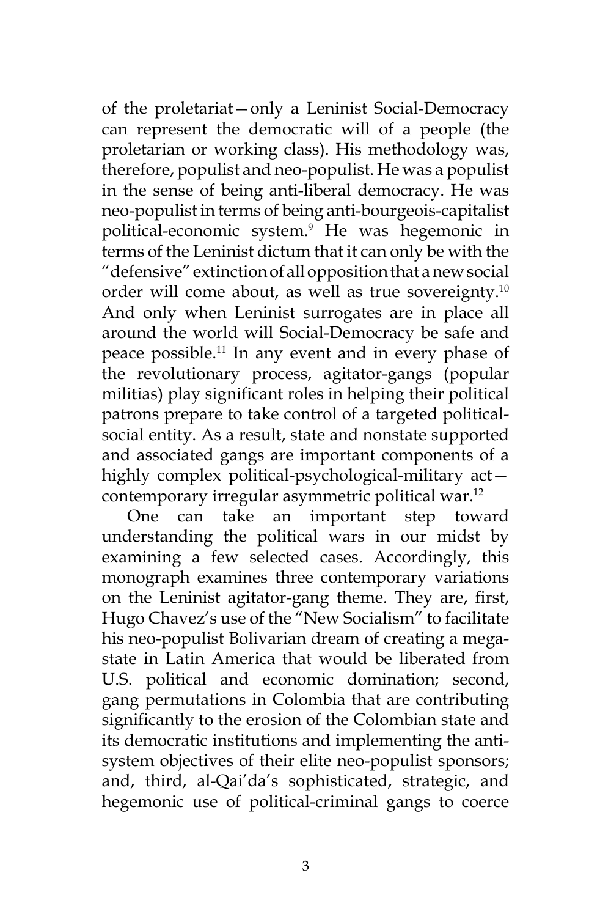of the proletariat—only a Leninist Social-Democracy can represent the democratic will of a people (the proletarian or working class). His methodology was, therefore, populist and neo-populist. He was a populist in the sense of being anti-liberal democracy. He was neo-populist in terms of being anti-bourgeois-capitalist political-economic system.[9] He was hegemonic in terms of the Leninist dictum that it can only be with the "defensive" extinction of all opposition that a new social order will come about, as well as true sovereignty.[10] And only when Leninist surrogates are in place all around the world will Social-Democracy be safe and peace possible.[11] In any event and in every phase of the revolutionary process, agitator-gangs (popular militias) play significant roles in helping their political patrons prepare to take control of a targeted political-social entity. As a result, state and nonstate supported and associated gangs are important components of a highly complex political-psychological-military act—contemporary irregular asymmetric political war.[12]

One can take an important step toward understanding the political wars in our midst by examining a few selected cases. Accordingly, this monograph examines three contemporary variations on the Leninist agitator-gang theme. They are, first, Hugo Chavez's use of the "New Socialism" to facilitate his neo-populist Bolivarian dream of creating a mega-state in Latin America that would be liberated from U.S. political and economic domination; second, gang permutations in Colombia that are contributing significantly to the erosion of the Colombian state and its democratic institutions and implementing the anti-system objectives of their elite neo-populist sponsors; and, third, al-Qai'da's sophisticated, strategic, and hegemonic use of political-criminal gangs to coerce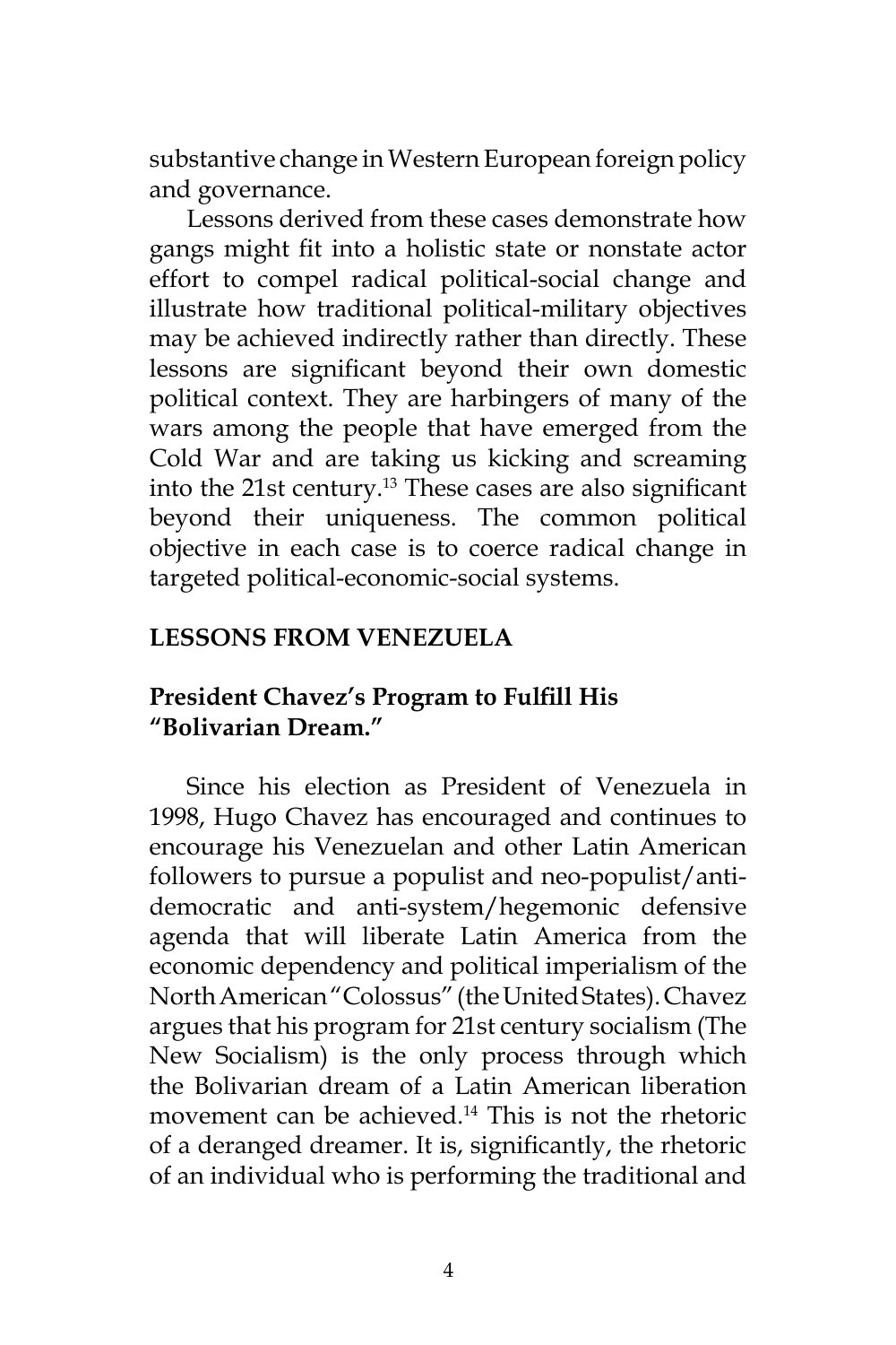substantive change in Western European foreign policy and governance.

Lessons derived from these cases demonstrate how gangs might fit into a holistic state or nonstate actor effort to compel radical political-social change and illustrate how traditional political-military objectives may be achieved indirectly rather than directly. These lessons are significant beyond their own domestic political context. They are harbingers of many of the wars among the people that have emerged from the Cold War and are taking us kicking and screaming into the 21st century.[13] These cases are also significant beyond their uniqueness. The common political objective in each case is to coerce radical change in targeted political-economic-social systems.

## LESSONS FROM VENEZUELA

### President Chavez's Program to Fulfill His "Bolivarian Dream."

Since his election as President of Venezuela in 1998, Hugo Chavez has encouraged and continues to encourage his Venezuelan and other Latin American followers to pursue a populist and neo-populist/anti-democratic and anti-system/hegemonic defensive agenda that will liberate Latin America from the economic dependency and political imperialism of the North American "Colossus" (the United States). Chavez argues that his program for 21st century socialism (The New Socialism) is the only process through which the Bolivarian dream of a Latin American liberation movement can be achieved.[14] This is not the rhetoric of a deranged dreamer. It is, significantly, the rhetoric of an individual who is performing the traditional and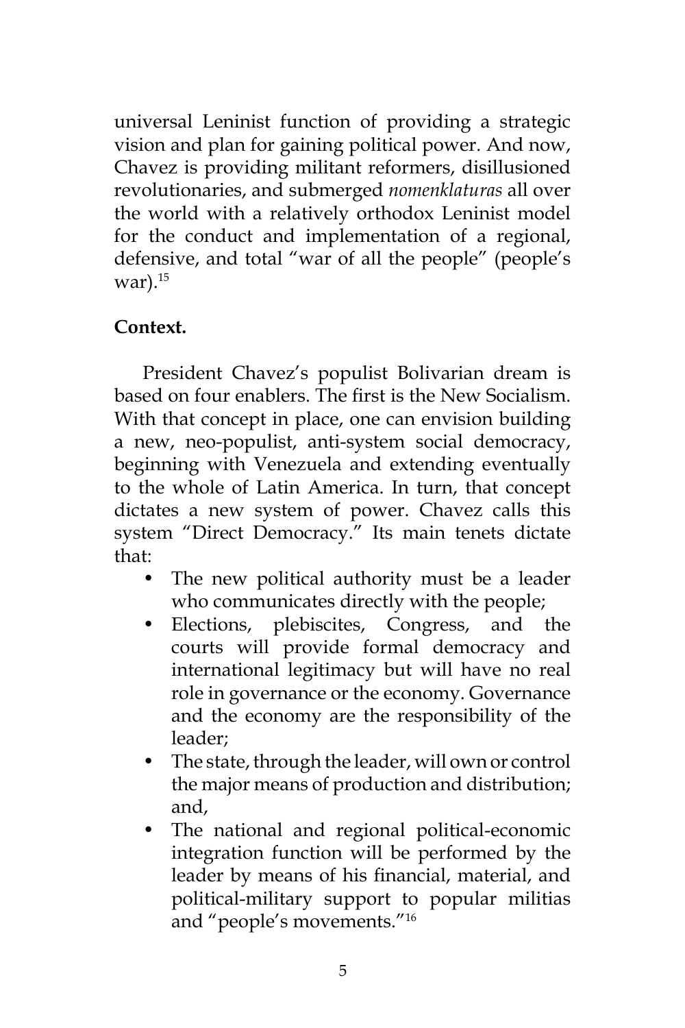universal Leninist function of providing a strategic vision and plan for gaining political power. And now, Chavez is providing militant reformers, disillusioned revolutionaries, and submerged *nomenklaturas* all over the world with a relatively orthodox Leninist model for the conduct and implementation of a regional, defensive, and total "war of all the people" (people's war).[15]

**Context.**

President Chavez's populist Bolivarian dream is based on four enablers. The first is the New Socialism. With that concept in place, one can envision building a new, neo-populist, anti-system social democracy, beginning with Venezuela and extending eventually to the whole of Latin America. In turn, that concept dictates a new system of power. Chavez calls this system "Direct Democracy." Its main tenets dictate that:

- The new political authority must be a leader who communicates directly with the people;
- Elections, plebiscites, Congress, and the courts will provide formal democracy and international legitimacy but will have no real role in governance or the economy. Governance and the economy are the responsibility of the leader;
- The state, through the leader, will own or control the major means of production and distribution; and,
- The national and regional political-economic integration function will be performed by the leader by means of his financial, material, and political-military support to popular militias and "people's movements."[16]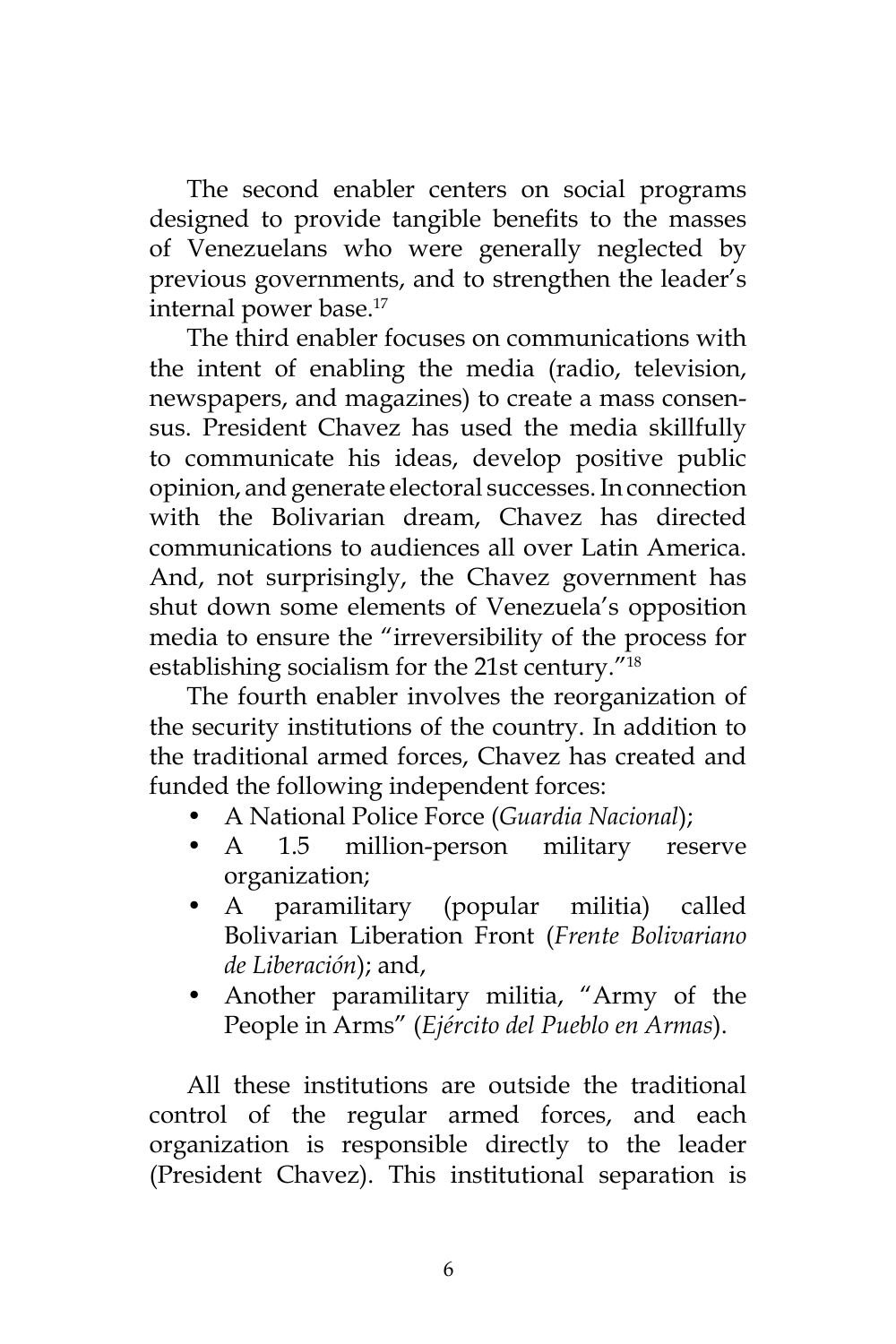The second enabler centers on social programs designed to provide tangible benefits to the masses of Venezuelans who were generally neglected by previous governments, and to strengthen the leader's internal power base.[17]

The third enabler focuses on communications with the intent of enabling the media (radio, television, newspapers, and magazines) to create a mass consensus. President Chavez has used the media skillfully to communicate his ideas, develop positive public opinion, and generate electoral successes. In connection with the Bolivarian dream, Chavez has directed communications to audiences all over Latin America. And, not surprisingly, the Chavez government has shut down some elements of Venezuela's opposition media to ensure the "irreversibility of the process for establishing socialism for the 21st century."[18]

The fourth enabler involves the reorganization of the security institutions of the country. In addition to the traditional armed forces, Chavez has created and funded the following independent forces:

- A National Police Force (*Guardia Nacional*);
- A 1.5 million-person military reserve organization;
- A paramilitary (popular militia) called Bolivarian Liberation Front (*Frente Bolivariano de Liberación*); and,
- Another paramilitary militia, "Army of the People in Arms" (*Ejército del Pueblo en Armas*).

All these institutions are outside the traditional control of the regular armed forces, and each organization is responsible directly to the leader (President Chavez). This institutional separation is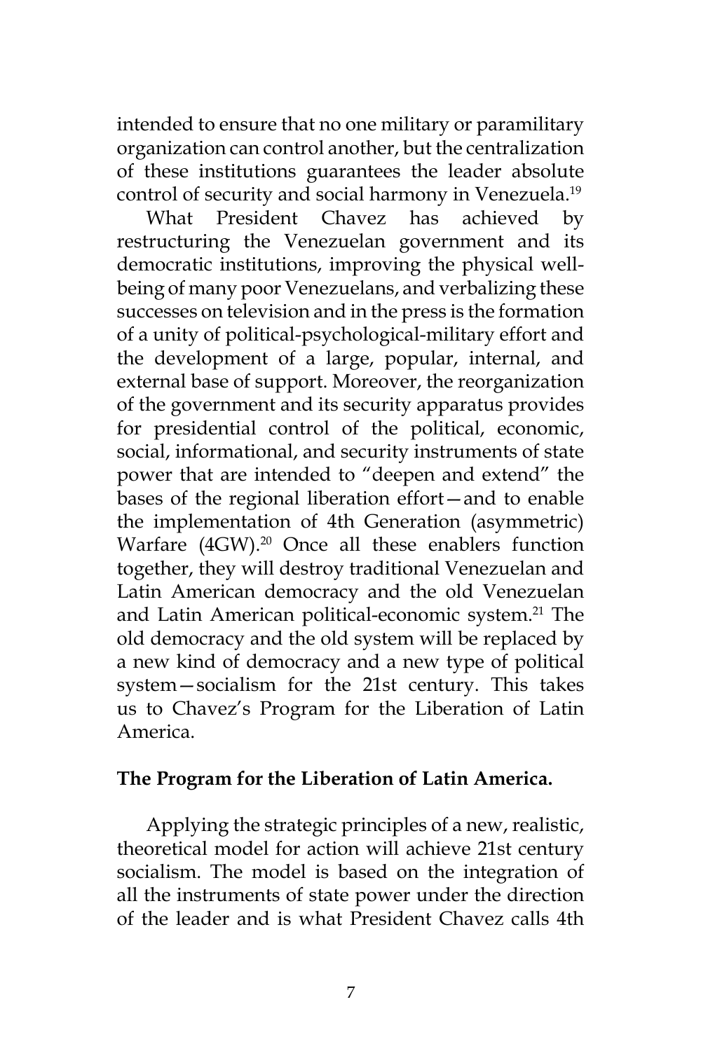intended to ensure that no one military or paramilitary organization can control another, but the centralization of these institutions guarantees the leader absolute control of security and social harmony in Venezuela.[19]

What President Chavez has achieved by restructuring the Venezuelan government and its democratic institutions, improving the physical well-being of many poor Venezuelans, and verbalizing these successes on television and in the press is the formation of a unity of political-psychological-military effort and the development of a large, popular, internal, and external base of support. Moreover, the reorganization of the government and its security apparatus provides for presidential control of the political, economic, social, informational, and security instruments of state power that are intended to "deepen and extend" the bases of the regional liberation effort—and to enable the implementation of 4th Generation (asymmetric) Warfare (4GW).[20] Once all these enablers function together, they will destroy traditional Venezuelan and Latin American democracy and the old Venezuelan and Latin American political-economic system.[21] The old democracy and the old system will be replaced by a new kind of democracy and a new type of political system—socialism for the 21st century. This takes us to Chavez's Program for the Liberation of Latin America.

## The Program for the Liberation of Latin America.

Applying the strategic principles of a new, realistic, theoretical model for action will achieve 21st century socialism. The model is based on the integration of all the instruments of state power under the direction of the leader and is what President Chavez calls 4th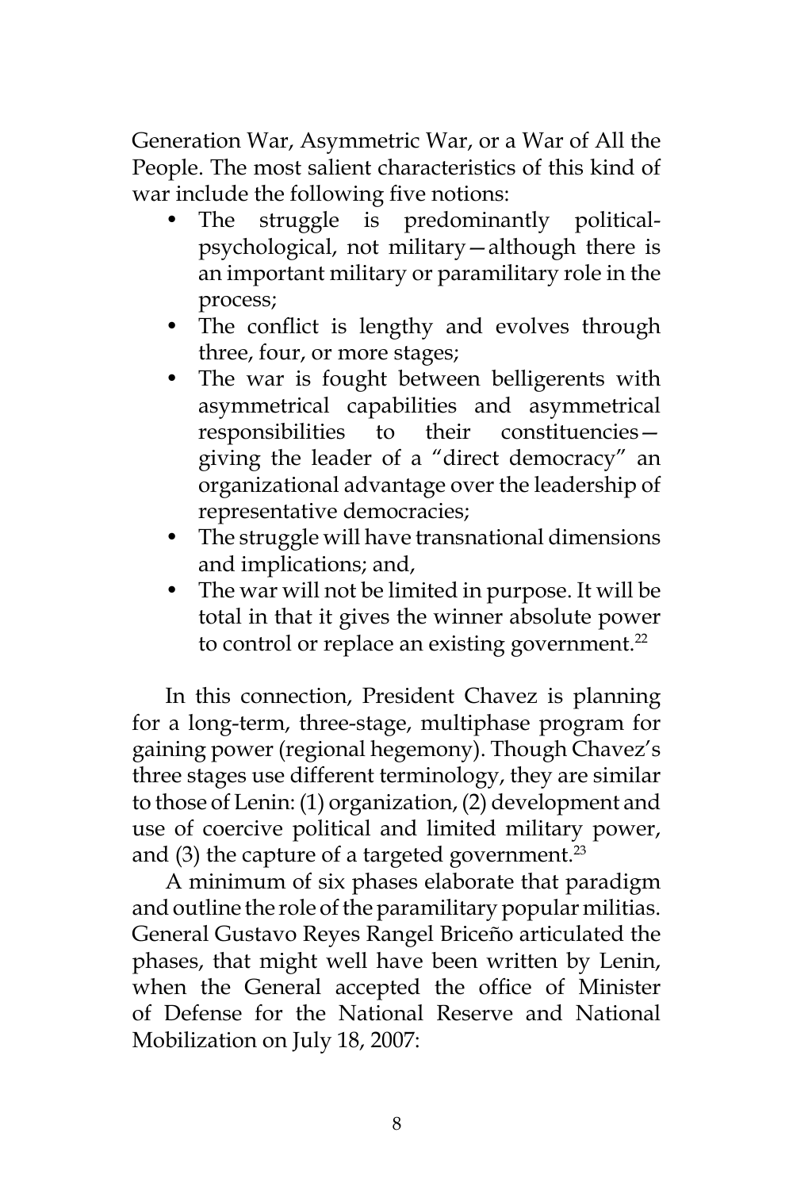Generation War, Asymmetric War, or a War of All the People. The most salient characteristics of this kind of war include the following five notions:

- The struggle is predominantly political-psychological, not military—although there is an important military or paramilitary role in the process;
- The conflict is lengthy and evolves through three, four, or more stages;
- The war is fought between belligerents with asymmetrical capabilities and asymmetrical responsibilities to their constituencies—giving the leader of a "direct democracy" an organizational advantage over the leadership of representative democracies;
- The struggle will have transnational dimensions and implications; and,
- The war will not be limited in purpose. It will be total in that it gives the winner absolute power to control or replace an existing government.[22]

In this connection, President Chavez is planning for a long-term, three-stage, multiphase program for gaining power (regional hegemony). Though Chavez's three stages use different terminology, they are similar to those of Lenin: (1) organization, (2) development and use of coercive political and limited military power, and (3) the capture of a targeted government.[23]

A minimum of six phases elaborate that paradigm and outline the role of the paramilitary popular militias. General Gustavo Reyes Rangel Briceño articulated the phases, that might well have been written by Lenin, when the General accepted the office of Minister of Defense for the National Reserve and National Mobilization on July 18, 2007: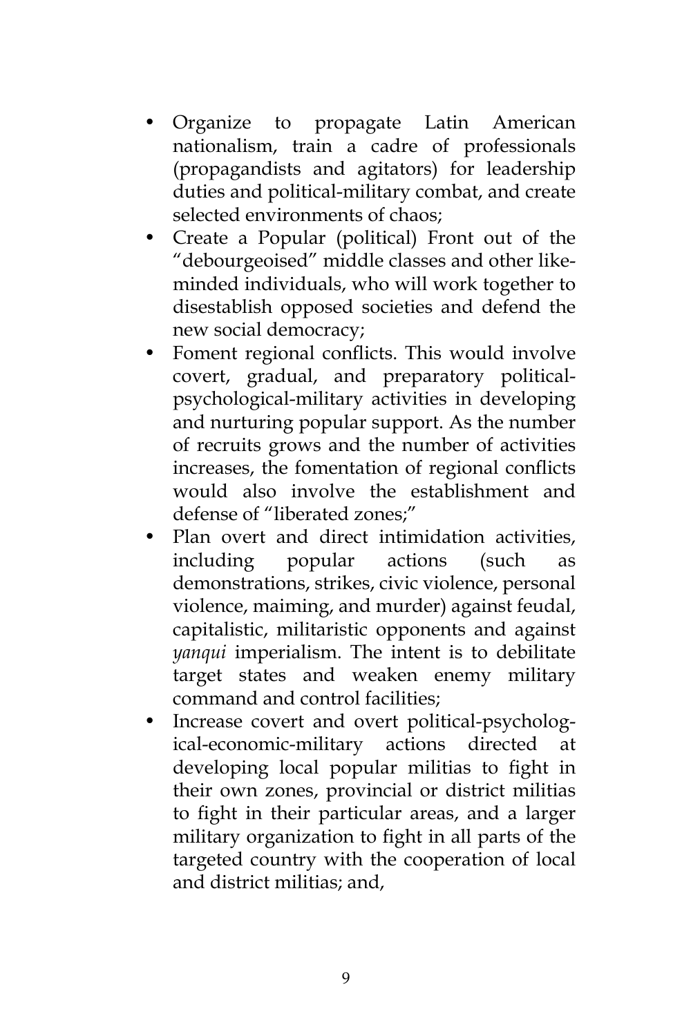- Organize to propagate Latin American nationalism, train a cadre of professionals (propagandists and agitators) for leadership duties and political-military combat, and create selected environments of chaos;
- Create a Popular (political) Front out of the "debourgeoised" middle classes and other like-minded individuals, who will work together to disestablish opposed societies and defend the new social democracy;
- Foment regional conflicts. This would involve covert, gradual, and preparatory political-psychological-military activities in developing and nurturing popular support. As the number of recruits grows and the number of activities increases, the fomentation of regional conflicts would also involve the establishment and defense of "liberated zones;"
- Plan overt and direct intimidation activities, including popular actions (such as demonstrations, strikes, civic violence, personal violence, maiming, and murder) against feudal, capitalistic, militaristic opponents and against *yanqui* imperialism. The intent is to debilitate target states and weaken enemy military command and control facilities;
- Increase covert and overt political-psychological-economic-military actions directed at developing local popular militias to fight in their own zones, provincial or district militias to fight in their particular areas, and a larger military organization to fight in all parts of the targeted country with the cooperation of local and district militias; and,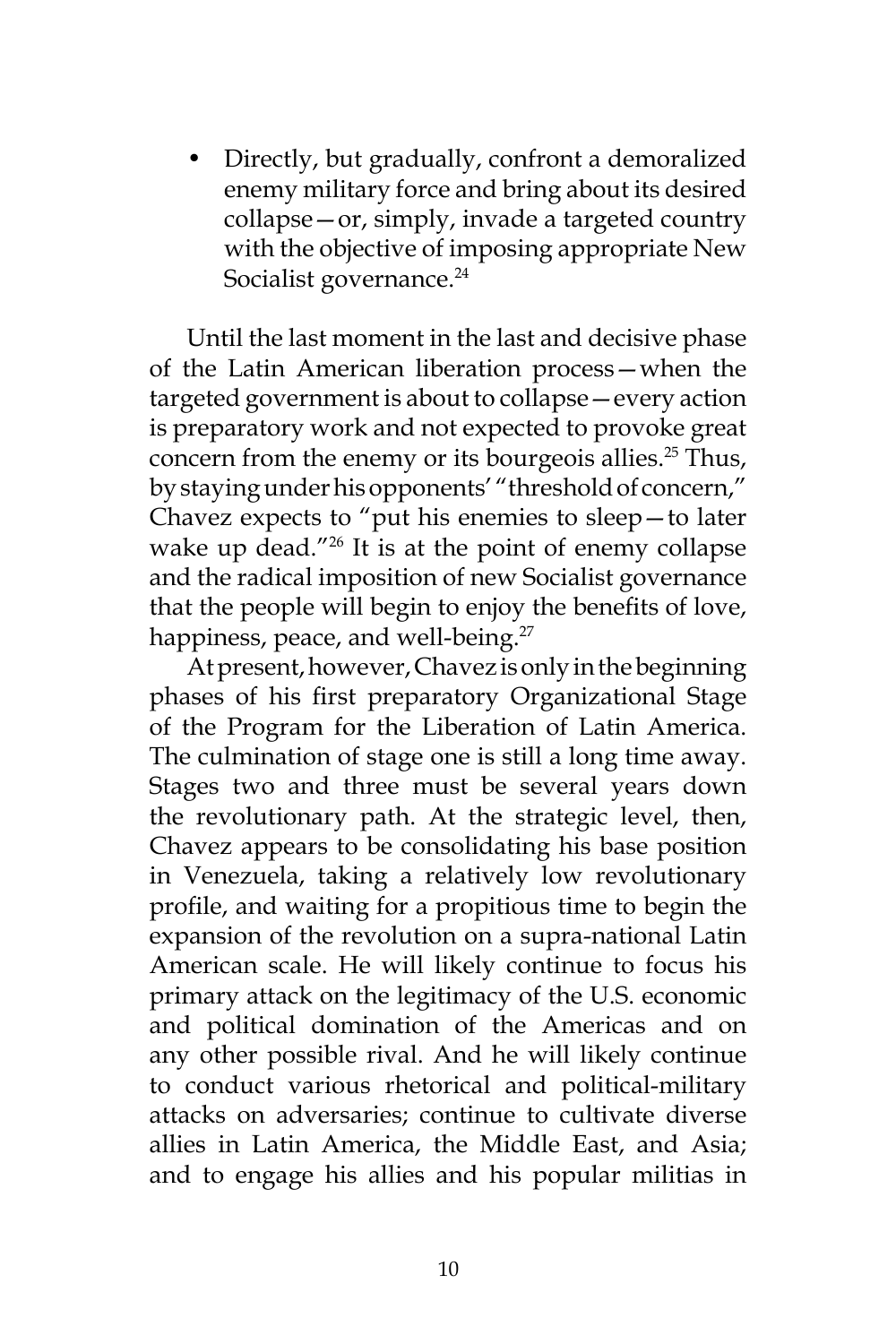- Directly, but gradually, confront a demoralized enemy military force and bring about its desired collapse—or, simply, invade a targeted country with the objective of imposing appropriate New Socialist governance.[24]

Until the last moment in the last and decisive phase of the Latin American liberation process—when the targeted government is about to collapse—every action is preparatory work and not expected to provoke great concern from the enemy or its bourgeois allies.[25] Thus, by staying under his opponents' "threshold of concern," Chavez expects to "put his enemies to sleep—to later wake up dead."[26] It is at the point of enemy collapse and the radical imposition of new Socialist governance that the people will begin to enjoy the benefits of love, happiness, peace, and well-being.[27]

At present, however, Chavez is only in the beginning phases of his first preparatory Organizational Stage of the Program for the Liberation of Latin America. The culmination of stage one is still a long time away. Stages two and three must be several years down the revolutionary path. At the strategic level, then, Chavez appears to be consolidating his base position in Venezuela, taking a relatively low revolutionary profile, and waiting for a propitious time to begin the expansion of the revolution on a supra-national Latin American scale. He will likely continue to focus his primary attack on the legitimacy of the U.S. economic and political domination of the Americas and on any other possible rival. And he will likely continue to conduct various rhetorical and political-military attacks on adversaries; continue to cultivate diverse allies in Latin America, the Middle East, and Asia; and to engage his allies and his popular militias in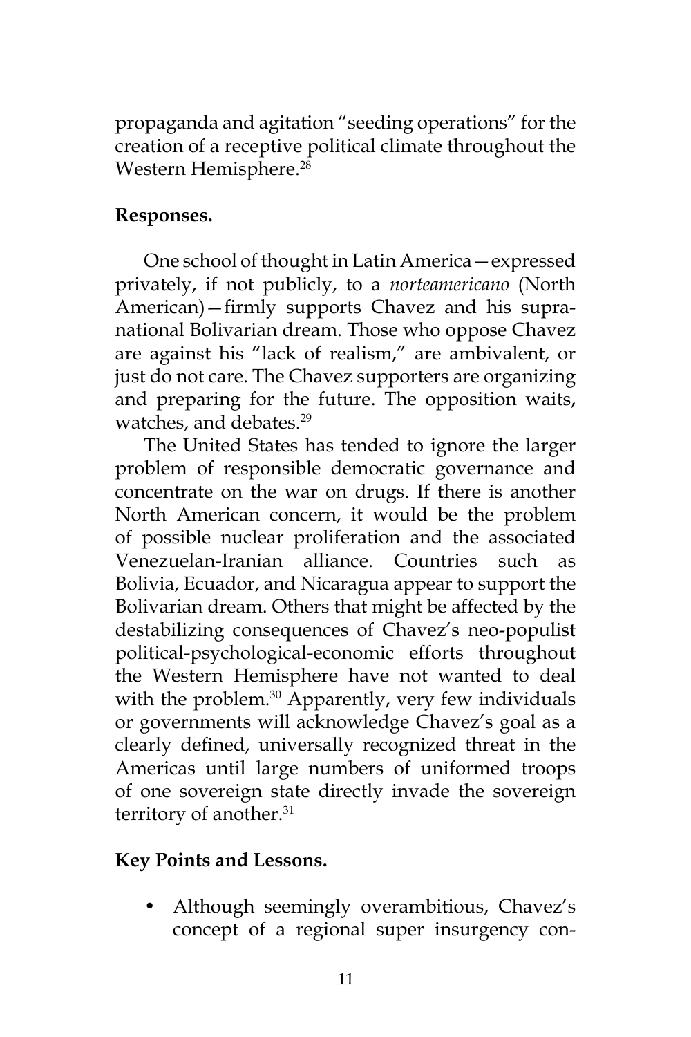propaganda and agitation "seeding operations" for the creation of a receptive political climate throughout the Western Hemisphere.[28]

**Responses.**

One school of thought in Latin America—expressed privately, if not publicly, to a *norteamericano* (North American)—firmly supports Chavez and his supra-national Bolivarian dream. Those who oppose Chavez are against his "lack of realism," are ambivalent, or just do not care. The Chavez supporters are organizing and preparing for the future. The opposition waits, watches, and debates.[29]

The United States has tended to ignore the larger problem of responsible democratic governance and concentrate on the war on drugs. If there is another North American concern, it would be the problem of possible nuclear proliferation and the associated Venezuelan-Iranian alliance. Countries such as Bolivia, Ecuador, and Nicaragua appear to support the Bolivarian dream. Others that might be affected by the destabilizing consequences of Chavez's neo-populist political-psychological-economic efforts throughout the Western Hemisphere have not wanted to deal with the problem.[30] Apparently, very few individuals or governments will acknowledge Chavez's goal as a clearly defined, universally recognized threat in the Americas until large numbers of uniformed troops of one sovereign state directly invade the sovereign territory of another.[31]

**Key Points and Lessons.**

- Although seemingly overambitious, Chavez's concept of a regional super insurgency con-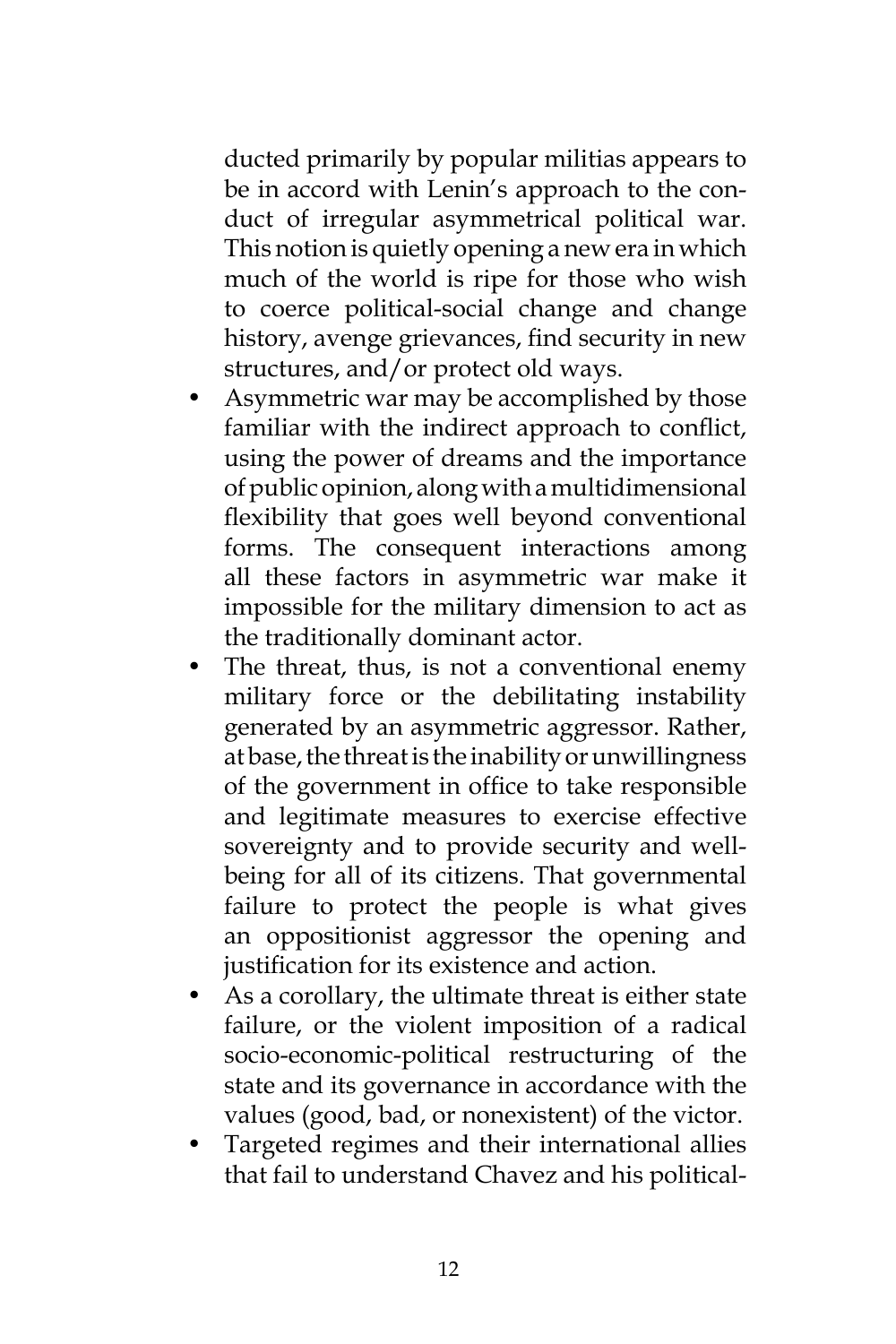ducted primarily by popular militias appears to be in accord with Lenin's approach to the conduct of irregular asymmetrical political war. This notion is quietly opening a new era in which much of the world is ripe for those who wish to coerce political-social change and change history, avenge grievances, find security in new structures, and/or protect old ways.

- Asymmetric war may be accomplished by those familiar with the indirect approach to conflict, using the power of dreams and the importance of public opinion, along with a multidimensional flexibility that goes well beyond conventional forms. The consequent interactions among all these factors in asymmetric war make it impossible for the military dimension to act as the traditionally dominant actor.
- The threat, thus, is not a conventional enemy military force or the debilitating instability generated by an asymmetric aggressor. Rather, at base, the threat is the inability or unwillingness of the government in office to take responsible and legitimate measures to exercise effective sovereignty and to provide security and well-being for all of its citizens. That governmental failure to protect the people is what gives an oppositionist aggressor the opening and justification for its existence and action.
- As a corollary, the ultimate threat is either state failure, or the violent imposition of a radical socio-economic-political restructuring of the state and its governance in accordance with the values (good, bad, or nonexistent) of the victor.
- Targeted regimes and their international allies that fail to understand Chavez and his political-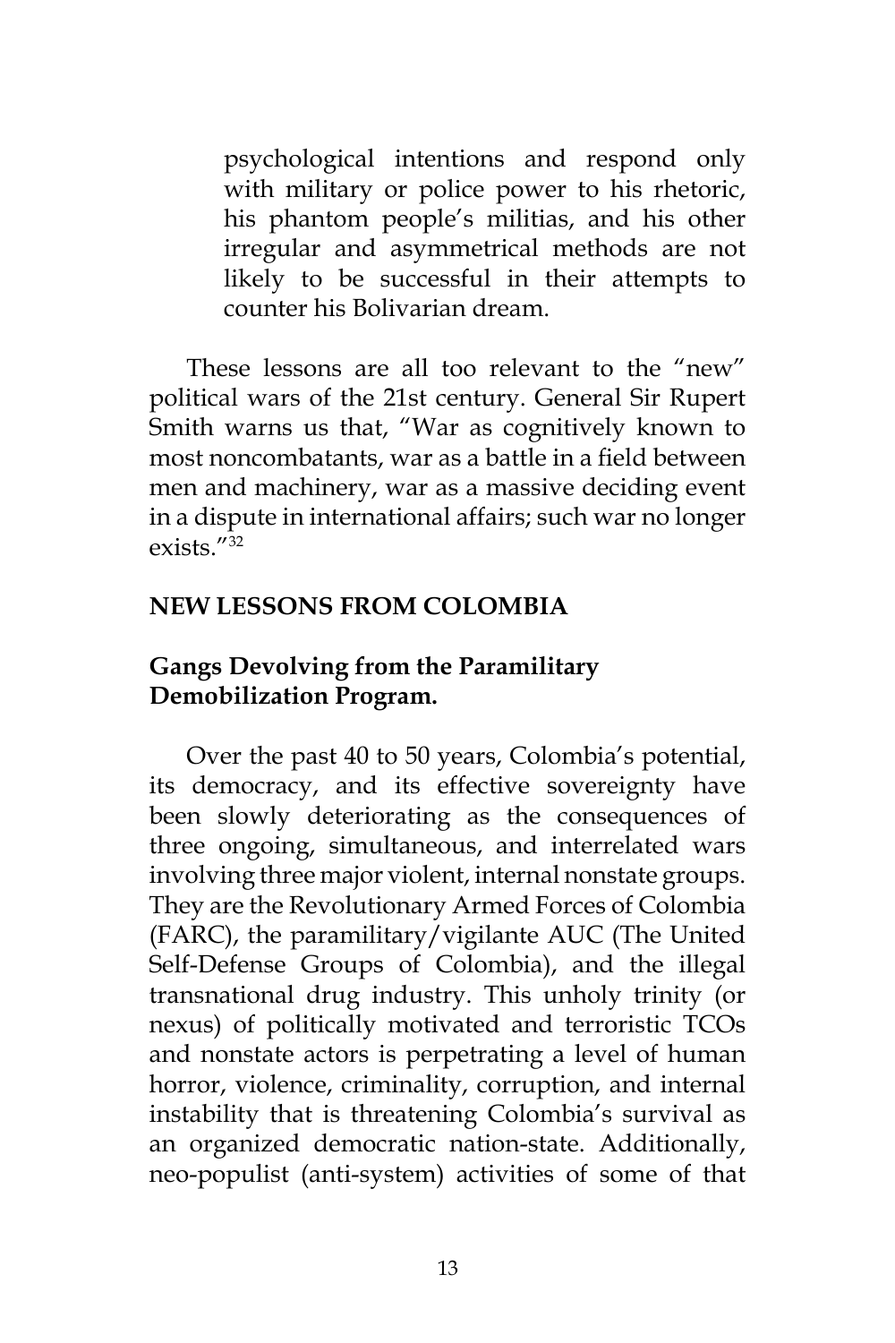psychological intentions and respond only with military or police power to his rhetoric, his phantom people's militias, and his other irregular and asymmetrical methods are not likely to be successful in their attempts to counter his Bolivarian dream.

These lessons are all too relevant to the "new" political wars of the 21st century. General Sir Rupert Smith warns us that, "War as cognitively known to most noncombatants, war as a battle in a field between men and machinery, war as a massive deciding event in a dispute in international affairs; such war no longer exists."[32]

## NEW LESSONS FROM COLOMBIA

### Gangs Devolving from the Paramilitary Demobilization Program.

Over the past 40 to 50 years, Colombia's potential, its democracy, and its effective sovereignty have been slowly deteriorating as the consequences of three ongoing, simultaneous, and interrelated wars involving three major violent, internal nonstate groups. They are the Revolutionary Armed Forces of Colombia (FARC), the paramilitary/vigilante AUC (The United Self-Defense Groups of Colombia), and the illegal transnational drug industry. This unholy trinity (or nexus) of politically motivated and terroristic TCOs and nonstate actors is perpetrating a level of human horror, violence, criminality, corruption, and internal instability that is threatening Colombia's survival as an organized democratic nation-state. Additionally, neo-populist (anti-system) activities of some of that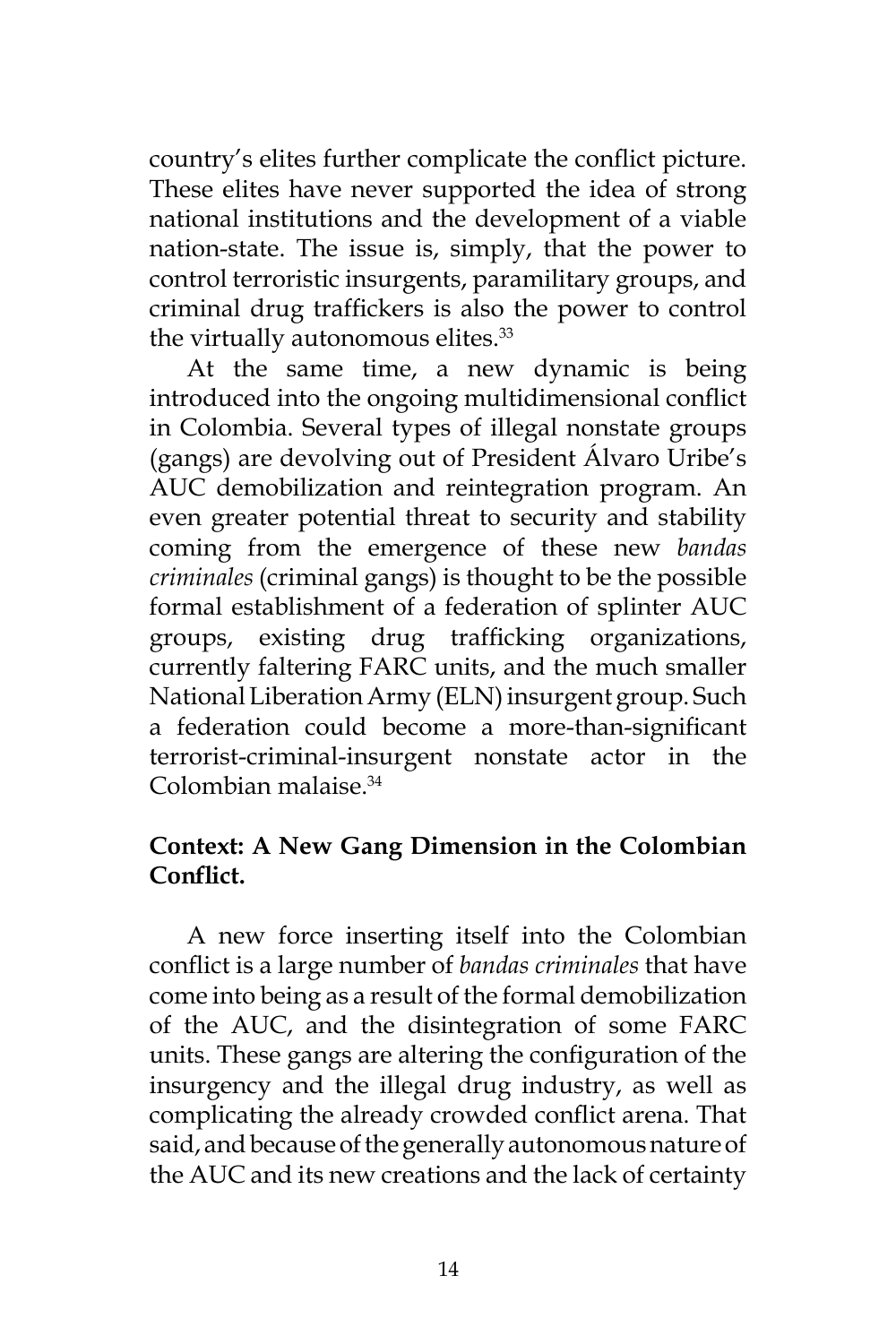country's elites further complicate the conflict picture. These elites have never supported the idea of strong national institutions and the development of a viable nation-state. The issue is, simply, that the power to control terroristic insurgents, paramilitary groups, and criminal drug traffickers is also the power to control the virtually autonomous elites.[33]

At the same time, a new dynamic is being introduced into the ongoing multidimensional conflict in Colombia. Several types of illegal nonstate groups (gangs) are devolving out of President Álvaro Uribe's AUC demobilization and reintegration program. An even greater potential threat to security and stability coming from the emergence of these new *bandas criminales* (criminal gangs) is thought to be the possible formal establishment of a federation of splinter AUC groups, existing drug trafficking organizations, currently faltering FARC units, and the much smaller National Liberation Army (ELN) insurgent group. Such a federation could become a more-than-significant terrorist-criminal-insurgent nonstate actor in the Colombian malaise.[34]

## Context: A New Gang Dimension in the Colombian Conflict.

A new force inserting itself into the Colombian conflict is a large number of *bandas criminales* that have come into being as a result of the formal demobilization of the AUC, and the disintegration of some FARC units. These gangs are altering the configuration of the insurgency and the illegal drug industry, as well as complicating the already crowded conflict arena. That said, and because of the generally autonomous nature of the AUC and its new creations and the lack of certainty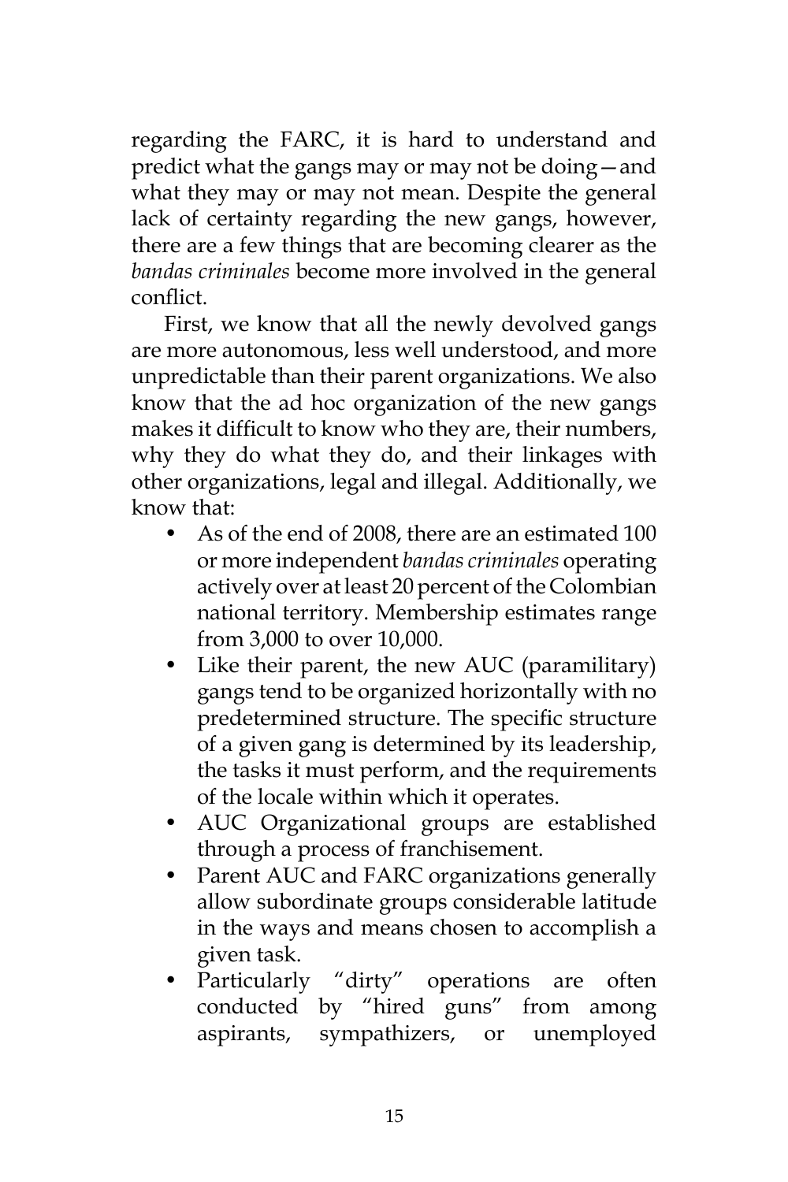regarding the FARC, it is hard to understand and predict what the gangs may or may not be doing—and what they may or may not mean. Despite the general lack of certainty regarding the new gangs, however, there are a few things that are becoming clearer as the *bandas criminales* become more involved in the general conflict.

First, we know that all the newly devolved gangs are more autonomous, less well understood, and more unpredictable than their parent organizations. We also know that the ad hoc organization of the new gangs makes it difficult to know who they are, their numbers, why they do what they do, and their linkages with other organizations, legal and illegal. Additionally, we know that:

- As of the end of 2008, there are an estimated 100 or more independent *bandas criminales* operating actively over at least 20 percent of the Colombian national territory. Membership estimates range from 3,000 to over 10,000.
- Like their parent, the new AUC (paramilitary) gangs tend to be organized horizontally with no predetermined structure. The specific structure of a given gang is determined by its leadership, the tasks it must perform, and the requirements of the locale within which it operates.
- AUC Organizational groups are established through a process of franchisement.
- Parent AUC and FARC organizations generally allow subordinate groups considerable latitude in the ways and means chosen to accomplish a given task.
- Particularly "dirty" operations are often conducted by "hired guns" from among aspirants, sympathizers, or unemployed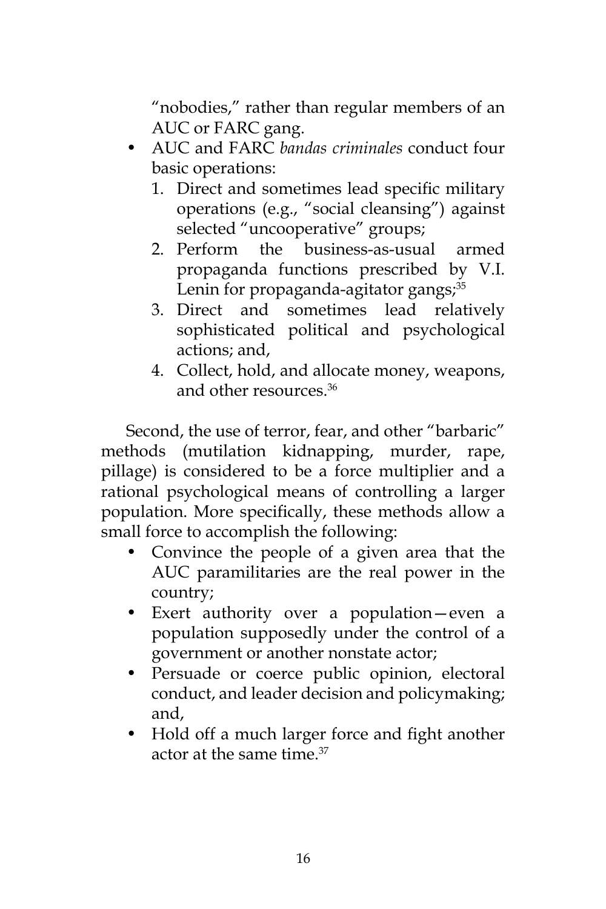"nobodies," rather than regular members of an AUC or FARC gang.

- AUC and FARC *bandas criminales* conduct four basic operations:
    1. Direct and sometimes lead specific military operations (e.g., "social cleansing") against selected "uncooperative" groups;
    2. Perform the business-as-usual armed propaganda functions prescribed by V.I. Lenin for propaganda-agitator gangs;[35]
    3. Direct and sometimes lead relatively sophisticated political and psychological actions; and,
    4. Collect, hold, and allocate money, weapons, and other resources.[36]

Second, the use of terror, fear, and other "barbaric" methods (mutilation kidnapping, murder, rape, pillage) is considered to be a force multiplier and a rational psychological means of controlling a larger population. More specifically, these methods allow a small force to accomplish the following:

- Convince the people of a given area that the AUC paramilitaries are the real power in the country;
- Exert authority over a population—even a population supposedly under the control of a government or another nonstate actor;
- Persuade or coerce public opinion, electoral conduct, and leader decision and policymaking; and,
- Hold off a much larger force and fight another actor at the same time.[37]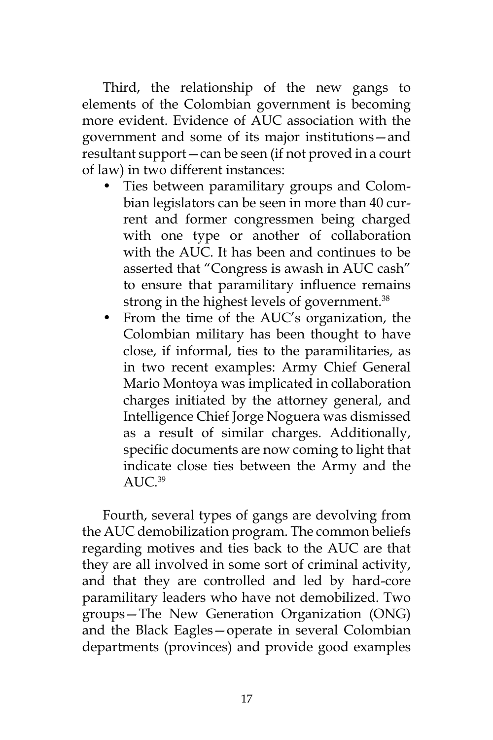Third, the relationship of the new gangs to elements of the Colombian government is becoming more evident. Evidence of AUC association with the government and some of its major institutions—and resultant support—can be seen (if not proved in a court of law) in two different instances:

- Ties between paramilitary groups and Colombian legislators can be seen in more than 40 current and former congressmen being charged with one type or another of collaboration with the AUC. It has been and continues to be asserted that "Congress is awash in AUC cash" to ensure that paramilitary influence remains strong in the highest levels of government.[38]
- From the time of the AUC's organization, the Colombian military has been thought to have close, if informal, ties to the paramilitaries, as in two recent examples: Army Chief General Mario Montoya was implicated in collaboration charges initiated by the attorney general, and Intelligence Chief Jorge Noguera was dismissed as a result of similar charges. Additionally, specific documents are now coming to light that indicate close ties between the Army and the AUC.[39]

Fourth, several types of gangs are devolving from the AUC demobilization program. The common beliefs regarding motives and ties back to the AUC are that they are all involved in some sort of criminal activity, and that they are controlled and led by hard-core paramilitary leaders who have not demobilized. Two groups—The New Generation Organization (ONG) and the Black Eagles—operate in several Colombian departments (provinces) and provide good examples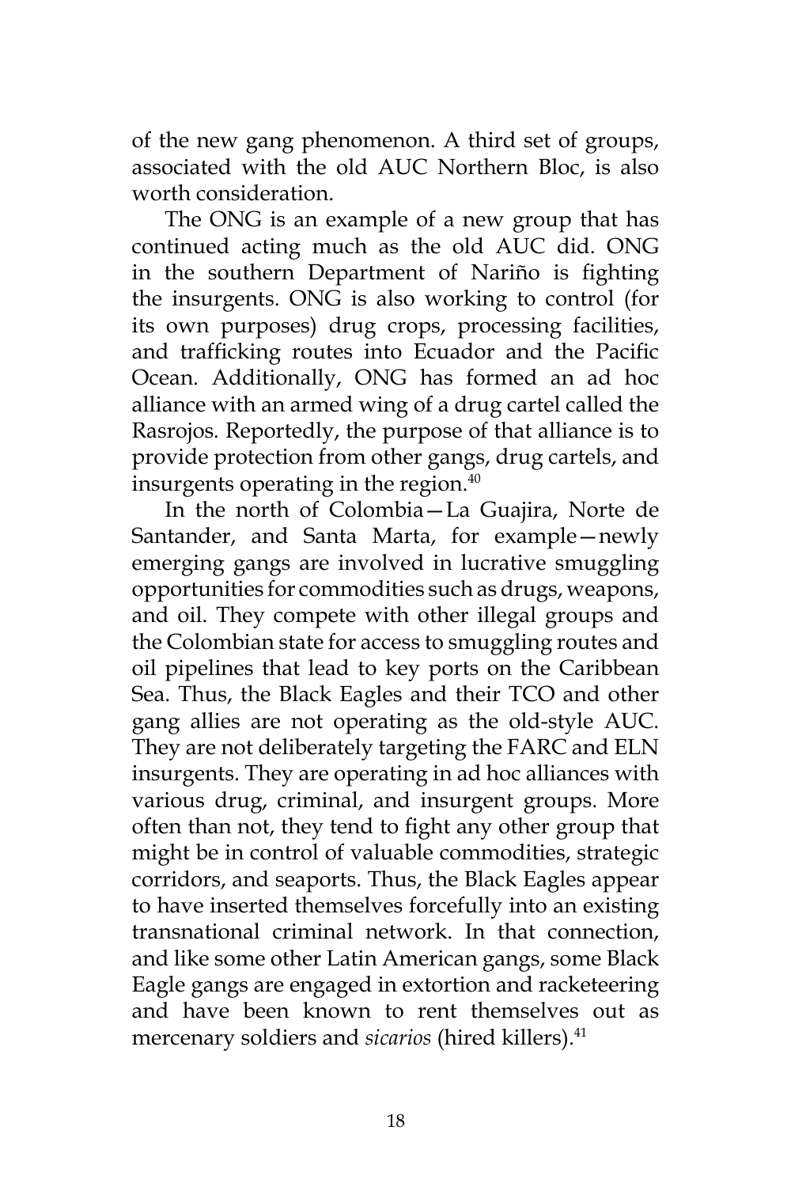of the new gang phenomenon. A third set of groups, associated with the old AUC Northern Bloc, is also worth consideration.

The ONG is an example of a new group that has continued acting much as the old AUC did. ONG in the southern Department of Nariño is fighting the insurgents. ONG is also working to control (for its own purposes) drug crops, processing facilities, and trafficking routes into Ecuador and the Pacific Ocean. Additionally, ONG has formed an ad hoc alliance with an armed wing of a drug cartel called the Rasrojos. Reportedly, the purpose of that alliance is to provide protection from other gangs, drug cartels, and insurgents operating in the region.[40]

In the north of Colombia—La Guajira, Norte de Santander, and Santa Marta, for example—newly emerging gangs are involved in lucrative smuggling opportunities for commodities such as drugs, weapons, and oil. They compete with other illegal groups and the Colombian state for access to smuggling routes and oil pipelines that lead to key ports on the Caribbean Sea. Thus, the Black Eagles and their TCO and other gang allies are not operating as the old-style AUC. They are not deliberately targeting the FARC and ELN insurgents. They are operating in ad hoc alliances with various drug, criminal, and insurgent groups. More often than not, they tend to fight any other group that might be in control of valuable commodities, strategic corridors, and seaports. Thus, the Black Eagles appear to have inserted themselves forcefully into an existing transnational criminal network. In that connection, and like some other Latin American gangs, some Black Eagle gangs are engaged in extortion and racketeering and have been known to rent themselves out as mercenary soldiers and *sicarios* (hired killers).[41]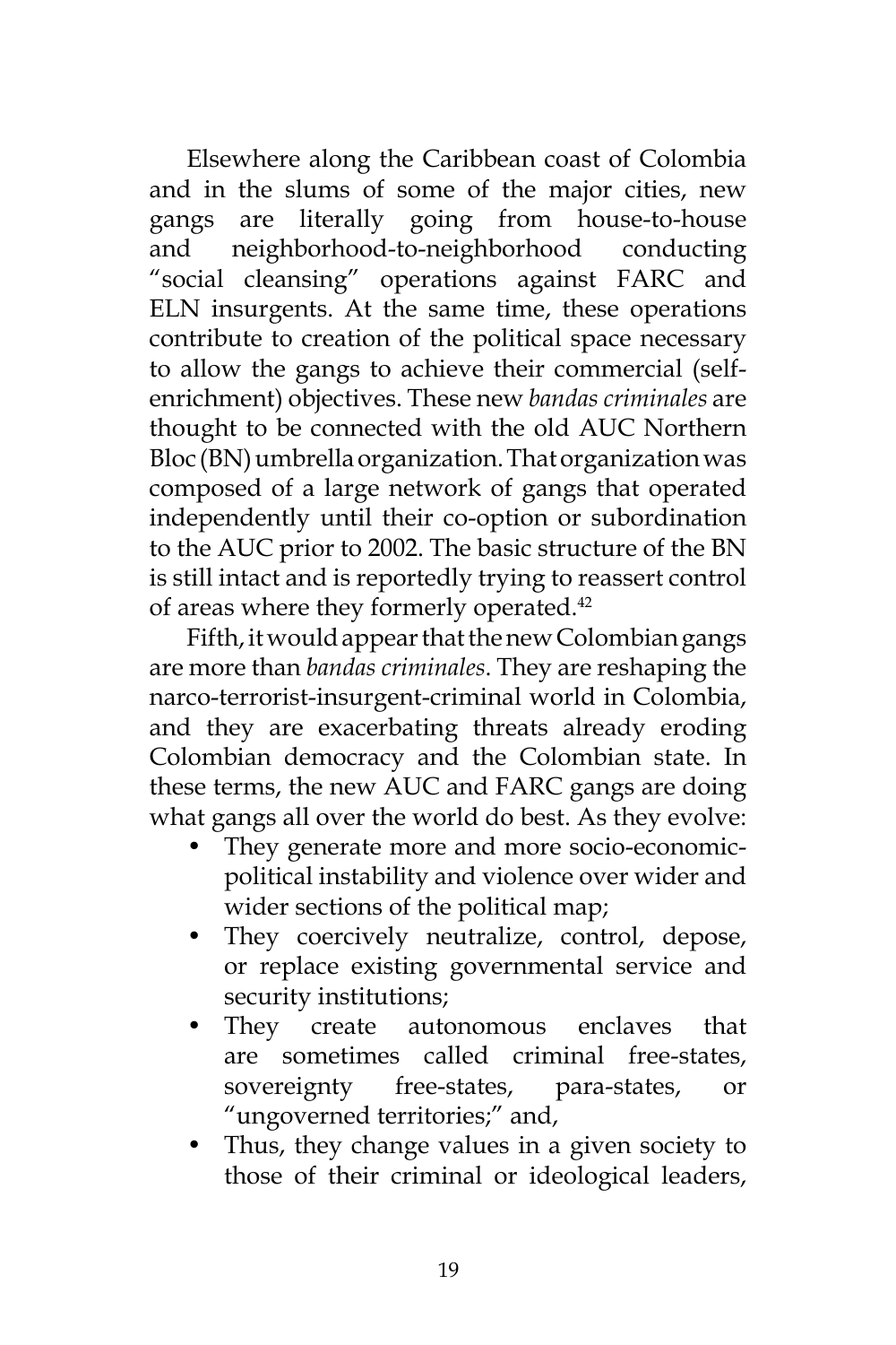Elsewhere along the Caribbean coast of Colombia and in the slums of some of the major cities, new gangs are literally going from house-to-house and neighborhood-to-neighborhood conducting "social cleansing" operations against FARC and ELN insurgents. At the same time, these operations contribute to creation of the political space necessary to allow the gangs to achieve their commercial (self-enrichment) objectives. These new *bandas criminales* are thought to be connected with the old AUC Northern Bloc (BN) umbrella organization. That organization was composed of a large network of gangs that operated independently until their co-option or subordination to the AUC prior to 2002. The basic structure of the BN is still intact and is reportedly trying to reassert control of areas where they formerly operated.[42]

Fifth, it would appear that the new Colombian gangs are more than *bandas criminales*. They are reshaping the narco-terrorist-insurgent-criminal world in Colombia, and they are exacerbating threats already eroding Colombian democracy and the Colombian state. In these terms, the new AUC and FARC gangs are doing what gangs all over the world do best. As they evolve:

- They generate more and more socio-economic-political instability and violence over wider and wider sections of the political map;
- They coercively neutralize, control, depose, or replace existing governmental service and security institutions;
- They create autonomous enclaves that are sometimes called criminal free-states, sovereignty free-states, para-states, or "ungoverned territories;" and,
- Thus, they change values in a given society to those of their criminal or ideological leaders,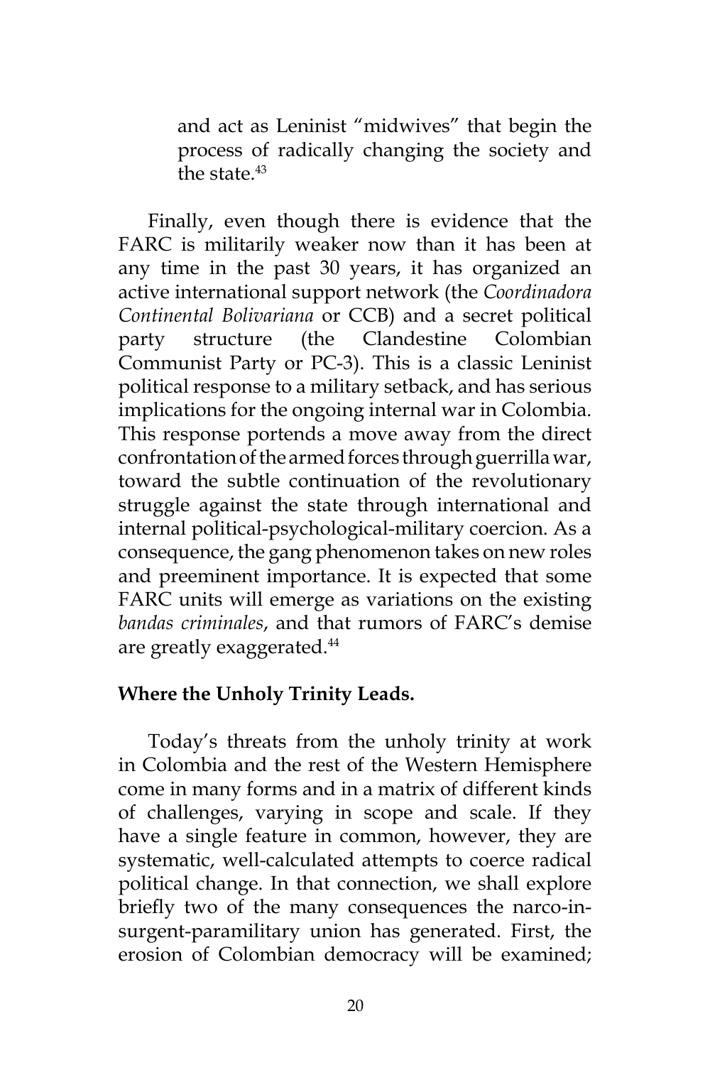and act as Leninist "midwives" that begin the process of radically changing the society and the state.[43]

Finally, even though there is evidence that the FARC is militarily weaker now than it has been at any time in the past 30 years, it has organized an active international support network (the *Coordinadora Continental Bolivariana* or CCB) and a secret political party structure (the Clandestine Colombian Communist Party or PC-3). This is a classic Leninist political response to a military setback, and has serious implications for the ongoing internal war in Colombia. This response portends a move away from the direct confrontation of the armed forces through guerrilla war, toward the subtle continuation of the revolutionary struggle against the state through international and internal political-psychological-military coercion. As a consequence, the gang phenomenon takes on new roles and preeminent importance. It is expected that some FARC units will emerge as variations on the existing *bandas criminales*, and that rumors of FARC's demise are greatly exaggerated.[44]

**Where the Unholy Trinity Leads.**

Today's threats from the unholy trinity at work in Colombia and the rest of the Western Hemisphere come in many forms and in a matrix of different kinds of challenges, varying in scope and scale. If they have a single feature in common, however, they are systematic, well-calculated attempts to coerce radical political change. In that connection, we shall explore briefly two of the many consequences the narco-insurgent-paramilitary union has generated. First, the erosion of Colombian democracy will be examined;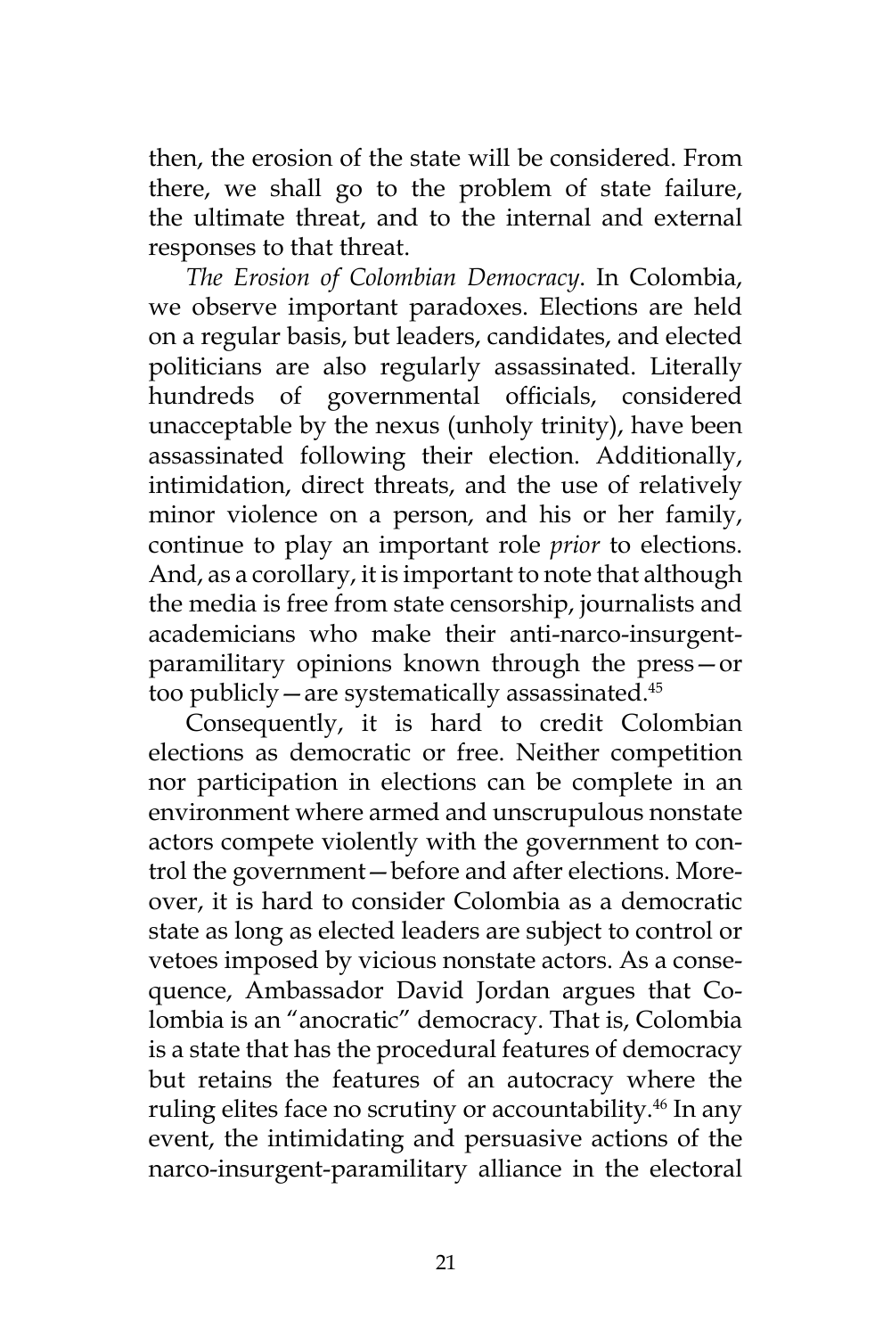then, the erosion of the state will be considered. From there, we shall go to the problem of state failure, the ultimate threat, and to the internal and external responses to that threat.

*The Erosion of Colombian Democracy*. In Colombia, we observe important paradoxes. Elections are held on a regular basis, but leaders, candidates, and elected politicians are also regularly assassinated. Literally hundreds of governmental officials, considered unacceptable by the nexus (unholy trinity), have been assassinated following their election. Additionally, intimidation, direct threats, and the use of relatively minor violence on a person, and his or her family, continue to play an important role *prior* to elections. And, as a corollary, it is important to note that although the media is free from state censorship, journalists and academicians who make their anti-narco-insurgent-paramilitary opinions known through the press—or too publicly—are systematically assassinated.[45]

Consequently, it is hard to credit Colombian elections as democratic or free. Neither competition nor participation in elections can be complete in an environment where armed and unscrupulous nonstate actors compete violently with the government to control the government—before and after elections. Moreover, it is hard to consider Colombia as a democratic state as long as elected leaders are subject to control or vetoes imposed by vicious nonstate actors. As a consequence, Ambassador David Jordan argues that Colombia is an "anocratic" democracy. That is, Colombia is a state that has the procedural features of democracy but retains the features of an autocracy where the ruling elites face no scrutiny or accountability.[46] In any event, the intimidating and persuasive actions of the narco-insurgent-paramilitary alliance in the electoral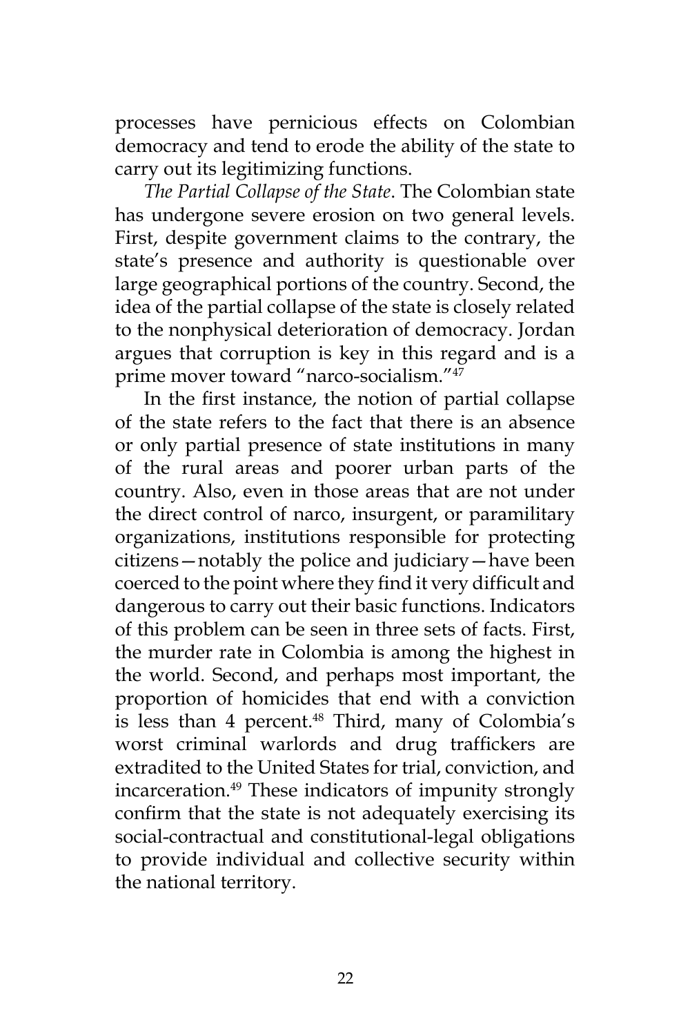processes have pernicious effects on Colombian democracy and tend to erode the ability of the state to carry out its legitimizing functions.

*The Partial Collapse of the State*. The Colombian state has undergone severe erosion on two general levels. First, despite government claims to the contrary, the state's presence and authority is questionable over large geographical portions of the country. Second, the idea of the partial collapse of the state is closely related to the nonphysical deterioration of democracy. Jordan argues that corruption is key in this regard and is a prime mover toward "narco-socialism."[47]

In the first instance, the notion of partial collapse of the state refers to the fact that there is an absence or only partial presence of state institutions in many of the rural areas and poorer urban parts of the country. Also, even in those areas that are not under the direct control of narco, insurgent, or paramilitary organizations, institutions responsible for protecting citizens—notably the police and judiciary—have been coerced to the point where they find it very difficult and dangerous to carry out their basic functions. Indicators of this problem can be seen in three sets of facts. First, the murder rate in Colombia is among the highest in the world. Second, and perhaps most important, the proportion of homicides that end with a conviction is less than 4 percent.[48] Third, many of Colombia's worst criminal warlords and drug traffickers are extradited to the United States for trial, conviction, and incarceration.[49] These indicators of impunity strongly confirm that the state is not adequately exercising its social-contractual and constitutional-legal obligations to provide individual and collective security within the national territory.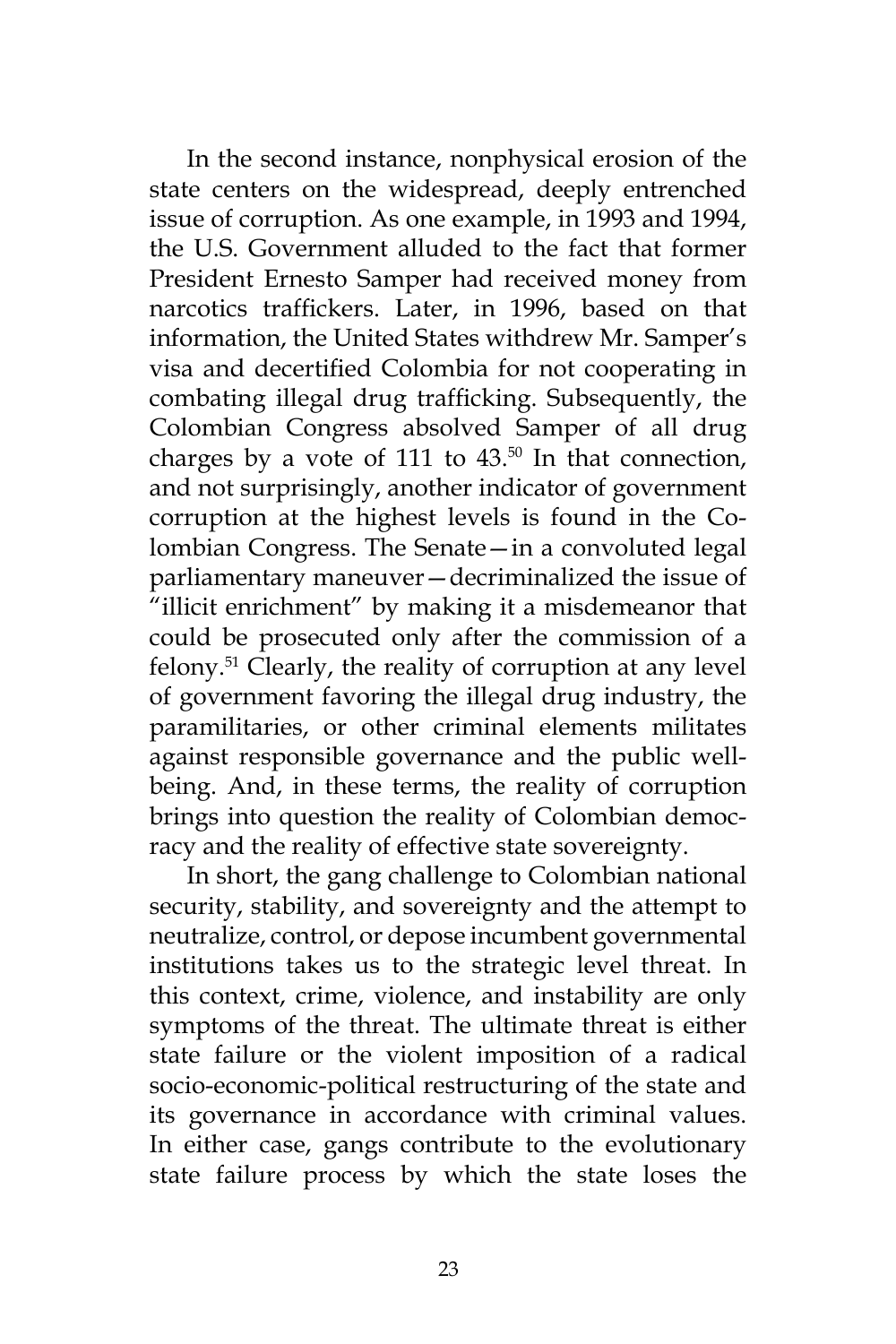In the second instance, nonphysical erosion of the state centers on the widespread, deeply entrenched issue of corruption. As one example, in 1993 and 1994, the U.S. Government alluded to the fact that former President Ernesto Samper had received money from narcotics traffickers. Later, in 1996, based on that information, the United States withdrew Mr. Samper's visa and decertified Colombia for not cooperating in combating illegal drug trafficking. Subsequently, the Colombian Congress absolved Samper of all drug charges by a vote of 111 to 43.[50] In that connection, and not surprisingly, another indicator of government corruption at the highest levels is found in the Colombian Congress. The Senate—in a convoluted legal parliamentary maneuver—decriminalized the issue of "illicit enrichment" by making it a misdemeanor that could be prosecuted only after the commission of a felony.[51] Clearly, the reality of corruption at any level of government favoring the illegal drug industry, the paramilitaries, or other criminal elements militates against responsible governance and the public well-being. And, in these terms, the reality of corruption brings into question the reality of Colombian democracy and the reality of effective state sovereignty.

In short, the gang challenge to Colombian national security, stability, and sovereignty and the attempt to neutralize, control, or depose incumbent governmental institutions takes us to the strategic level threat. In this context, crime, violence, and instability are only symptoms of the threat. The ultimate threat is either state failure or the violent imposition of a radical socio-economic-political restructuring of the state and its governance in accordance with criminal values. In either case, gangs contribute to the evolutionary state failure process by which the state loses the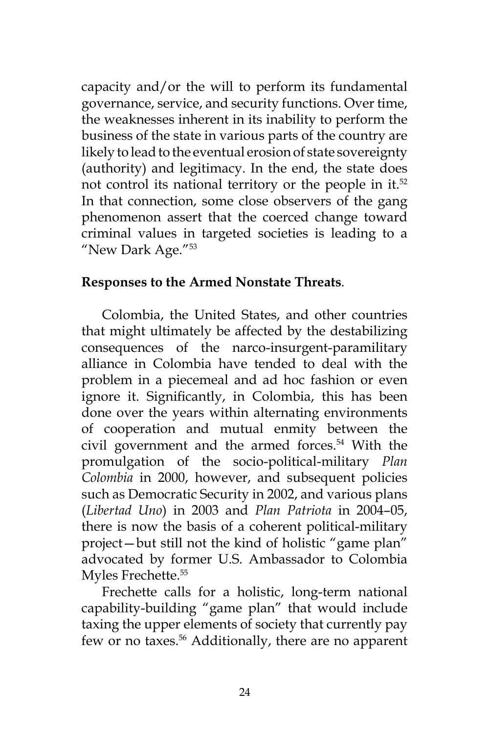capacity and/or the will to perform its fundamental governance, service, and security functions. Over time, the weaknesses inherent in its inability to perform the business of the state in various parts of the country are likely to lead to the eventual erosion of state sovereignty (authority) and legitimacy. In the end, the state does not control its national territory or the people in it.[52] In that connection, some close observers of the gang phenomenon assert that the coerced change toward criminal values in targeted societies is leading to a "New Dark Age."[53]

**Responses to the Armed Nonstate Threats**.

Colombia, the United States, and other countries that might ultimately be affected by the destabilizing consequences of the narco-insurgent-paramilitary alliance in Colombia have tended to deal with the problem in a piecemeal and ad hoc fashion or even ignore it. Significantly, in Colombia, this has been done over the years within alternating environments of cooperation and mutual enmity between the civil government and the armed forces.[54] With the promulgation of the socio-political-military *Plan Colombia* in 2000, however, and subsequent policies such as Democratic Security in 2002, and various plans (*Libertad Uno*) in 2003 and *Plan Patriota* in 2004–05, there is now the basis of a coherent political-military project—but still not the kind of holistic "game plan" advocated by former U.S. Ambassador to Colombia Myles Frechette.[55]

Frechette calls for a holistic, long-term national capability-building "game plan" that would include taxing the upper elements of society that currently pay few or no taxes.[56] Additionally, there are no apparent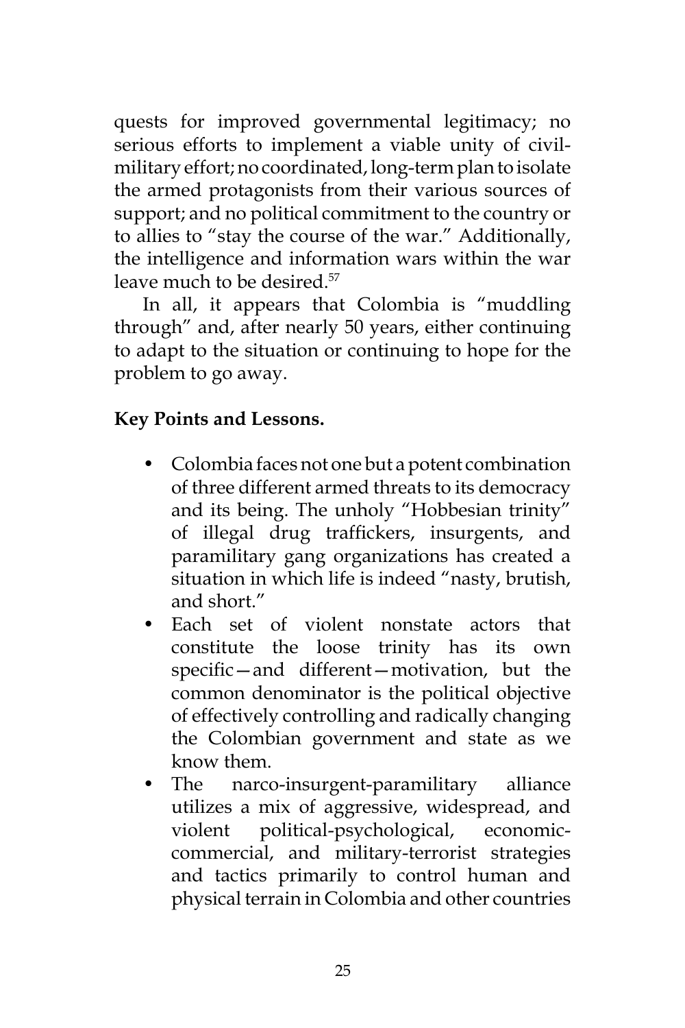quests for improved governmental legitimacy; no serious efforts to implement a viable unity of civil-military effort; no coordinated, long-term plan to isolate the armed protagonists from their various sources of support; and no political commitment to the country or to allies to "stay the course of the war." Additionally, the intelligence and information wars within the war leave much to be desired.[57]

In all, it appears that Colombia is "muddling through" and, after nearly 50 years, either continuing to adapt to the situation or continuing to hope for the problem to go away.

**Key Points and Lessons.**

- Colombia faces not one but a potent combination of three different armed threats to its democracy and its being. The unholy "Hobbesian trinity" of illegal drug traffickers, insurgents, and paramilitary gang organizations has created a situation in which life is indeed "nasty, brutish, and short."
- Each set of violent nonstate actors that constitute the loose trinity has its own specific—and different—motivation, but the common denominator is the political objective of effectively controlling and radically changing the Colombian government and state as we know them.
- The narco-insurgent-paramilitary alliance utilizes a mix of aggressive, widespread, and violent political-psychological, economic-commercial, and military-terrorist strategies and tactics primarily to control human and physical terrain in Colombia and other countries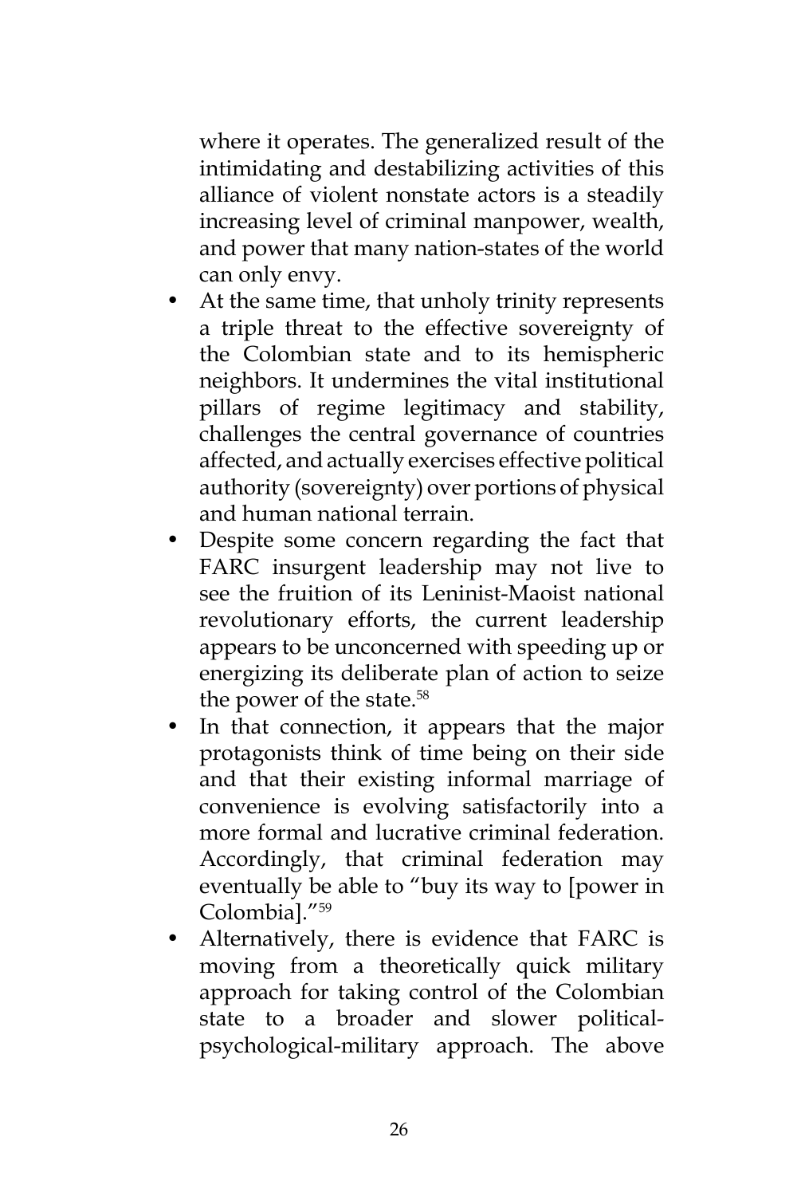where it operates. The generalized result of the intimidating and destabilizing activities of this alliance of violent nonstate actors is a steadily increasing level of criminal manpower, wealth, and power that many nation-states of the world can only envy.

- At the same time, that unholy trinity represents a triple threat to the effective sovereignty of the Colombian state and to its hemispheric neighbors. It undermines the vital institutional pillars of regime legitimacy and stability, challenges the central governance of countries affected, and actually exercises effective political authority (sovereignty) over portions of physical and human national terrain.
- Despite some concern regarding the fact that FARC insurgent leadership may not live to see the fruition of its Leninist-Maoist national revolutionary efforts, the current leadership appears to be unconcerned with speeding up or energizing its deliberate plan of action to seize the power of the state.[58]
- In that connection, it appears that the major protagonists think of time being on their side and that their existing informal marriage of convenience is evolving satisfactorily into a more formal and lucrative criminal federation. Accordingly, that criminal federation may eventually be able to "buy its way to [power in Colombia]."[59]
- Alternatively, there is evidence that FARC is moving from a theoretically quick military approach for taking control of the Colombian state to a broader and slower political-psychological-military approach. The above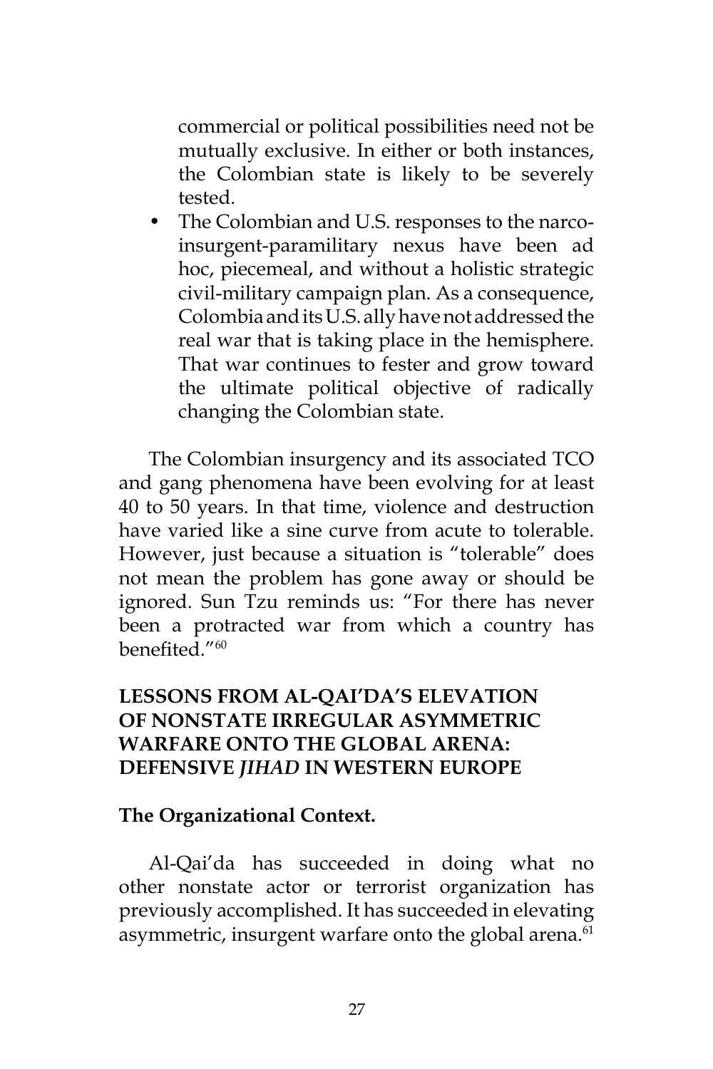commercial or political possibilities need not be mutually exclusive. In either or both instances, the Colombian state is likely to be severely tested.

- The Colombian and U.S. responses to the narco-insurgent-paramilitary nexus have been ad hoc, piecemeal, and without a holistic strategic civil-military campaign plan. As a consequence, Colombia and its U.S. ally have not addressed the real war that is taking place in the hemisphere. That war continues to fester and grow toward the ultimate political objective of radically changing the Colombian state.

The Colombian insurgency and its associated TCO and gang phenomena have been evolving for at least 40 to 50 years. In that time, violence and destruction have varied like a sine curve from acute to tolerable. However, just because a situation is "tolerable" does not mean the problem has gone away or should be ignored. Sun Tzu reminds us: "For there has never been a protracted war from which a country has benefited."[60]

## LESSONS FROM AL-QAI'DA'S ELEVATION OF NONSTATE IRREGULAR ASYMMETRIC WARFARE ONTO THE GLOBAL ARENA: DEFENSIVE *JIHAD* IN WESTERN EUROPE

### The Organizational Context.

Al-Qai'da has succeeded in doing what no other nonstate actor or terrorist organization has previously accomplished. It has succeeded in elevating asymmetric, insurgent warfare onto the global arena.[61]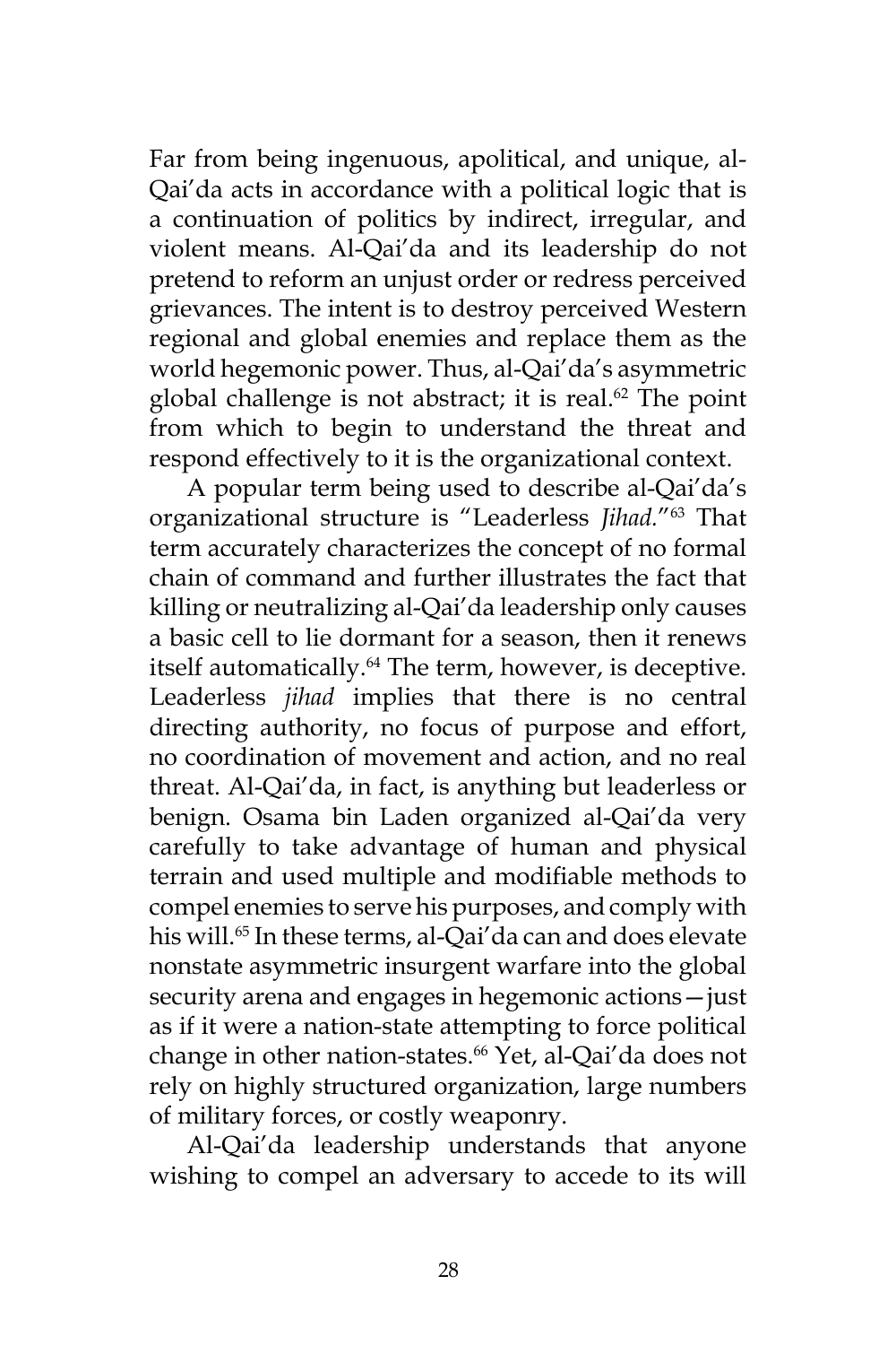Far from being ingenuous, apolitical, and unique, al-Qai'da acts in accordance with a political logic that is a continuation of politics by indirect, irregular, and violent means. Al-Qai'da and its leadership do not pretend to reform an unjust order or redress perceived grievances. The intent is to destroy perceived Western regional and global enemies and replace them as the world hegemonic power. Thus, al-Qai'da's asymmetric global challenge is not abstract; it is real.[62] The point from which to begin to understand the threat and respond effectively to it is the organizational context.

A popular term being used to describe al-Qai'da's organizational structure is "Leaderless *Jihad*."[63] That term accurately characterizes the concept of no formal chain of command and further illustrates the fact that killing or neutralizing al-Qai'da leadership only causes a basic cell to lie dormant for a season, then it renews itself automatically.[64] The term, however, is deceptive. Leaderless *jihad* implies that there is no central directing authority, no focus of purpose and effort, no coordination of movement and action, and no real threat. Al-Qai'da, in fact, is anything but leaderless or benign. Osama bin Laden organized al-Qai'da very carefully to take advantage of human and physical terrain and used multiple and modifiable methods to compel enemies to serve his purposes, and comply with his will.[65] In these terms, al-Qai'da can and does elevate nonstate asymmetric insurgent warfare into the global security arena and engages in hegemonic actions—just as if it were a nation-state attempting to force political change in other nation-states.[66] Yet, al-Qai'da does not rely on highly structured organization, large numbers of military forces, or costly weaponry.

Al-Qai'da leadership understands that anyone wishing to compel an adversary to accede to its will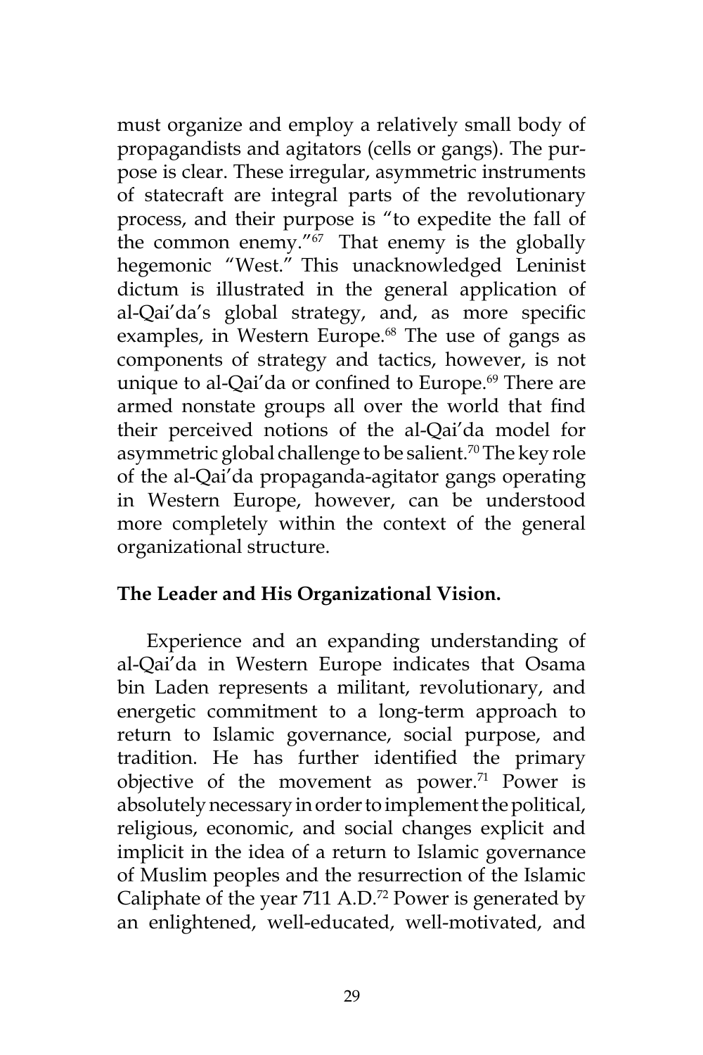must organize and employ a relatively small body of propagandists and agitators (cells or gangs). The purpose is clear. These irregular, asymmetric instruments of statecraft are integral parts of the revolutionary process, and their purpose is "to expedite the fall of the common enemy."[67] That enemy is the globally hegemonic "West." This unacknowledged Leninist dictum is illustrated in the general application of al-Qai'da's global strategy, and, as more specific examples, in Western Europe.[68] The use of gangs as components of strategy and tactics, however, is not unique to al-Qai'da or confined to Europe.[69] There are armed nonstate groups all over the world that find their perceived notions of the al-Qai'da model for asymmetric global challenge to be salient.[70] The key role of the al-Qai'da propaganda-agitator gangs operating in Western Europe, however, can be understood more completely within the context of the general organizational structure.

**The Leader and His Organizational Vision.**

Experience and an expanding understanding of al-Qai'da in Western Europe indicates that Osama bin Laden represents a militant, revolutionary, and energetic commitment to a long-term approach to return to Islamic governance, social purpose, and tradition. He has further identified the primary objective of the movement as power.[71] Power is absolutely necessary in order to implement the political, religious, economic, and social changes explicit and implicit in the idea of a return to Islamic governance of Muslim peoples and the resurrection of the Islamic Caliphate of the year 711 A.D.[72] Power is generated by an enlightened, well-educated, well-motivated, and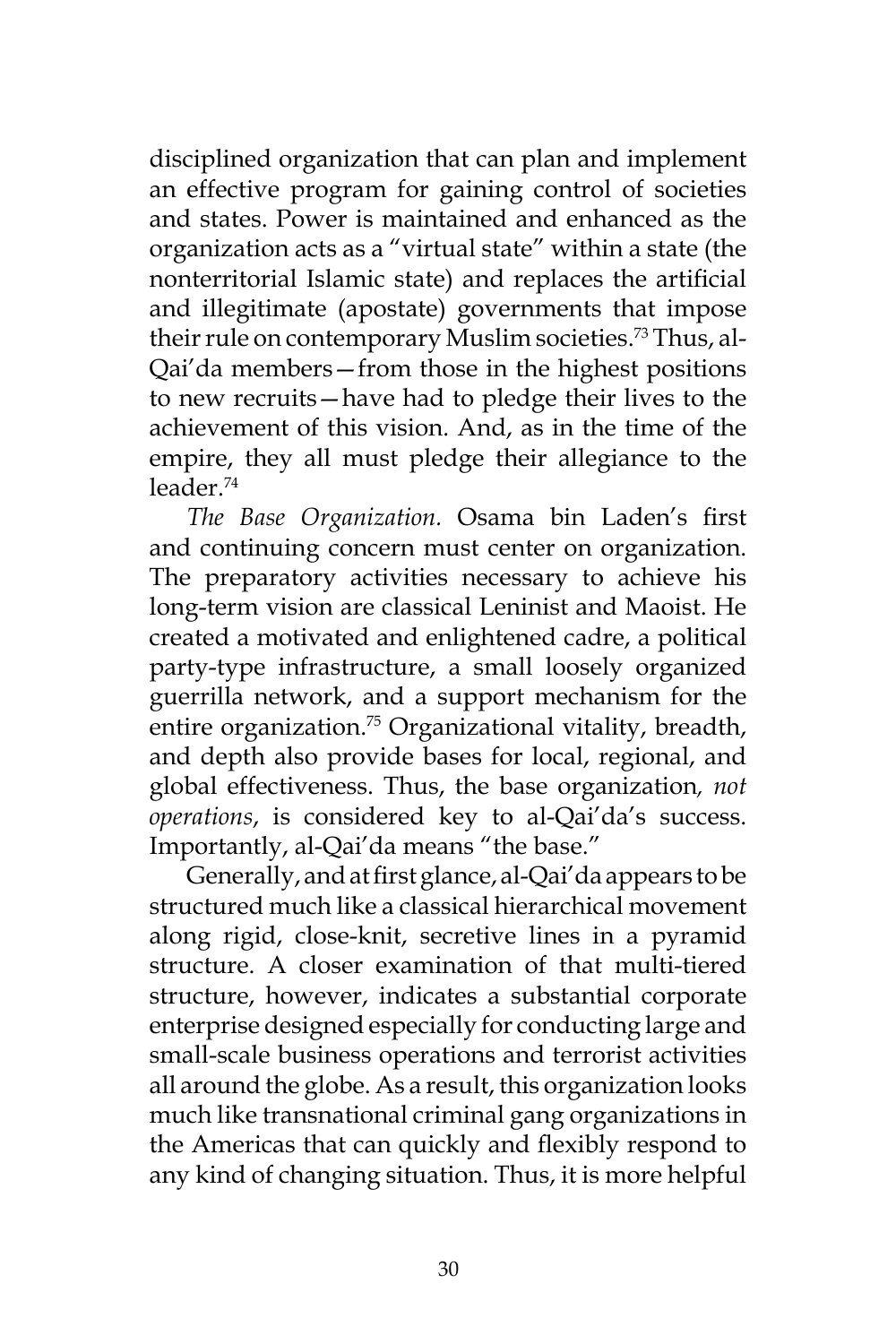disciplined organization that can plan and implement an effective program for gaining control of societies and states. Power is maintained and enhanced as the organization acts as a "virtual state" within a state (the nonterritorial Islamic state) and replaces the artificial and illegitimate (apostate) governments that impose their rule on contemporary Muslim societies.[73] Thus, al-Qai'da members—from those in the highest positions to new recruits—have had to pledge their lives to the achievement of this vision. And, as in the time of the empire, they all must pledge their allegiance to the leader.[74]

*The Base Organization.* Osama bin Laden's first and continuing concern must center on organization. The preparatory activities necessary to achieve his long-term vision are classical Leninist and Maoist. He created a motivated and enlightened cadre, a political party-type infrastructure, a small loosely organized guerrilla network, and a support mechanism for the entire organization.[75] Organizational vitality, breadth, and depth also provide bases for local, regional, and global effectiveness. Thus, the base organization*, not operations*, is considered key to al-Qai'da's success. Importantly, al-Qai'da means "the base."

Generally, and at first glance, al-Qai'da appears to be structured much like a classical hierarchical movement along rigid, close-knit, secretive lines in a pyramid structure. A closer examination of that multi-tiered structure, however, indicates a substantial corporate enterprise designed especially for conducting large and small-scale business operations and terrorist activities all around the globe. As a result, this organization looks much like transnational criminal gang organizations in the Americas that can quickly and flexibly respond to any kind of changing situation. Thus, it is more helpful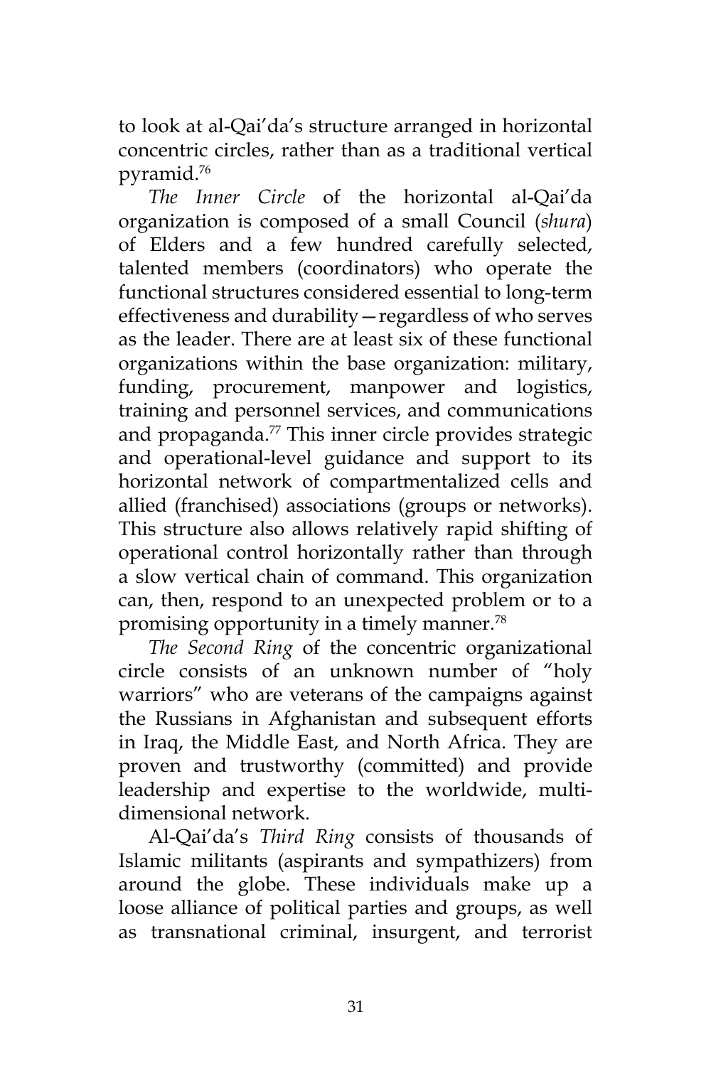to look at al-Qai'da's structure arranged in horizontal concentric circles, rather than as a traditional vertical pyramid.[76]

*The Inner Circle* of the horizontal al-Qai'da organization is composed of a small Council (*shura*) of Elders and a few hundred carefully selected, talented members (coordinators) who operate the functional structures considered essential to long-term effectiveness and durability—regardless of who serves as the leader. There are at least six of these functional organizations within the base organization: military, funding, procurement, manpower and logistics, training and personnel services, and communications and propaganda.[77] This inner circle provides strategic and operational-level guidance and support to its horizontal network of compartmentalized cells and allied (franchised) associations (groups or networks). This structure also allows relatively rapid shifting of operational control horizontally rather than through a slow vertical chain of command. This organization can, then, respond to an unexpected problem or to a promising opportunity in a timely manner.[78]

*The Second Ring* of the concentric organizational circle consists of an unknown number of "holy warriors" who are veterans of the campaigns against the Russians in Afghanistan and subsequent efforts in Iraq, the Middle East, and North Africa. They are proven and trustworthy (committed) and provide leadership and expertise to the worldwide, multi-dimensional network.

Al-Qai'da's *Third Ring* consists of thousands of Islamic militants (aspirants and sympathizers) from around the globe. These individuals make up a loose alliance of political parties and groups, as well as transnational criminal, insurgent, and terrorist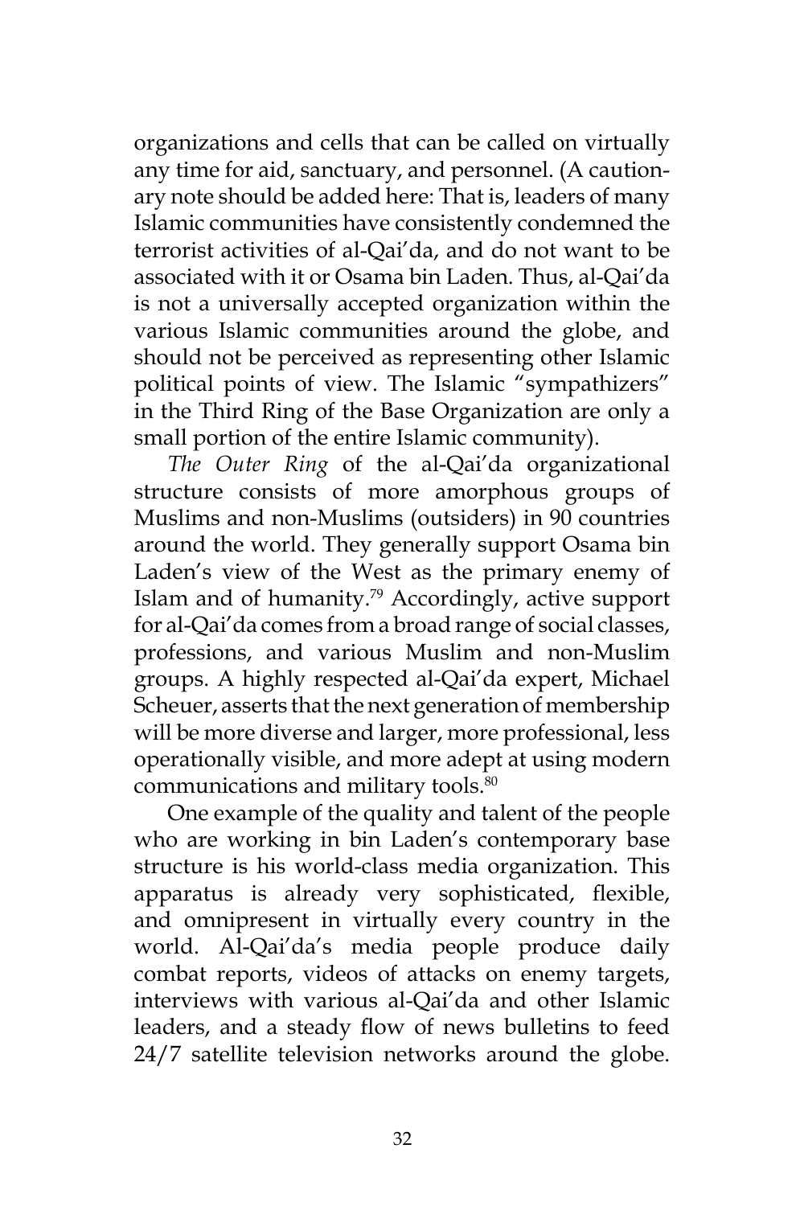organizations and cells that can be called on virtually any time for aid, sanctuary, and personnel. (A cautionary note should be added here: That is, leaders of many Islamic communities have consistently condemned the terrorist activities of al-Qai'da, and do not want to be associated with it or Osama bin Laden. Thus, al-Qai'da is not a universally accepted organization within the various Islamic communities around the globe, and should not be perceived as representing other Islamic political points of view. The Islamic "sympathizers" in the Third Ring of the Base Organization are only a small portion of the entire Islamic community).

*The Outer Ring* of the al-Qai'da organizational structure consists of more amorphous groups of Muslims and non-Muslims (outsiders) in 90 countries around the world. They generally support Osama bin Laden's view of the West as the primary enemy of Islam and of humanity.[79] Accordingly, active support for al-Qai'da comes from a broad range of social classes, professions, and various Muslim and non-Muslim groups. A highly respected al-Qai'da expert, Michael Scheuer, asserts that the next generation of membership will be more diverse and larger, more professional, less operationally visible, and more adept at using modern communications and military tools.[80]

One example of the quality and talent of the people who are working in bin Laden's contemporary base structure is his world-class media organization. This apparatus is already very sophisticated, flexible, and omnipresent in virtually every country in the world. Al-Qai'da's media people produce daily combat reports, videos of attacks on enemy targets, interviews with various al-Qai'da and other Islamic leaders, and a steady flow of news bulletins to feed 24/7 satellite television networks around the globe.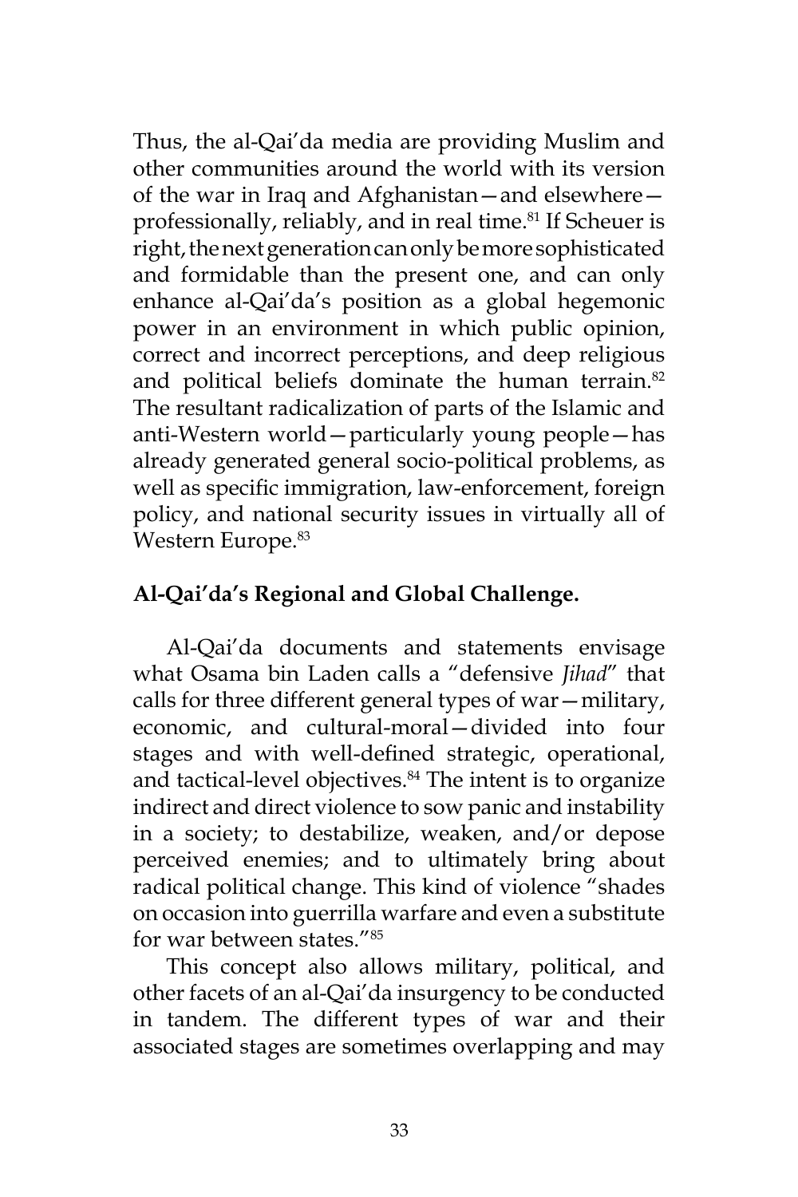Thus, the al-Qai'da media are providing Muslim and other communities around the world with its version of the war in Iraq and Afghanistan—and elsewhere—professionally, reliably, and in real time.[81] If Scheuer is right, the next generation can only be more sophisticated and formidable than the present one, and can only enhance al-Qai'da's position as a global hegemonic power in an environment in which public opinion, correct and incorrect perceptions, and deep religious and political beliefs dominate the human terrain.[82] The resultant radicalization of parts of the Islamic and anti-Western world—particularly young people—has already generated general socio-political problems, as well as specific immigration, law-enforcement, foreign policy, and national security issues in virtually all of Western Europe.[83]

## Al-Qai'da's Regional and Global Challenge.

Al-Qai'da documents and statements envisage what Osama bin Laden calls a "defensive *Jihad*" that calls for three different general types of war—military, economic, and cultural-moral—divided into four stages and with well-defined strategic, operational, and tactical-level objectives.[84] The intent is to organize indirect and direct violence to sow panic and instability in a society; to destabilize, weaken, and/or depose perceived enemies; and to ultimately bring about radical political change. This kind of violence "shades on occasion into guerrilla warfare and even a substitute for war between states."[85]

This concept also allows military, political, and other facets of an al-Qai'da insurgency to be conducted in tandem. The different types of war and their associated stages are sometimes overlapping and may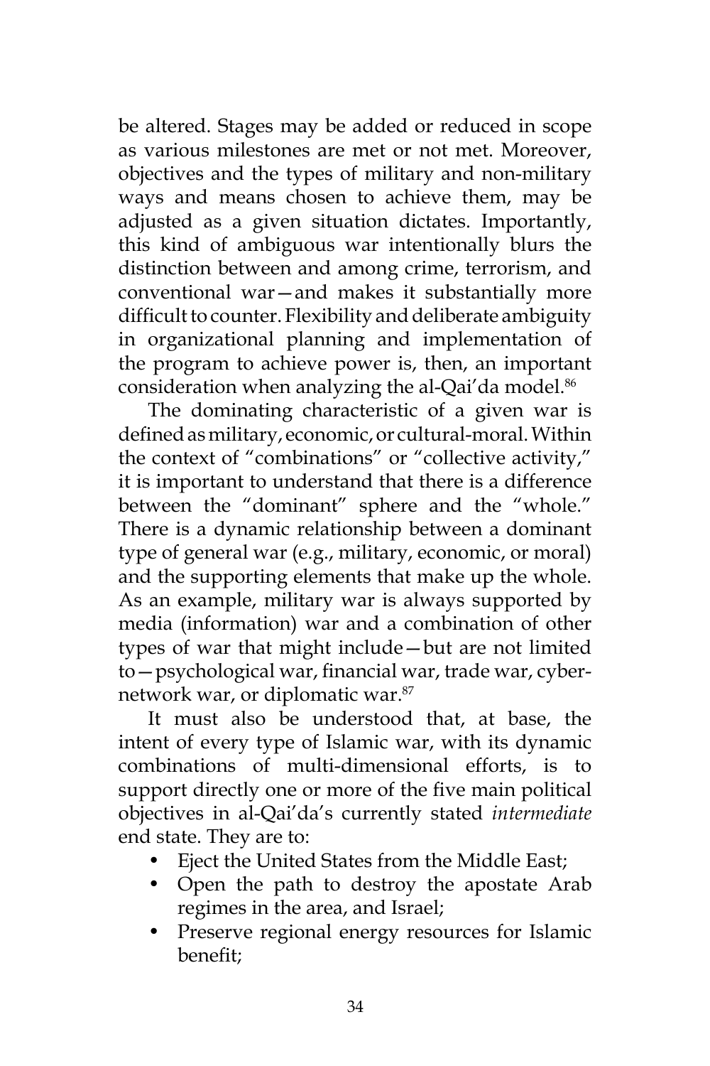be altered. Stages may be added or reduced in scope as various milestones are met or not met. Moreover, objectives and the types of military and non-military ways and means chosen to achieve them, may be adjusted as a given situation dictates. Importantly, this kind of ambiguous war intentionally blurs the distinction between and among crime, terrorism, and conventional war—and makes it substantially more difficult to counter. Flexibility and deliberate ambiguity in organizational planning and implementation of the program to achieve power is, then, an important consideration when analyzing the al-Qai'da model.[86]

The dominating characteristic of a given war is defined as military, economic, or cultural-moral. Within the context of "combinations" or "collective activity," it is important to understand that there is a difference between the "dominant" sphere and the "whole." There is a dynamic relationship between a dominant type of general war (e.g., military, economic, or moral) and the supporting elements that make up the whole. As an example, military war is always supported by media (information) war and a combination of other types of war that might include—but are not limited to—psychological war, financial war, trade war, cyber-network war, or diplomatic war.[87]

It must also be understood that, at base, the intent of every type of Islamic war, with its dynamic combinations of multi-dimensional efforts, is to support directly one or more of the five main political objectives in al-Qai'da's currently stated *intermediate* end state. They are to:

- Eject the United States from the Middle East;
- Open the path to destroy the apostate Arab regimes in the area, and Israel;
- Preserve regional energy resources for Islamic benefit;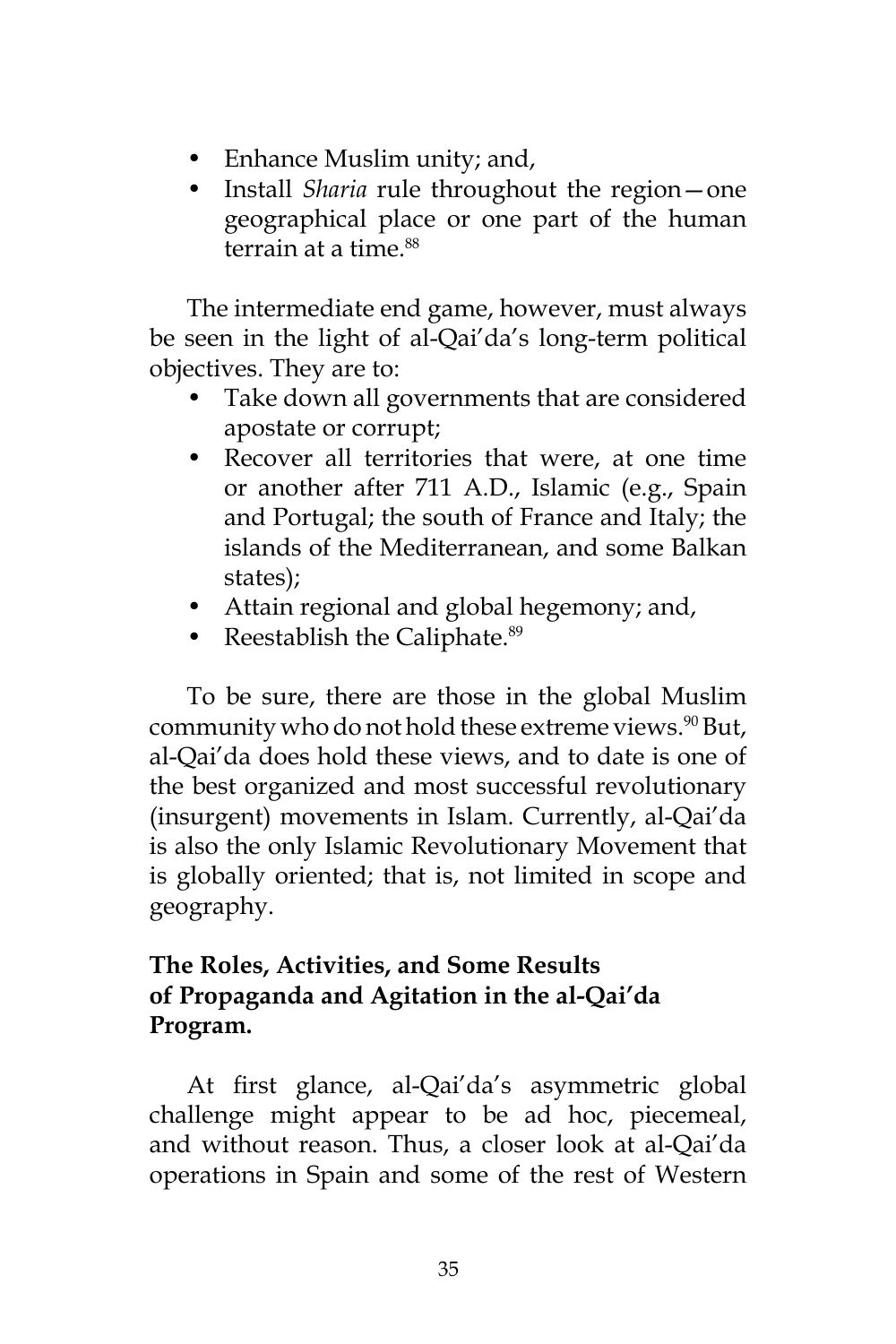- Enhance Muslim unity; and,
- Install *Sharia* rule throughout the region—one geographical place or one part of the human terrain at a time.[88]

The intermediate end game, however, must always be seen in the light of al-Qai'da's long-term political objectives. They are to:

- Take down all governments that are considered apostate or corrupt;
- Recover all territories that were, at one time or another after 711 A.D., Islamic (e.g., Spain and Portugal; the south of France and Italy; the islands of the Mediterranean, and some Balkan states);
- Attain regional and global hegemony; and,
- Reestablish the Caliphate.[89]

To be sure, there are those in the global Muslim community who do not hold these extreme views.[90] But, al-Qai'da does hold these views, and to date is one of the best organized and most successful revolutionary (insurgent) movements in Islam. Currently, al-Qai'da is also the only Islamic Revolutionary Movement that is globally oriented; that is, not limited in scope and geography.

**The Roles, Activities, and Some Results of Propaganda and Agitation in the al-Qai'da Program.**

At first glance, al-Qai'da's asymmetric global challenge might appear to be ad hoc, piecemeal, and without reason. Thus, a closer look at al-Qai'da operations in Spain and some of the rest of Western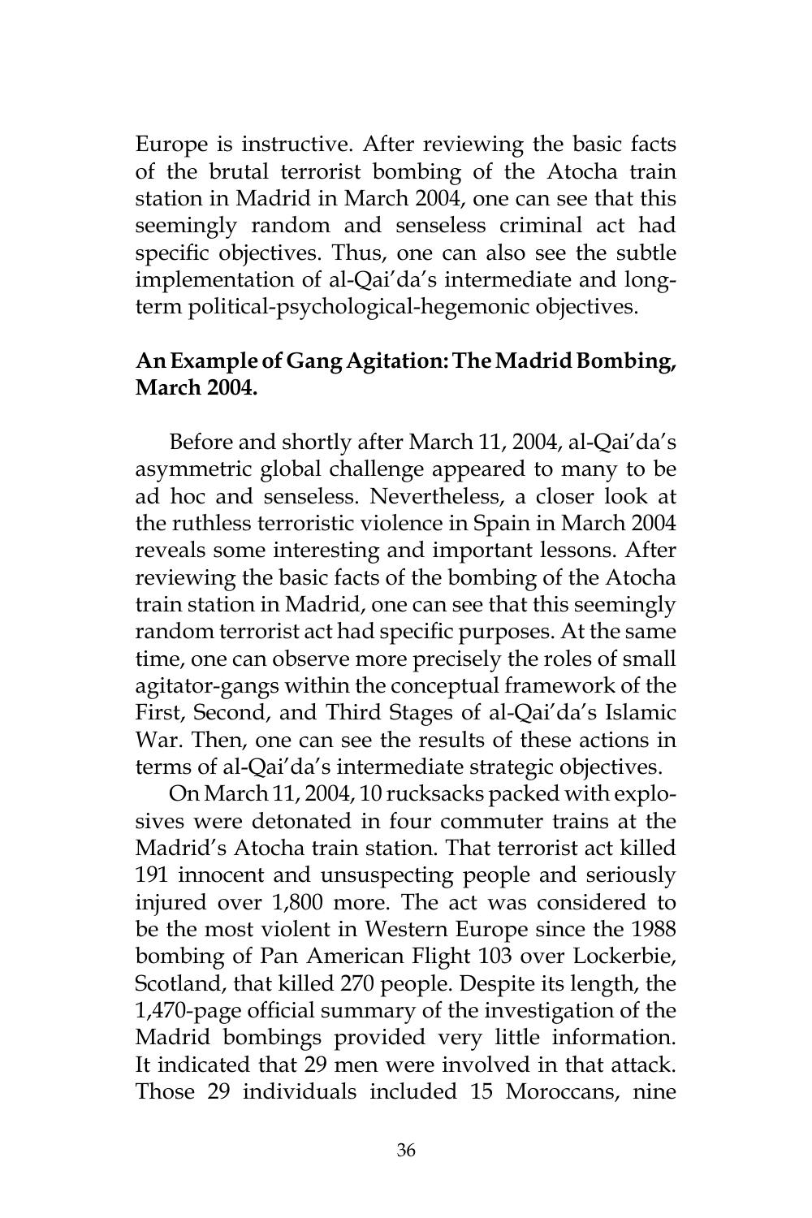Europe is instructive. After reviewing the basic facts of the brutal terrorist bombing of the Atocha train station in Madrid in March 2004, one can see that this seemingly random and senseless criminal act had specific objectives. Thus, one can also see the subtle implementation of al-Qai'da's intermediate and long-term political-psychological-hegemonic objectives.

**An Example of Gang Agitation: The Madrid Bombing, March 2004.**

Before and shortly after March 11, 2004, al-Qai'da's asymmetric global challenge appeared to many to be ad hoc and senseless. Nevertheless, a closer look at the ruthless terroristic violence in Spain in March 2004 reveals some interesting and important lessons. After reviewing the basic facts of the bombing of the Atocha train station in Madrid, one can see that this seemingly random terrorist act had specific purposes. At the same time, one can observe more precisely the roles of small agitator-gangs within the conceptual framework of the First, Second, and Third Stages of al-Qai'da's Islamic War. Then, one can see the results of these actions in terms of al-Qai'da's intermediate strategic objectives.

On March 11, 2004, 10 rucksacks packed with explosives were detonated in four commuter trains at the Madrid's Atocha train station. That terrorist act killed 191 innocent and unsuspecting people and seriously injured over 1,800 more. The act was considered to be the most violent in Western Europe since the 1988 bombing of Pan American Flight 103 over Lockerbie, Scotland, that killed 270 people. Despite its length, the 1,470-page official summary of the investigation of the Madrid bombings provided very little information. It indicated that 29 men were involved in that attack. Those 29 individuals included 15 Moroccans, nine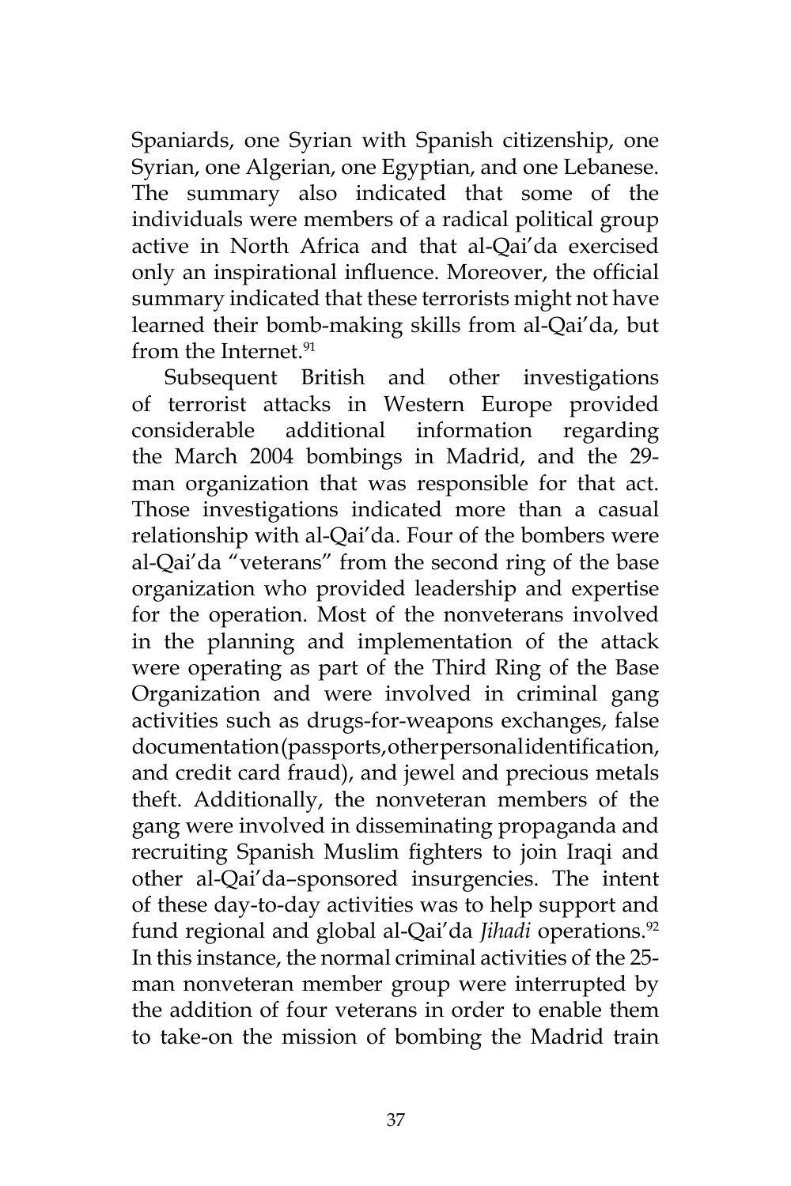Spaniards, one Syrian with Spanish citizenship, one Syrian, one Algerian, one Egyptian, and one Lebanese. The summary also indicated that some of the individuals were members of a radical political group active in North Africa and that al-Qai'da exercised only an inspirational influence. Moreover, the official summary indicated that these terrorists might not have learned their bomb-making skills from al-Qai'da, but from the Internet.[91]

Subsequent British and other investigations of terrorist attacks in Western Europe provided considerable additional information regarding the March 2004 bombings in Madrid, and the 29-man organization that was responsible for that act. Those investigations indicated more than a casual relationship with al-Qai'da. Four of the bombers were al-Qai'da "veterans" from the second ring of the base organization who provided leadership and expertise for the operation. Most of the nonveterans involved in the planning and implementation of the attack were operating as part of the Third Ring of the Base Organization and were involved in criminal gang activities such as drugs-for-weapons exchanges, false documentation (passports, other personal identification, and credit card fraud), and jewel and precious metals theft. Additionally, the nonveteran members of the gang were involved in disseminating propaganda and recruiting Spanish Muslim fighters to join Iraqi and other al-Qai'da–sponsored insurgencies. The intent of these day-to-day activities was to help support and fund regional and global al-Qai'da *Jihadi* operations.[92] In this instance, the normal criminal activities of the 25-man nonveteran member group were interrupted by the addition of four veterans in order to enable them to take-on the mission of bombing the Madrid train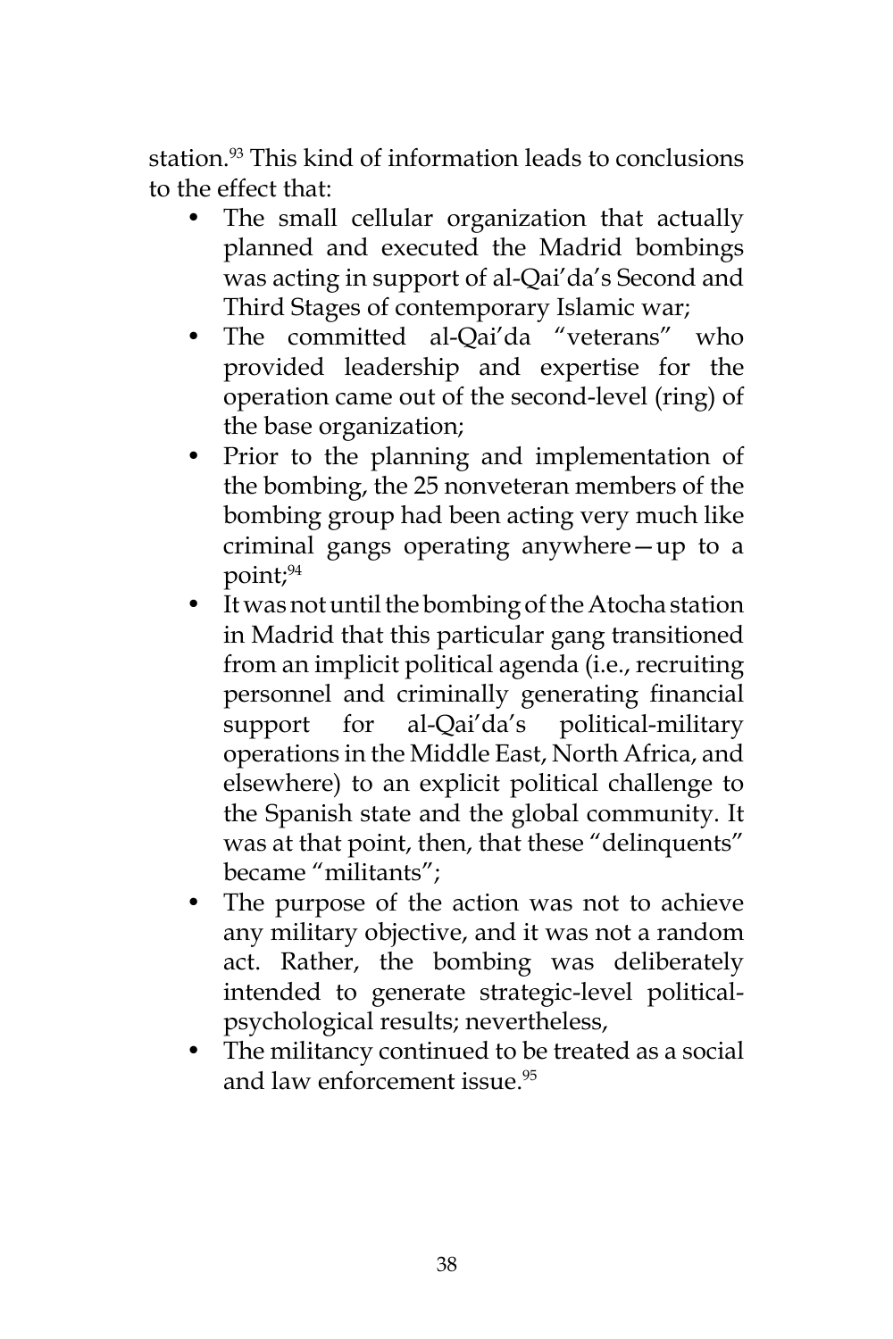station.[93] This kind of information leads to conclusions to the effect that:

- The small cellular organization that actually planned and executed the Madrid bombings was acting in support of al-Qai'da's Second and Third Stages of contemporary Islamic war;
- The committed al-Qai'da "veterans" who provided leadership and expertise for the operation came out of the second-level (ring) of the base organization;
- Prior to the planning and implementation of the bombing, the 25 nonveteran members of the bombing group had been acting very much like criminal gangs operating anywhere—up to a point;[94]
- It was not until the bombing of the Atocha station in Madrid that this particular gang transitioned from an implicit political agenda (i.e., recruiting personnel and criminally generating financial support for al-Qai'da's political-military operations in the Middle East, North Africa, and elsewhere) to an explicit political challenge to the Spanish state and the global community. It was at that point, then, that these "delinquents" became "militants";
- The purpose of the action was not to achieve any military objective, and it was not a random act. Rather, the bombing was deliberately intended to generate strategic-level political-psychological results; nevertheless,
- The militancy continued to be treated as a social and law enforcement issue.[95]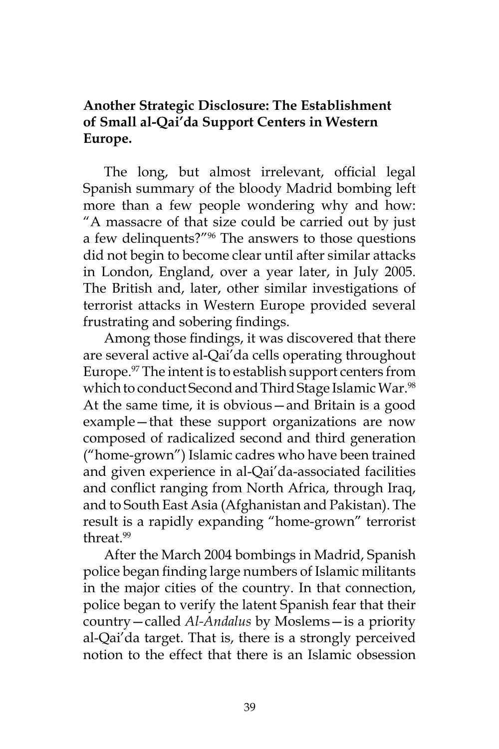**Another Strategic Disclosure: The Establishment of Small al-Qai'da Support Centers in Western Europe.**

The long, but almost irrelevant, official legal Spanish summary of the bloody Madrid bombing left more than a few people wondering why and how: "A massacre of that size could be carried out by just a few delinquents?"[96] The answers to those questions did not begin to become clear until after similar attacks in London, England, over a year later, in July 2005. The British and, later, other similar investigations of terrorist attacks in Western Europe provided several frustrating and sobering findings.

Among those findings, it was discovered that there are several active al-Qai'da cells operating throughout Europe.[97] The intent is to establish support centers from which to conduct Second and Third Stage Islamic War.[98] At the same time, it is obvious—and Britain is a good example—that these support organizations are now composed of radicalized second and third generation ("home-grown") Islamic cadres who have been trained and given experience in al-Qai'da-associated facilities and conflict ranging from North Africa, through Iraq, and to South East Asia (Afghanistan and Pakistan). The result is a rapidly expanding "home-grown" terrorist threat.[99]

After the March 2004 bombings in Madrid, Spanish police began finding large numbers of Islamic militants in the major cities of the country. In that connection, police began to verify the latent Spanish fear that their country—called *Al-Andalus* by Moslems—is a priority al-Qai'da target. That is, there is a strongly perceived notion to the effect that there is an Islamic obsession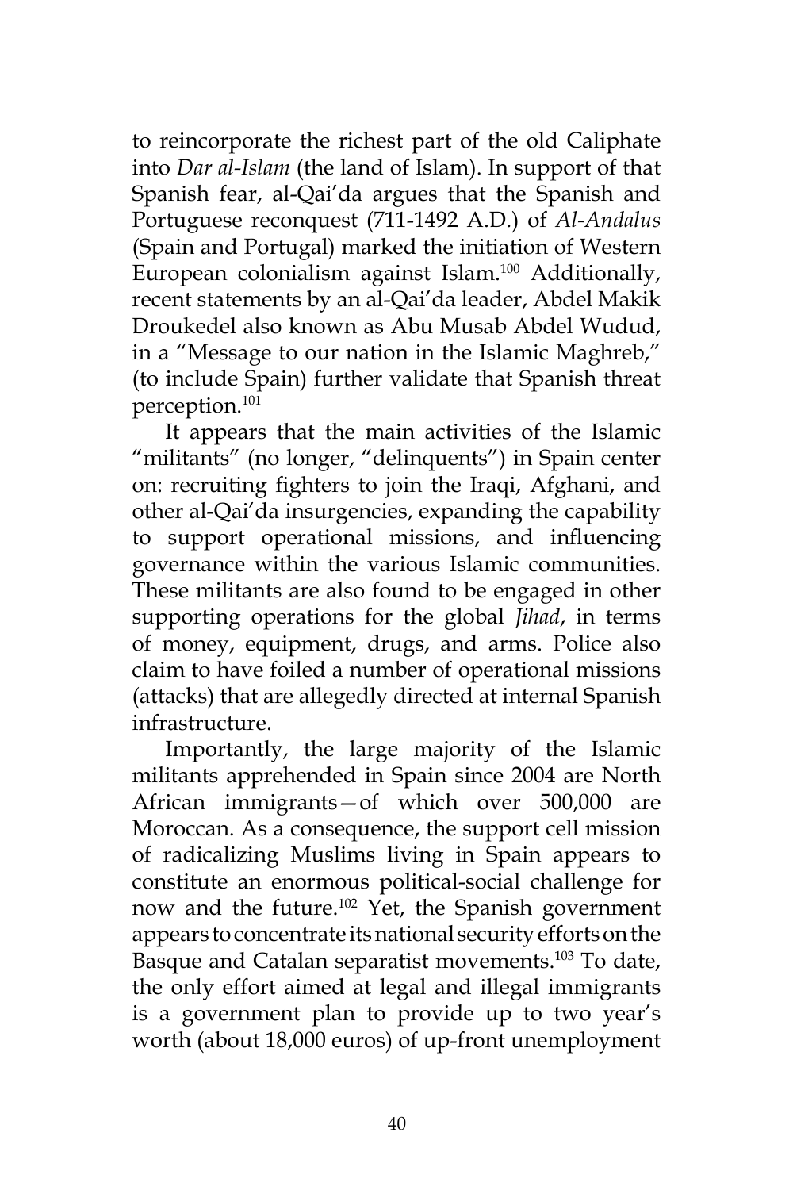to reincorporate the richest part of the old Caliphate into *Dar al-Islam* (the land of Islam). In support of that Spanish fear, al-Qai'da argues that the Spanish and Portuguese reconquest (711-1492 A.D.) of *Al-Andalus* (Spain and Portugal) marked the initiation of Western European colonialism against Islam.[100] Additionally, recent statements by an al-Qai'da leader, Abdel Makik Droukedel also known as Abu Musab Abdel Wudud, in a "Message to our nation in the Islamic Maghreb," (to include Spain) further validate that Spanish threat perception.[101]

It appears that the main activities of the Islamic "militants" (no longer, "delinquents") in Spain center on: recruiting fighters to join the Iraqi, Afghani, and other al-Qai'da insurgencies, expanding the capability to support operational missions, and influencing governance within the various Islamic communities. These militants are also found to be engaged in other supporting operations for the global *Jihad*, in terms of money, equipment, drugs, and arms. Police also claim to have foiled a number of operational missions (attacks) that are allegedly directed at internal Spanish infrastructure.

Importantly, the large majority of the Islamic militants apprehended in Spain since 2004 are North African immigrants—of which over 500,000 are Moroccan. As a consequence, the support cell mission of radicalizing Muslims living in Spain appears to constitute an enormous political-social challenge for now and the future.[102] Yet, the Spanish government appears to concentrate its national security efforts on the Basque and Catalan separatist movements.[103] To date, the only effort aimed at legal and illegal immigrants is a government plan to provide up to two year's worth (about 18,000 euros) of up-front unemployment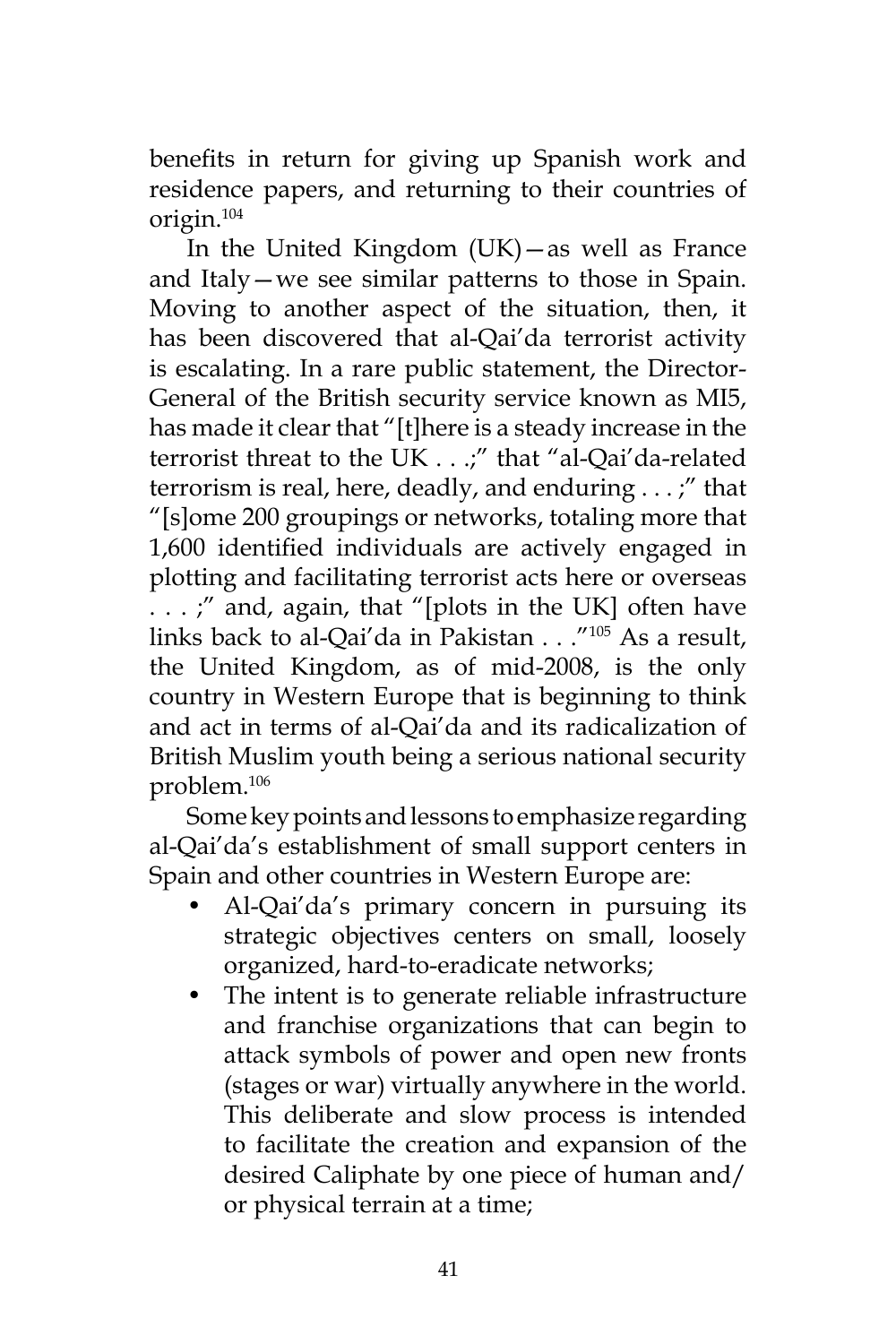benefits in return for giving up Spanish work and residence papers, and returning to their countries of origin.[104]

In the United Kingdom (UK)—as well as France and Italy—we see similar patterns to those in Spain. Moving to another aspect of the situation, then, it has been discovered that al-Qai'da terrorist activity is escalating. In a rare public statement, the Director-General of the British security service known as MI5, has made it clear that "[t]here is a steady increase in the terrorist threat to the UK . . .;" that "al-Qai'da-related terrorism is real, here, deadly, and enduring . . . ;" that "[s]ome 200 groupings or networks, totaling more that 1,600 identified individuals are actively engaged in plotting and facilitating terrorist acts here or overseas . . . ;" and, again, that "[plots in the UK] often have links back to al-Qai'da in Pakistan . . ."[105] As a result, the United Kingdom, as of mid-2008, is the only country in Western Europe that is beginning to think and act in terms of al-Qai'da and its radicalization of British Muslim youth being a serious national security problem.[106]

Some key points and lessons to emphasize regarding al-Qai'da's establishment of small support centers in Spain and other countries in Western Europe are:

- Al-Qai'da's primary concern in pursuing its strategic objectives centers on small, loosely organized, hard-to-eradicate networks;
- The intent is to generate reliable infrastructure and franchise organizations that can begin to attack symbols of power and open new fronts (stages or war) virtually anywhere in the world. This deliberate and slow process is intended to facilitate the creation and expansion of the desired Caliphate by one piece of human and/or physical terrain at a time;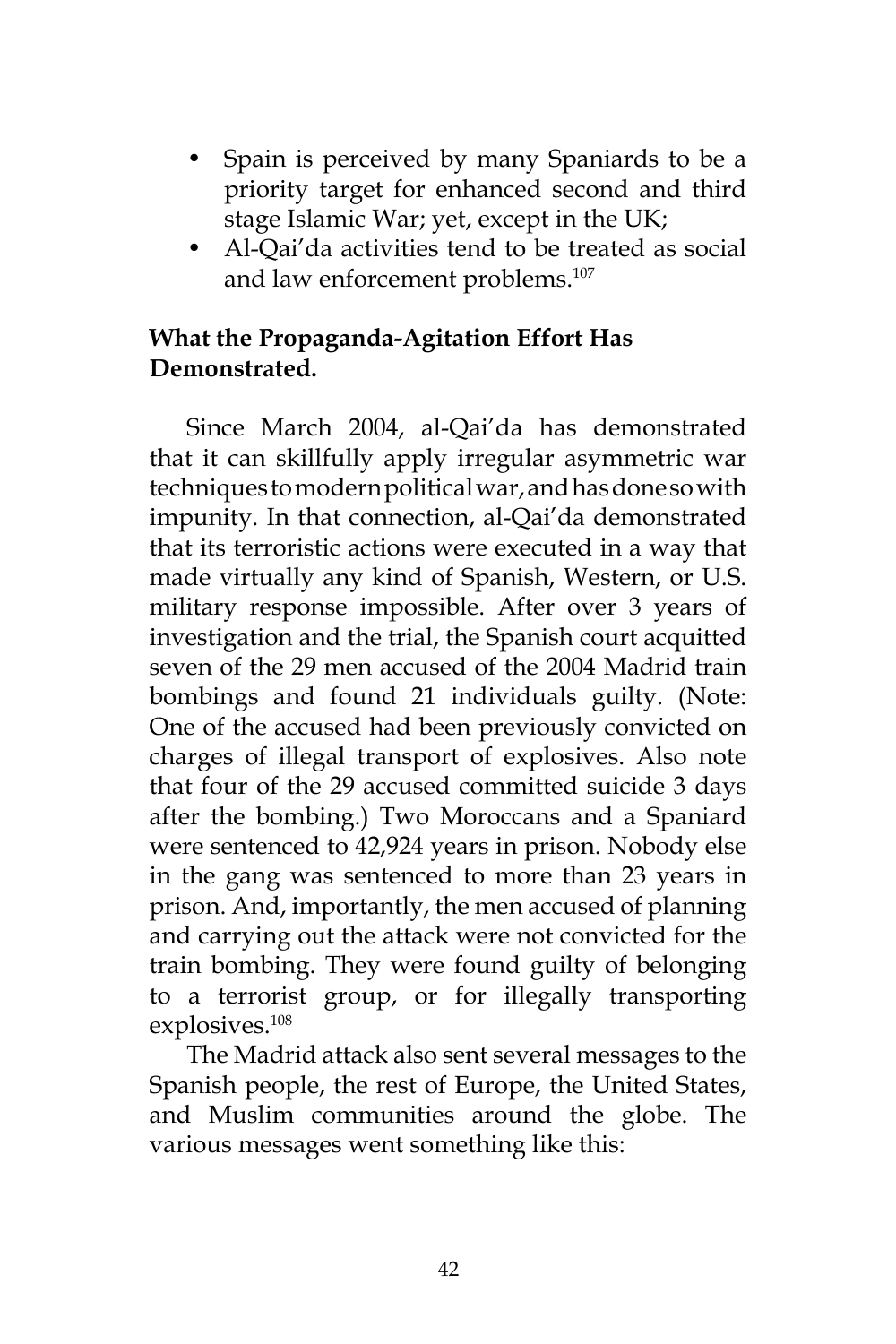- Spain is perceived by many Spaniards to be a priority target for enhanced second and third stage Islamic War; yet, except in the UK;
- Al-Qai'da activities tend to be treated as social and law enforcement problems.[107]

**What the Propaganda-Agitation Effort Has Demonstrated.**

Since March 2004, al-Qai'da has demonstrated that it can skillfully apply irregular asymmetric war techniques to modern political war, and has done so with impunity. In that connection, al-Qai'da demonstrated that its terroristic actions were executed in a way that made virtually any kind of Spanish, Western, or U.S. military response impossible. After over 3 years of investigation and the trial, the Spanish court acquitted seven of the 29 men accused of the 2004 Madrid train bombings and found 21 individuals guilty. (Note: One of the accused had been previously convicted on charges of illegal transport of explosives. Also note that four of the 29 accused committed suicide 3 days after the bombing.) Two Moroccans and a Spaniard were sentenced to 42,924 years in prison. Nobody else in the gang was sentenced to more than 23 years in prison. And, importantly, the men accused of planning and carrying out the attack were not convicted for the train bombing. They were found guilty of belonging to a terrorist group, or for illegally transporting explosives.[108]

The Madrid attack also sent several messages to the Spanish people, the rest of Europe, the United States, and Muslim communities around the globe. The various messages went something like this: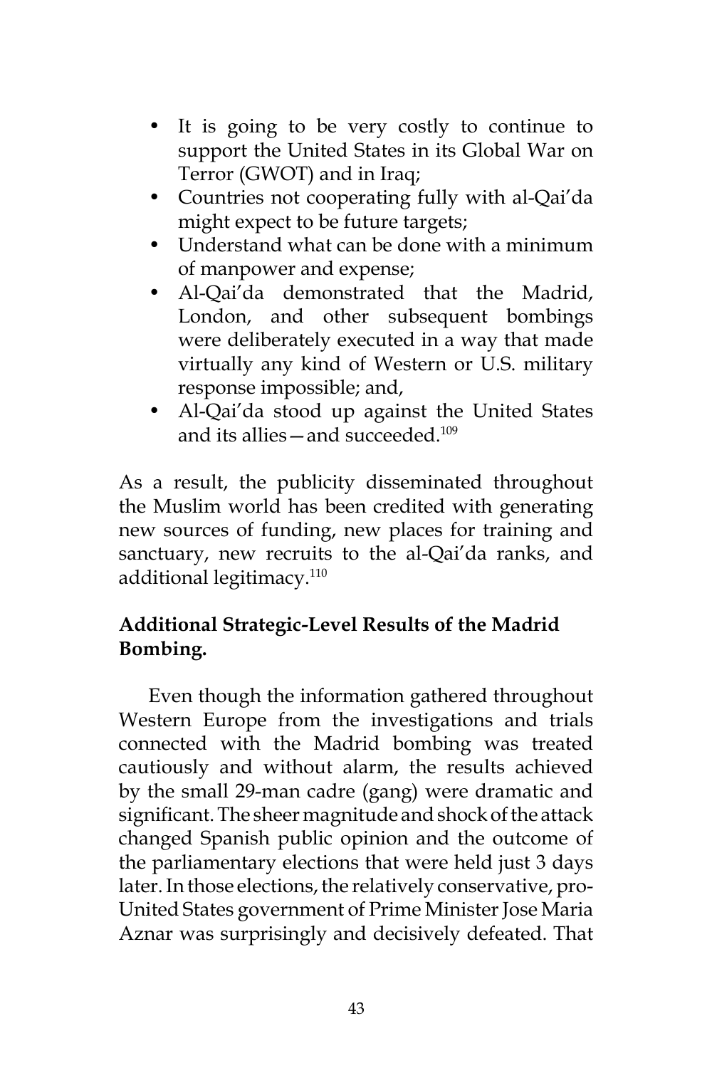- It is going to be very costly to continue to support the United States in its Global War on Terror (GWOT) and in Iraq;
- Countries not cooperating fully with al-Qai'da might expect to be future targets;
- Understand what can be done with a minimum of manpower and expense;
- Al-Qai'da demonstrated that the Madrid, London, and other subsequent bombings were deliberately executed in a way that made virtually any kind of Western or U.S. military response impossible; and,
- Al-Qai'da stood up against the United States and its allies—and succeeded.[109]

As a result, the publicity disseminated throughout the Muslim world has been credited with generating new sources of funding, new places for training and sanctuary, new recruits to the al-Qai'da ranks, and additional legitimacy.[110]

### Additional Strategic-Level Results of the Madrid Bombing.

Even though the information gathered throughout Western Europe from the investigations and trials connected with the Madrid bombing was treated cautiously and without alarm, the results achieved by the small 29-man cadre (gang) were dramatic and significant. The sheer magnitude and shock of the attack changed Spanish public opinion and the outcome of the parliamentary elections that were held just 3 days later. In those elections, the relatively conservative, pro-United States government of Prime Minister Jose Maria Aznar was surprisingly and decisively defeated. That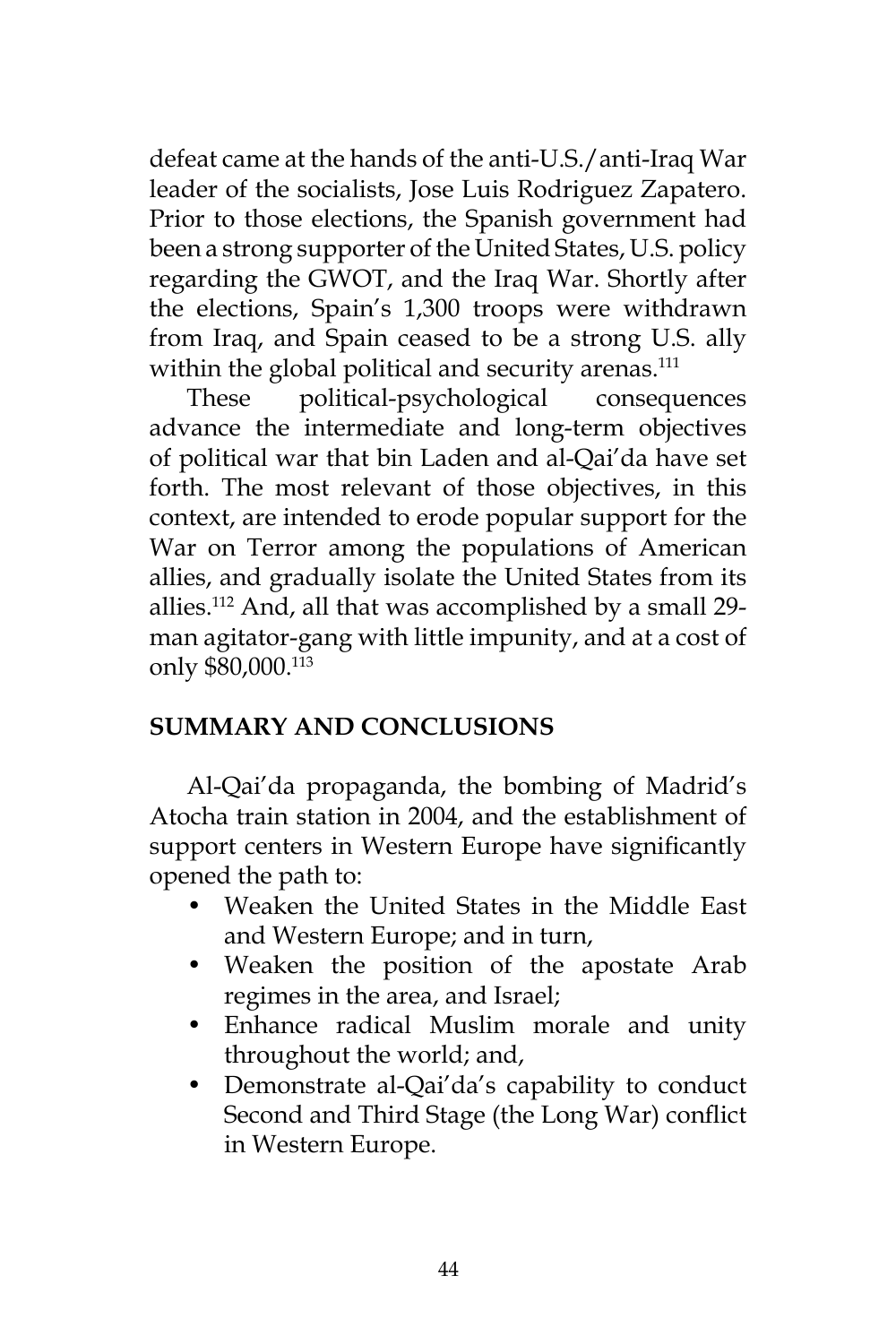defeat came at the hands of the anti-U.S./anti-Iraq War leader of the socialists, Jose Luis Rodriguez Zapatero. Prior to those elections, the Spanish government had been a strong supporter of the United States, U.S. policy regarding the GWOT, and the Iraq War. Shortly after the elections, Spain's 1,300 troops were withdrawn from Iraq, and Spain ceased to be a strong U.S. ally within the global political and security arenas.[111]

These political-psychological consequences advance the intermediate and long-term objectives of political war that bin Laden and al-Qai'da have set forth. The most relevant of those objectives, in this context, are intended to erode popular support for the War on Terror among the populations of American allies, and gradually isolate the United States from its allies.[112] And, all that was accomplished by a small 29-man agitator-gang with little impunity, and at a cost of only $80,000.[113]

## SUMMARY AND CONCLUSIONS

Al-Qai'da propaganda, the bombing of Madrid's Atocha train station in 2004, and the establishment of support centers in Western Europe have significantly opened the path to:

- Weaken the United States in the Middle East and Western Europe; and in turn,
- Weaken the position of the apostate Arab regimes in the area, and Israel;
- Enhance radical Muslim morale and unity throughout the world; and,
- Demonstrate al-Qai'da's capability to conduct Second and Third Stage (the Long War) conflict in Western Europe.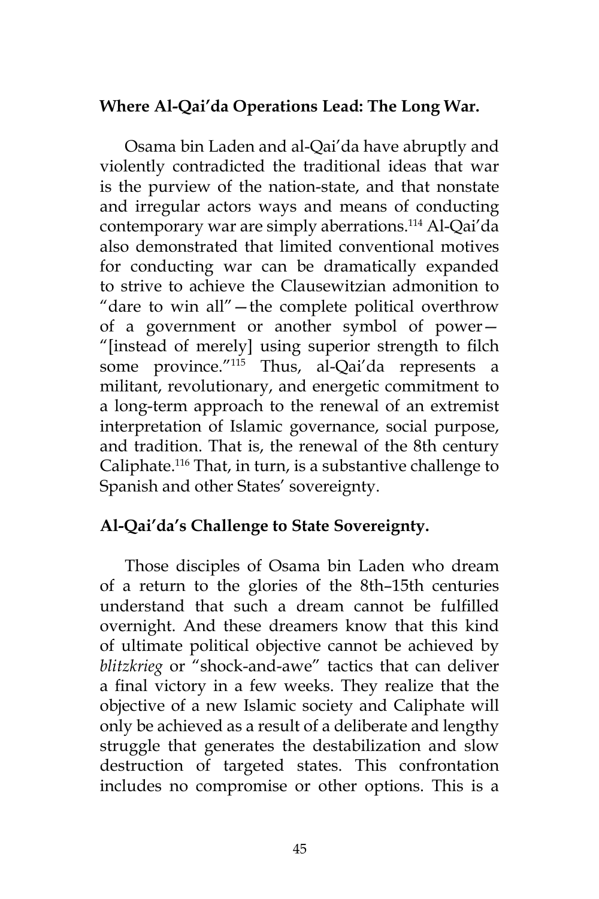**Where Al-Qai'da Operations Lead: The Long War.**

Osama bin Laden and al-Qai'da have abruptly and violently contradicted the traditional ideas that war is the purview of the nation-state, and that nonstate and irregular actors ways and means of conducting contemporary war are simply aberrations.[114] Al-Qai'da also demonstrated that limited conventional motives for conducting war can be dramatically expanded to strive to achieve the Clausewitzian admonition to "dare to win all"—the complete political overthrow of a government or another symbol of power—"[instead of merely] using superior strength to filch some province."[115] Thus, al-Qai'da represents a militant, revolutionary, and energetic commitment to a long-term approach to the renewal of an extremist interpretation of Islamic governance, social purpose, and tradition. That is, the renewal of the 8th century Caliphate.[116] That, in turn, is a substantive challenge to Spanish and other States' sovereignty.

**Al-Qai'da's Challenge to State Sovereignty.**

Those disciples of Osama bin Laden who dream of a return to the glories of the 8th–15th centuries understand that such a dream cannot be fulfilled overnight. And these dreamers know that this kind of ultimate political objective cannot be achieved by *blitzkrieg* or "shock-and-awe" tactics that can deliver a final victory in a few weeks. They realize that the objective of a new Islamic society and Caliphate will only be achieved as a result of a deliberate and lengthy struggle that generates the destabilization and slow destruction of targeted states. This confrontation includes no compromise or other options. This is a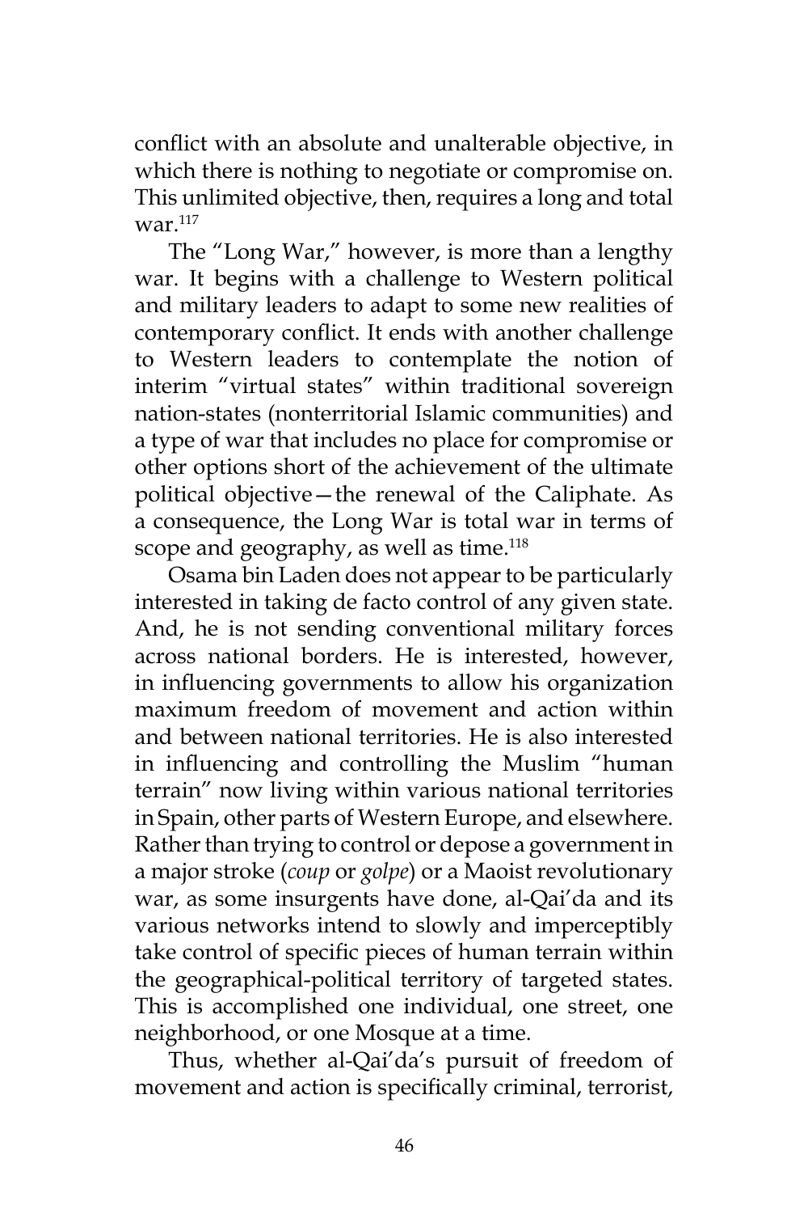conflict with an absolute and unalterable objective, in which there is nothing to negotiate or compromise on. This unlimited objective, then, requires a long and total war.[117]

The "Long War," however, is more than a lengthy war. It begins with a challenge to Western political and military leaders to adapt to some new realities of contemporary conflict. It ends with another challenge to Western leaders to contemplate the notion of interim "virtual states" within traditional sovereign nation-states (nonterritorial Islamic communities) and a type of war that includes no place for compromise or other options short of the achievement of the ultimate political objective—the renewal of the Caliphate. As a consequence, the Long War is total war in terms of scope and geography, as well as time.[118]

Osama bin Laden does not appear to be particularly interested in taking de facto control of any given state. And, he is not sending conventional military forces across national borders. He is interested, however, in influencing governments to allow his organization maximum freedom of movement and action within and between national territories. He is also interested in influencing and controlling the Muslim "human terrain" now living within various national territories in Spain, other parts of Western Europe, and elsewhere. Rather than trying to control or depose a government in a major stroke (*coup* or *golpe*) or a Maoist revolutionary war, as some insurgents have done, al-Qai'da and its various networks intend to slowly and imperceptibly take control of specific pieces of human terrain within the geographical-political territory of targeted states. This is accomplished one individual, one street, one neighborhood, or one Mosque at a time.

Thus, whether al-Qai'da's pursuit of freedom of movement and action is specifically criminal, terrorist,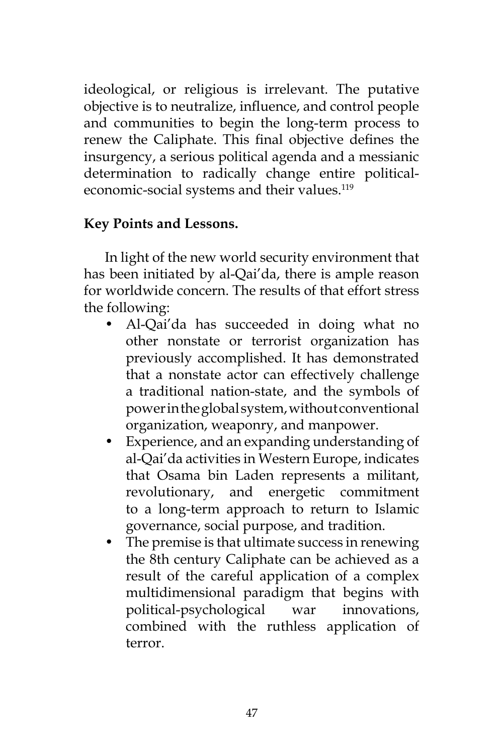ideological, or religious is irrelevant. The putative objective is to neutralize, influence, and control people and communities to begin the long-term process to renew the Caliphate. This final objective defines the insurgency, a serious political agenda and a messianic determination to radically change entire political-economic-social systems and their values.[119]

**Key Points and Lessons.**

In light of the new world security environment that has been initiated by al-Qai'da, there is ample reason for worldwide concern. The results of that effort stress the following:

- Al-Qai'da has succeeded in doing what no other nonstate or terrorist organization has previously accomplished. It has demonstrated that a nonstate actor can effectively challenge a traditional nation-state, and the symbols of power in the global system, without conventional organization, weaponry, and manpower.
- Experience, and an expanding understanding of al-Qai'da activities in Western Europe, indicates that Osama bin Laden represents a militant, revolutionary, and energetic commitment to a long-term approach to return to Islamic governance, social purpose, and tradition.
- The premise is that ultimate success in renewing the 8th century Caliphate can be achieved as a result of the careful application of a complex multidimensional paradigm that begins with political-psychological war innovations, combined with the ruthless application of terror.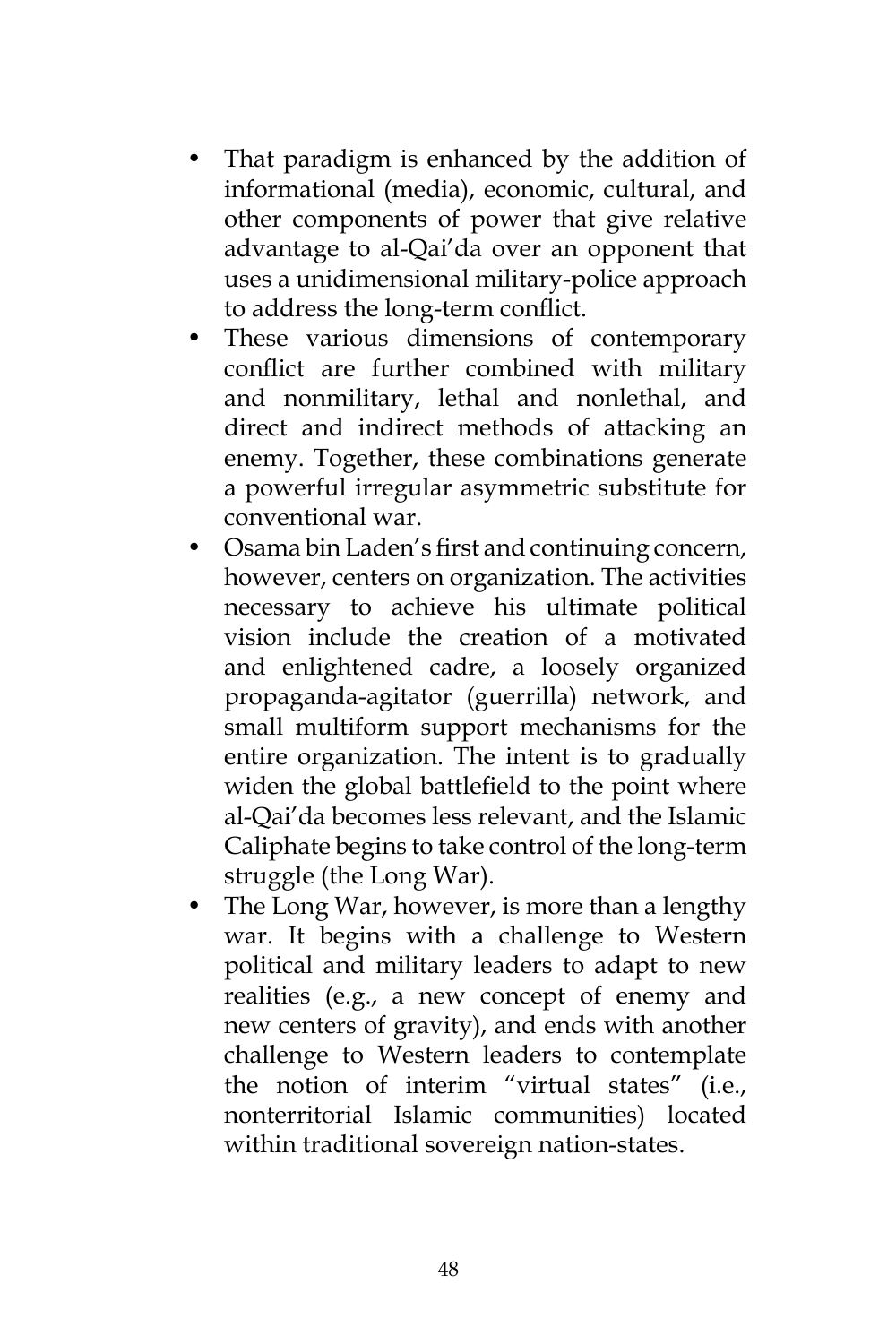- That paradigm is enhanced by the addition of informational (media), economic, cultural, and other components of power that give relative advantage to al-Qai'da over an opponent that uses a unidimensional military-police approach to address the long-term conflict.
- These various dimensions of contemporary conflict are further combined with military and nonmilitary, lethal and nonlethal, and direct and indirect methods of attacking an enemy. Together, these combinations generate a powerful irregular asymmetric substitute for conventional war.
- Osama bin Laden's first and continuing concern, however, centers on organization. The activities necessary to achieve his ultimate political vision include the creation of a motivated and enlightened cadre, a loosely organized propaganda-agitator (guerrilla) network, and small multiform support mechanisms for the entire organization. The intent is to gradually widen the global battlefield to the point where al-Qai'da becomes less relevant, and the Islamic Caliphate begins to take control of the long-term struggle (the Long War).
- The Long War, however, is more than a lengthy war. It begins with a challenge to Western political and military leaders to adapt to new realities (e.g., a new concept of enemy and new centers of gravity), and ends with another challenge to Western leaders to contemplate the notion of interim "virtual states" (i.e., nonterritorial Islamic communities) located within traditional sovereign nation-states.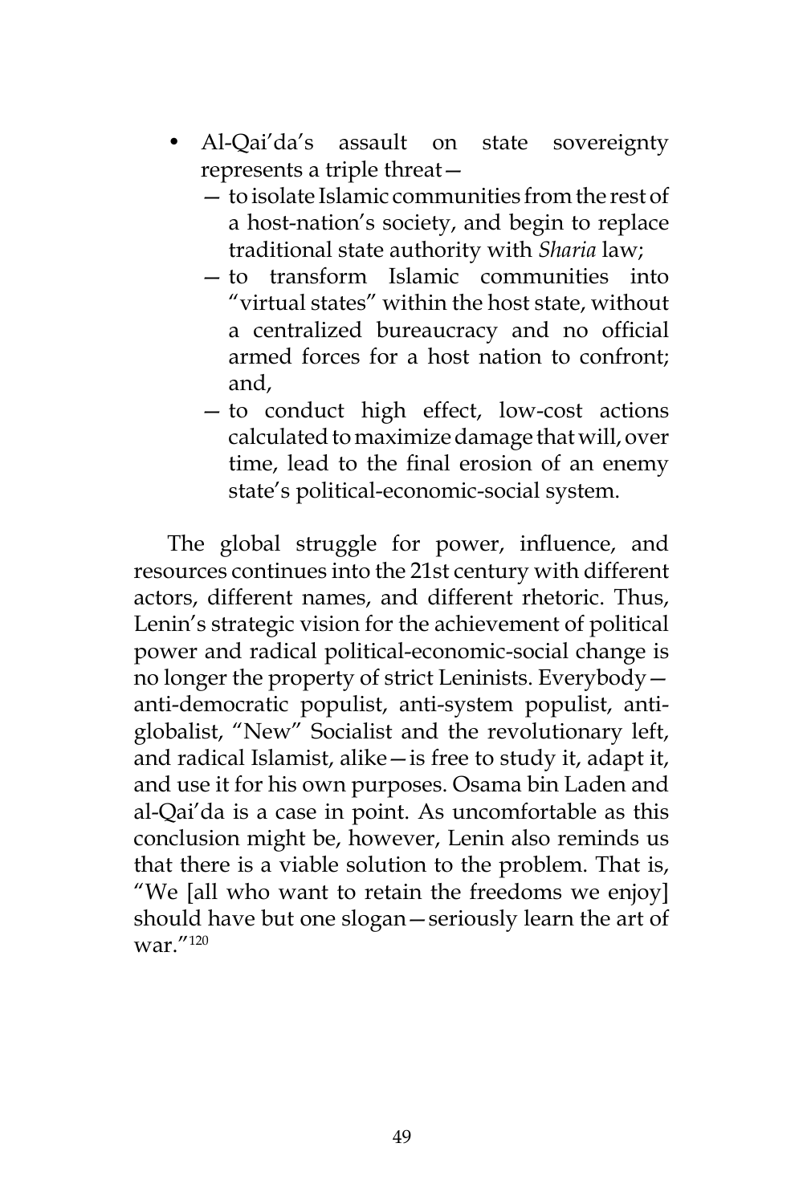- Al-Qai'da's assault on state sovereignty represents a triple threat—
    - — to isolate Islamic communities from the rest of a host-nation's society, and begin to replace traditional state authority with *Sharia* law;
    - — to transform Islamic communities into "virtual states" within the host state, without a centralized bureaucracy and no official armed forces for a host nation to confront; and,
    - — to conduct high effect, low-cost actions calculated to maximize damage that will, over time, lead to the final erosion of an enemy state's political-economic-social system.

The global struggle for power, influence, and resources continues into the 21st century with different actors, different names, and different rhetoric. Thus, Lenin's strategic vision for the achievement of political power and radical political-economic-social change is no longer the property of strict Leninists. Everybody—anti-democratic populist, anti-system populist, anti-globalist, "New" Socialist and the revolutionary left, and radical Islamist, alike—is free to study it, adapt it, and use it for his own purposes. Osama bin Laden and al-Qai'da is a case in point. As uncomfortable as this conclusion might be, however, Lenin also reminds us that there is a viable solution to the problem. That is, "We [all who want to retain the freedoms we enjoy] should have but one slogan—seriously learn the art of war."[120]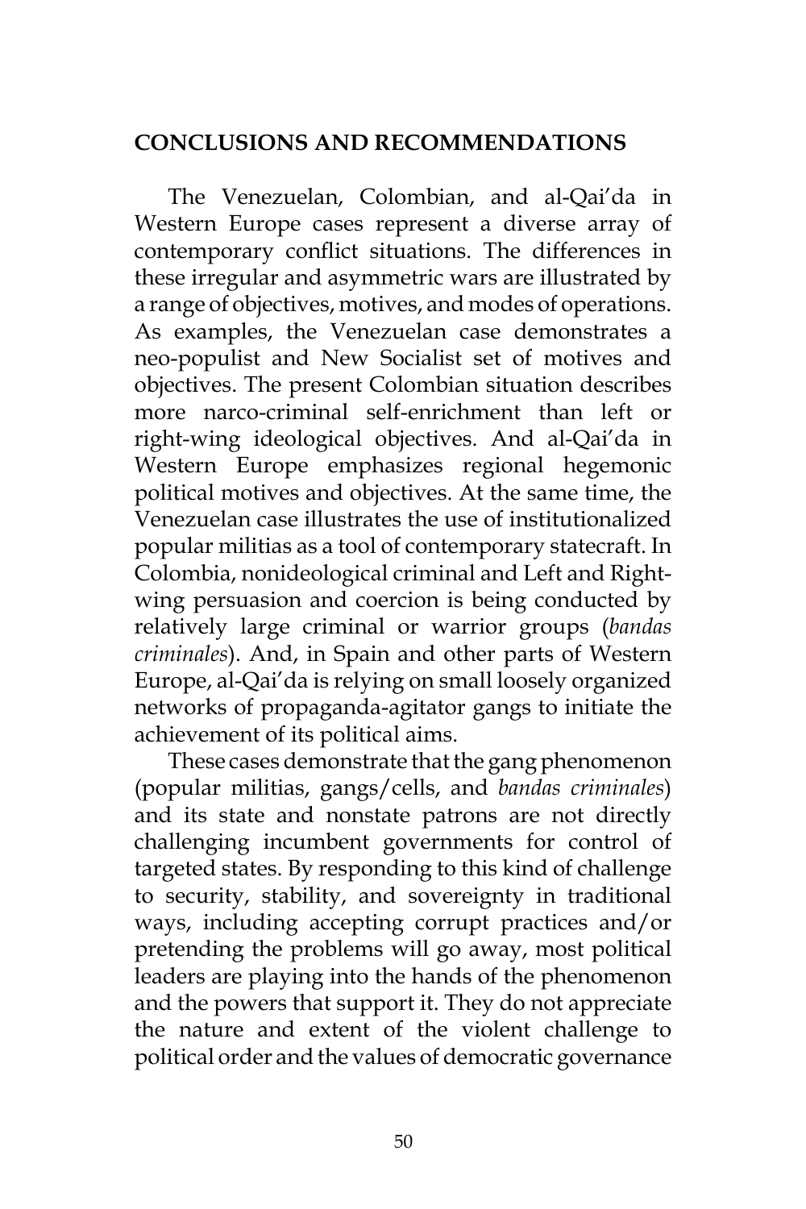## CONCLUSIONS AND RECOMMENDATIONS

The Venezuelan, Colombian, and al-Qai'da in Western Europe cases represent a diverse array of contemporary conflict situations. The differences in these irregular and asymmetric wars are illustrated by a range of objectives, motives, and modes of operations. As examples, the Venezuelan case demonstrates a neo-populist and New Socialist set of motives and objectives. The present Colombian situation describes more narco-criminal self-enrichment than left or right-wing ideological objectives. And al-Qai'da in Western Europe emphasizes regional hegemonic political motives and objectives. At the same time, the Venezuelan case illustrates the use of institutionalized popular militias as a tool of contemporary statecraft. In Colombia, nonideological criminal and Left and Right-wing persuasion and coercion is being conducted by relatively large criminal or warrior groups (*bandas criminales*). And, in Spain and other parts of Western Europe, al-Qai'da is relying on small loosely organized networks of propaganda-agitator gangs to initiate the achievement of its political aims.

These cases demonstrate that the gang phenomenon (popular militias, gangs/cells, and *bandas criminales*) and its state and nonstate patrons are not directly challenging incumbent governments for control of targeted states. By responding to this kind of challenge to security, stability, and sovereignty in traditional ways, including accepting corrupt practices and/or pretending the problems will go away, most political leaders are playing into the hands of the phenomenon and the powers that support it. They do not appreciate the nature and extent of the violent challenge to political order and the values of democratic governance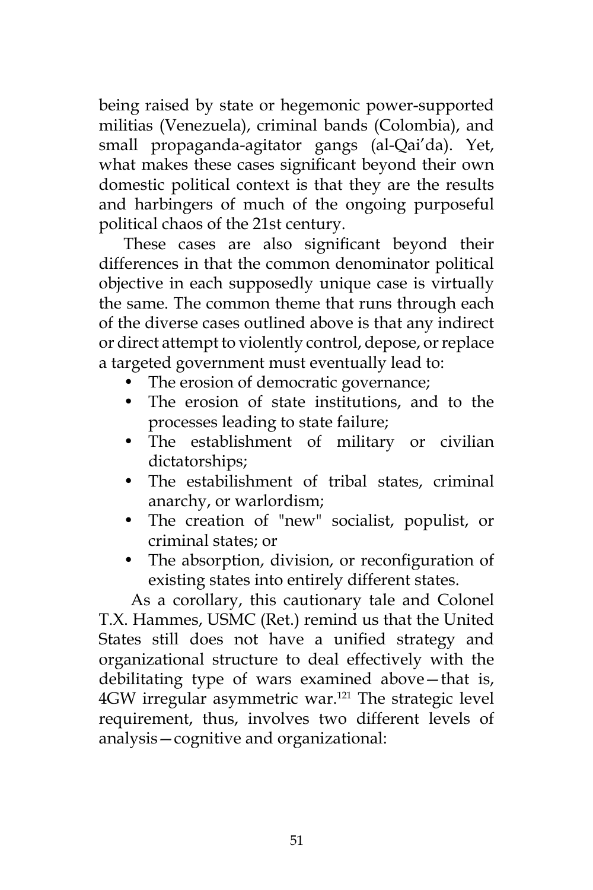being raised by state or hegemonic power-supported militias (Venezuela), criminal bands (Colombia), and small propaganda-agitator gangs (al-Qai'da). Yet, what makes these cases significant beyond their own domestic political context is that they are the results and harbingers of much of the ongoing purposeful political chaos of the 21st century.

These cases are also significant beyond their differences in that the common denominator political objective in each supposedly unique case is virtually the same. The common theme that runs through each of the diverse cases outlined above is that any indirect or direct attempt to violently control, depose, or replace a targeted government must eventually lead to:

- The erosion of democratic governance;
- The erosion of state institutions, and to the processes leading to state failure;
- The establishment of military or civilian dictatorships;
- The estabilishment of tribal states, criminal anarchy, or warlordism;
- The creation of "new" socialist, populist, or criminal states; or
- The absorption, division, or reconfiguration of existing states into entirely different states.

As a corollary, this cautionary tale and Colonel T.X. Hammes, USMC (Ret.) remind us that the United States still does not have a unified strategy and organizational structure to deal effectively with the debilitating type of wars examined above—that is, 4GW irregular asymmetric war.[121] The strategic level requirement, thus, involves two different levels of analysis—cognitive and organizational: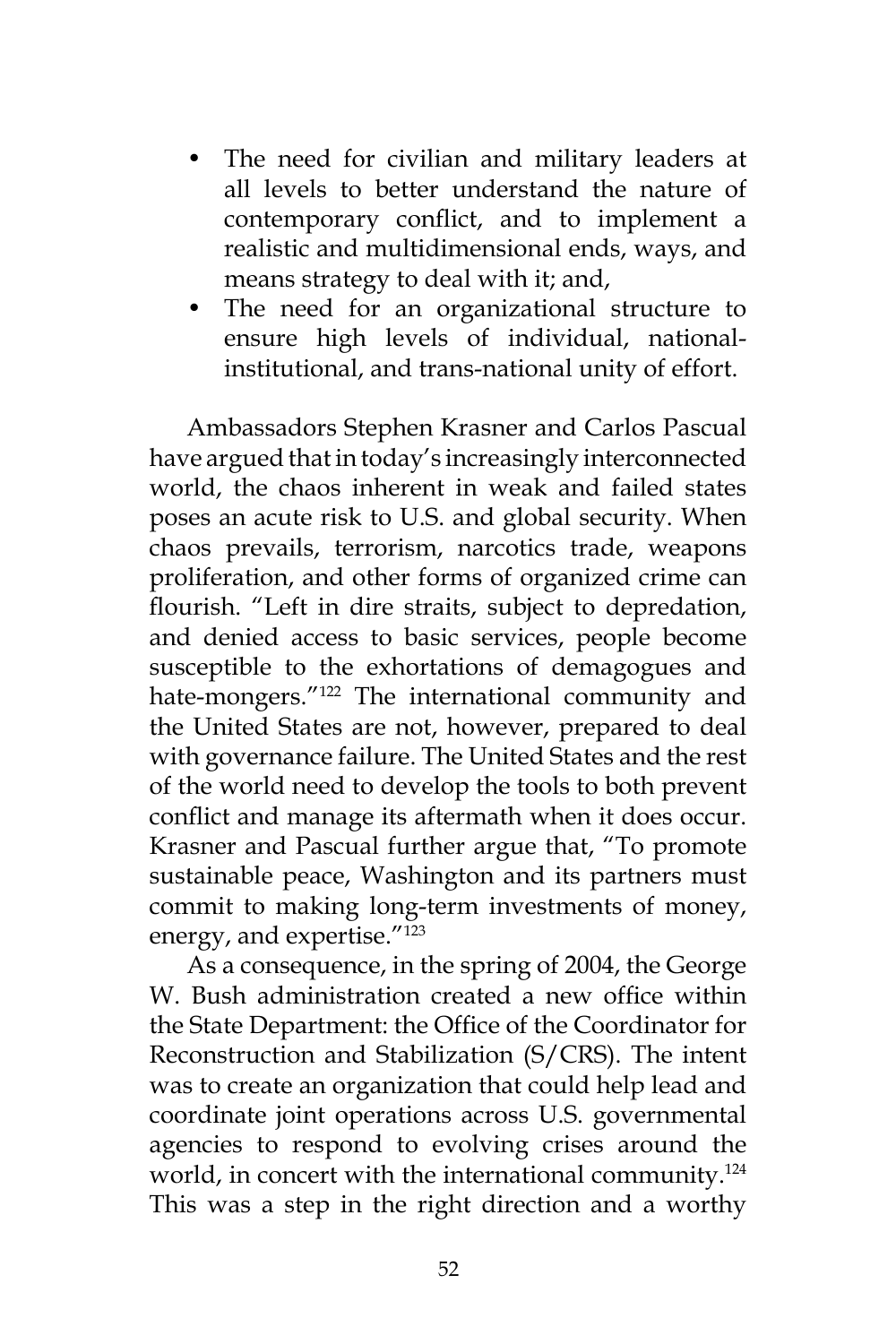- The need for civilian and military leaders at all levels to better understand the nature of contemporary conflict, and to implement a realistic and multidimensional ends, ways, and means strategy to deal with it; and,
- The need for an organizational structure to ensure high levels of individual, national-institutional, and trans-national unity of effort.

Ambassadors Stephen Krasner and Carlos Pascual have argued that in today's increasingly interconnected world, the chaos inherent in weak and failed states poses an acute risk to U.S. and global security. When chaos prevails, terrorism, narcotics trade, weapons proliferation, and other forms of organized crime can flourish. "Left in dire straits, subject to depredation, and denied access to basic services, people become susceptible to the exhortations of demagogues and hate-mongers."[122] The international community and the United States are not, however, prepared to deal with governance failure. The United States and the rest of the world need to develop the tools to both prevent conflict and manage its aftermath when it does occur. Krasner and Pascual further argue that, "To promote sustainable peace, Washington and its partners must commit to making long-term investments of money, energy, and expertise."[123]

As a consequence, in the spring of 2004, the George W. Bush administration created a new office within the State Department: the Office of the Coordinator for Reconstruction and Stabilization (S/CRS). The intent was to create an organization that could help lead and coordinate joint operations across U.S. governmental agencies to respond to evolving crises around the world, in concert with the international community.[124] This was a step in the right direction and a worthy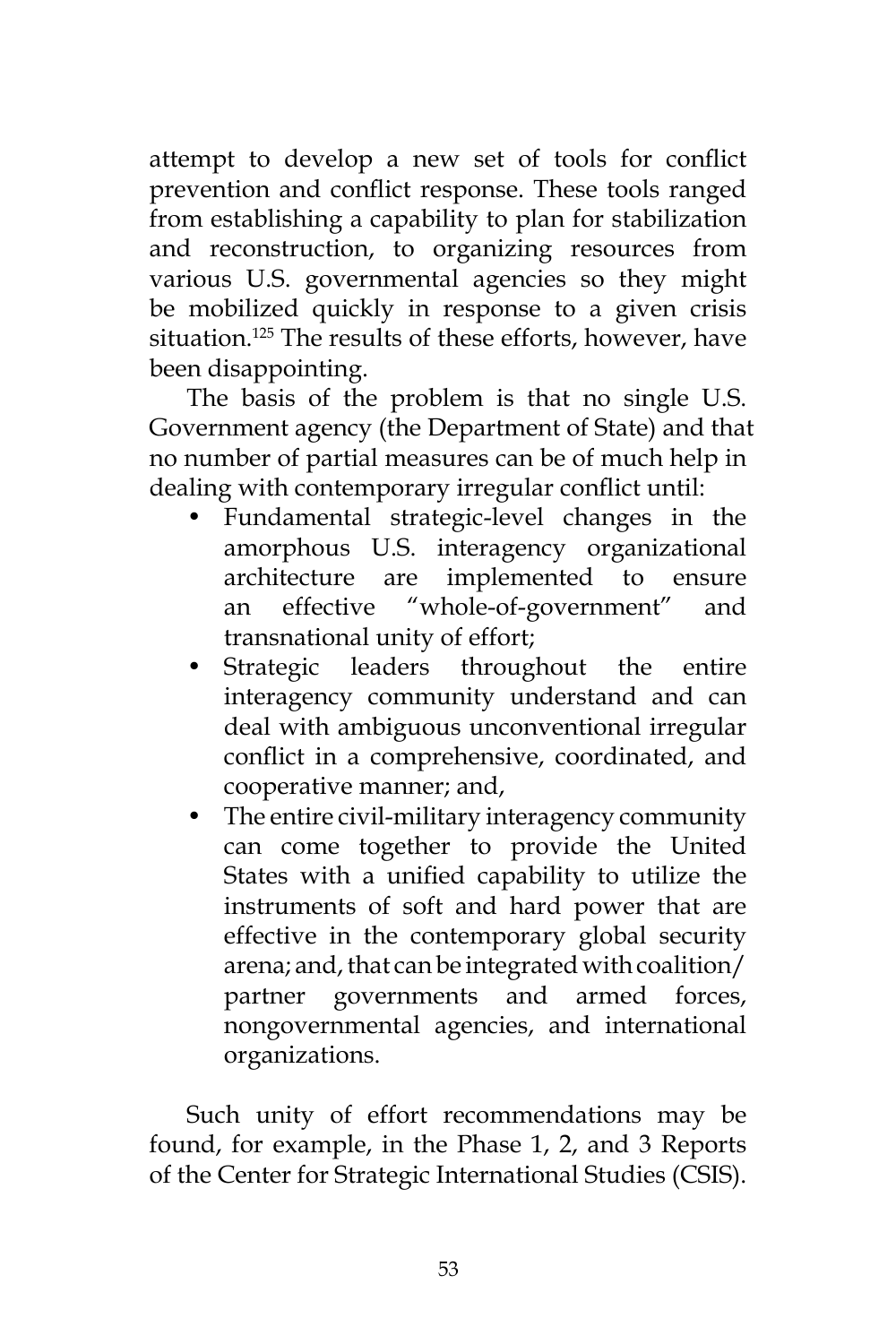attempt to develop a new set of tools for conflict prevention and conflict response. These tools ranged from establishing a capability to plan for stabilization and reconstruction, to organizing resources from various U.S. governmental agencies so they might be mobilized quickly in response to a given crisis situation.[125] The results of these efforts, however, have been disappointing.

The basis of the problem is that no single U.S. Government agency (the Department of State) and that no number of partial measures can be of much help in dealing with contemporary irregular conflict until:

- Fundamental strategic-level changes in the amorphous U.S. interagency organizational architecture are implemented to ensure an effective "whole-of-government" and transnational unity of effort;
- Strategic leaders throughout the entire interagency community understand and can deal with ambiguous unconventional irregular conflict in a comprehensive, coordinated, and cooperative manner; and,
- The entire civil-military interagency community can come together to provide the United States with a unified capability to utilize the instruments of soft and hard power that are effective in the contemporary global security arena; and, that can be integrated with coalition/partner governments and armed forces, nongovernmental agencies, and international organizations.

Such unity of effort recommendations may be found, for example, in the Phase 1, 2, and 3 Reports of the Center for Strategic International Studies (CSIS).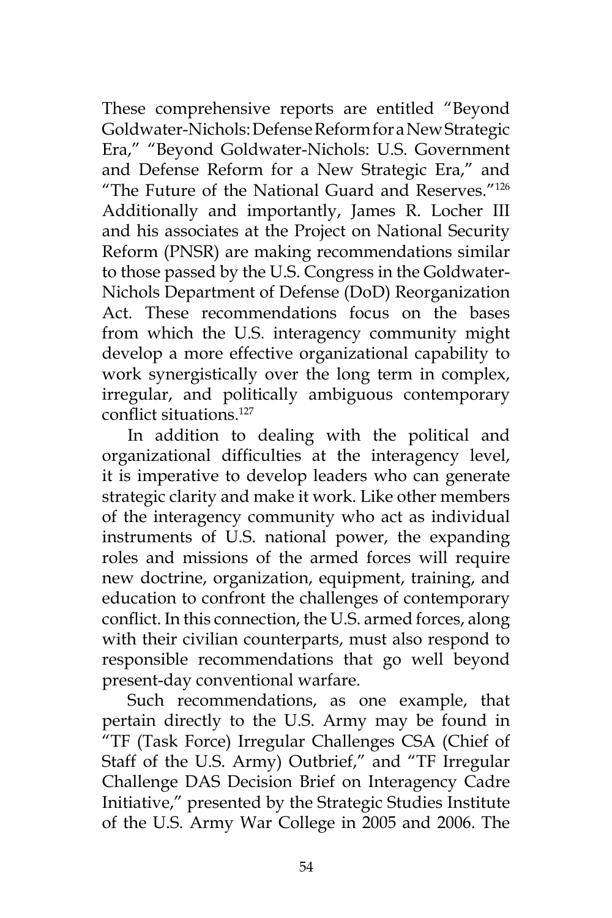These comprehensive reports are entitled "Beyond Goldwater-Nichols: Defense Reform for a New Strategic Era," "Beyond Goldwater-Nichols: U.S. Government and Defense Reform for a New Strategic Era," and "The Future of the National Guard and Reserves."[126] Additionally and importantly, James R. Locher III and his associates at the Project on National Security Reform (PNSR) are making recommendations similar to those passed by the U.S. Congress in the Goldwater-Nichols Department of Defense (DoD) Reorganization Act. These recommendations focus on the bases from which the U.S. interagency community might develop a more effective organizational capability to work synergistically over the long term in complex, irregular, and politically ambiguous contemporary conflict situations.[127]

In addition to dealing with the political and organizational difficulties at the interagency level, it is imperative to develop leaders who can generate strategic clarity and make it work. Like other members of the interagency community who act as individual instruments of U.S. national power, the expanding roles and missions of the armed forces will require new doctrine, organization, equipment, training, and education to confront the challenges of contemporary conflict. In this connection, the U.S. armed forces, along with their civilian counterparts, must also respond to responsible recommendations that go well beyond present-day conventional warfare.

Such recommendations, as one example, that pertain directly to the U.S. Army may be found in "TF (Task Force) Irregular Challenges CSA (Chief of Staff of the U.S. Army) Outbrief," and "TF Irregular Challenge DAS Decision Brief on Interagency Cadre Initiative," presented by the Strategic Studies Institute of the U.S. Army War College in 2005 and 2006. The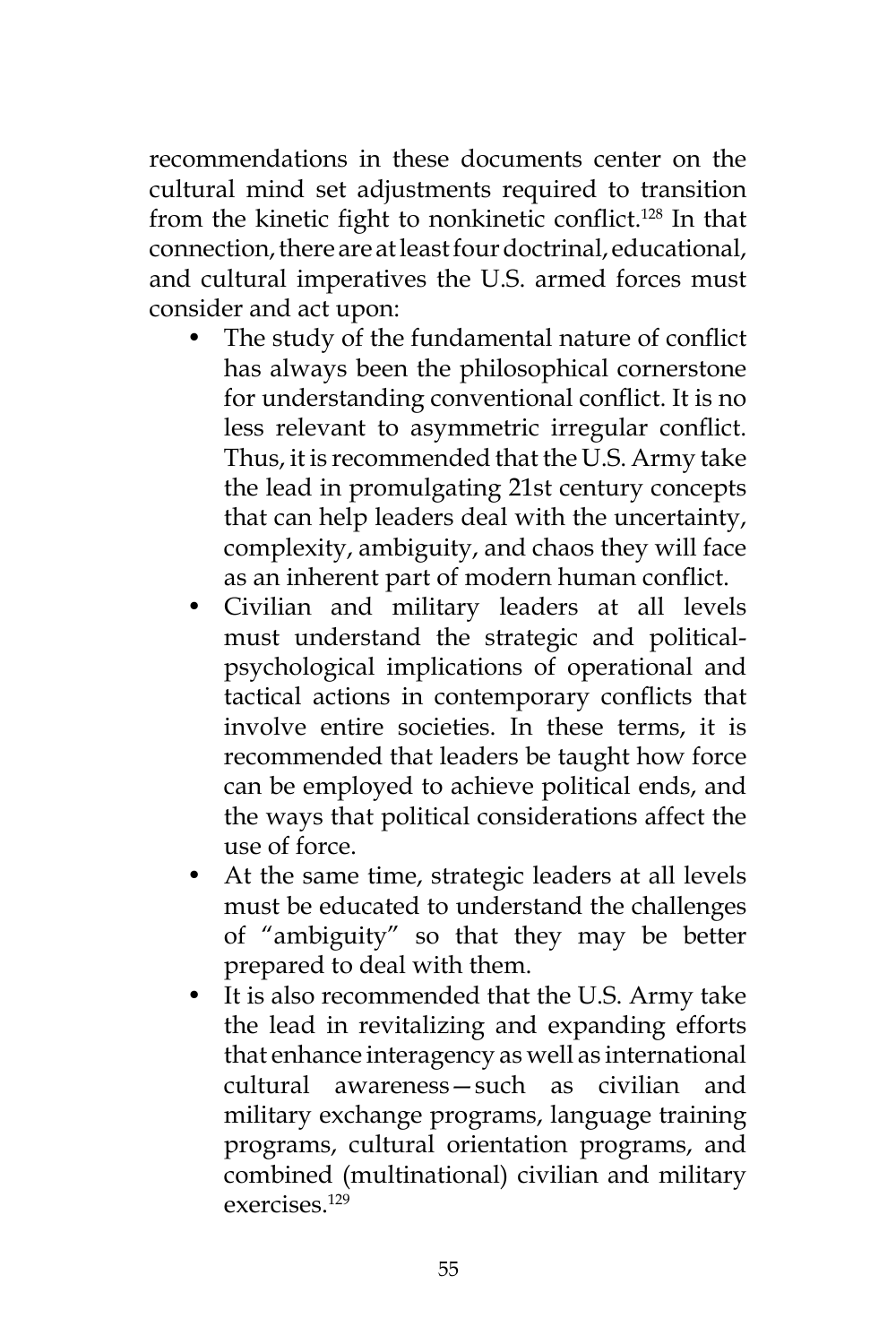recommendations in these documents center on the cultural mind set adjustments required to transition from the kinetic fight to nonkinetic conflict.[128] In that connection, there are at least four doctrinal, educational, and cultural imperatives the U.S. armed forces must consider and act upon:

- The study of the fundamental nature of conflict has always been the philosophical cornerstone for understanding conventional conflict. It is no less relevant to asymmetric irregular conflict. Thus, it is recommended that the U.S. Army take the lead in promulgating 21st century concepts that can help leaders deal with the uncertainty, complexity, ambiguity, and chaos they will face as an inherent part of modern human conflict.
- Civilian and military leaders at all levels must understand the strategic and political-psychological implications of operational and tactical actions in contemporary conflicts that involve entire societies. In these terms, it is recommended that leaders be taught how force can be employed to achieve political ends, and the ways that political considerations affect the use of force.
- At the same time, strategic leaders at all levels must be educated to understand the challenges of "ambiguity" so that they may be better prepared to deal with them.
- It is also recommended that the U.S. Army take the lead in revitalizing and expanding efforts that enhance interagency as well as international cultural awareness—such as civilian and military exchange programs, language training programs, cultural orientation programs, and combined (multinational) civilian and military exercises.[129]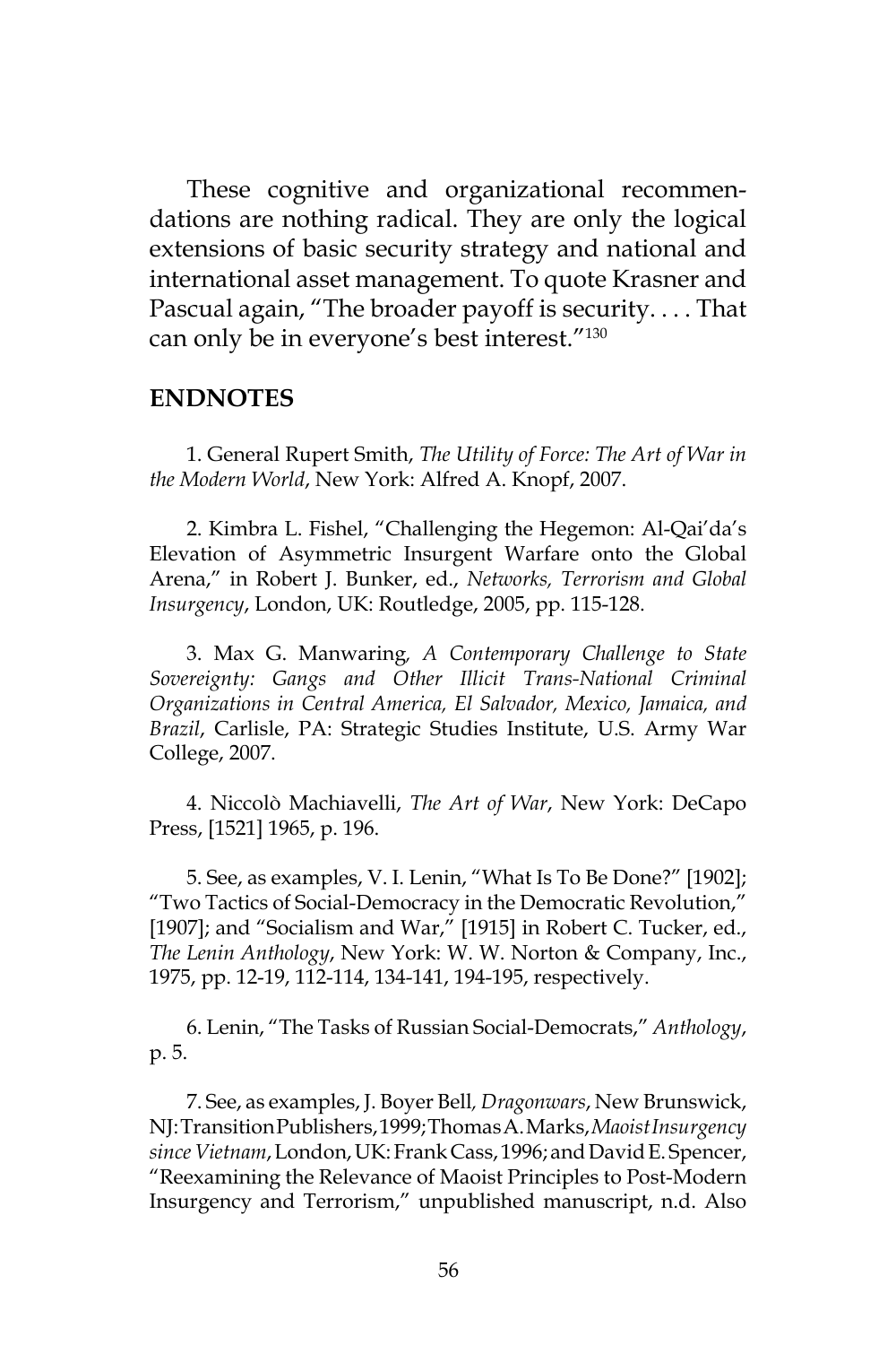These cognitive and organizational recommendations are nothing radical. They are only the logical extensions of basic security strategy and national and international asset management. To quote Krasner and Pascual again, "The broader payoff is security. . . . That can only be in everyone's best interest."[130]

## ENDNOTES

1. General Rupert Smith, *The Utility of Force: The Art of War in the Modern World*, New York: Alfred A. Knopf, 2007.

2. Kimbra L. Fishel, "Challenging the Hegemon: Al-Qai'da's Elevation of Asymmetric Insurgent Warfare onto the Global Arena," in Robert J. Bunker, ed., *Networks, Terrorism and Global Insurgency*, London, UK: Routledge, 2005, pp. 115-128.

3. Max G. Manwaring, *A Contemporary Challenge to State Sovereignty: Gangs and Other Illicit Trans-National Criminal Organizations in Central America, El Salvador, Mexico, Jamaica, and Brazil*, Carlisle, PA: Strategic Studies Institute, U.S. Army War College, 2007.

4. Niccolò Machiavelli, *The Art of War*, New York: DeCapo Press, [1521] 1965, p. 196.

5. See, as examples, V. I. Lenin, "What Is To Be Done?" [1902]; "Two Tactics of Social-Democracy in the Democratic Revolution," [1907]; and "Socialism and War," [1915] in Robert C. Tucker, ed., *The Lenin Anthology*, New York: W. W. Norton & Company, Inc., 1975, pp. 12-19, 112-114, 134-141, 194-195, respectively.

6. Lenin, "The Tasks of Russian Social-Democrats," *Anthology*, p. 5.

7. See, as examples, J. Boyer Bell, *Dragonwars*, New Brunswick, NJ: Transition Publishers, 1999; Thomas A. Marks, *Maoist Insurgency since Vietnam*, London, UK: Frank Cass, 1996; and David E. Spencer, "Reexamining the Relevance of Maoist Principles to Post-Modern Insurgency and Terrorism," unpublished manuscript, n.d. Also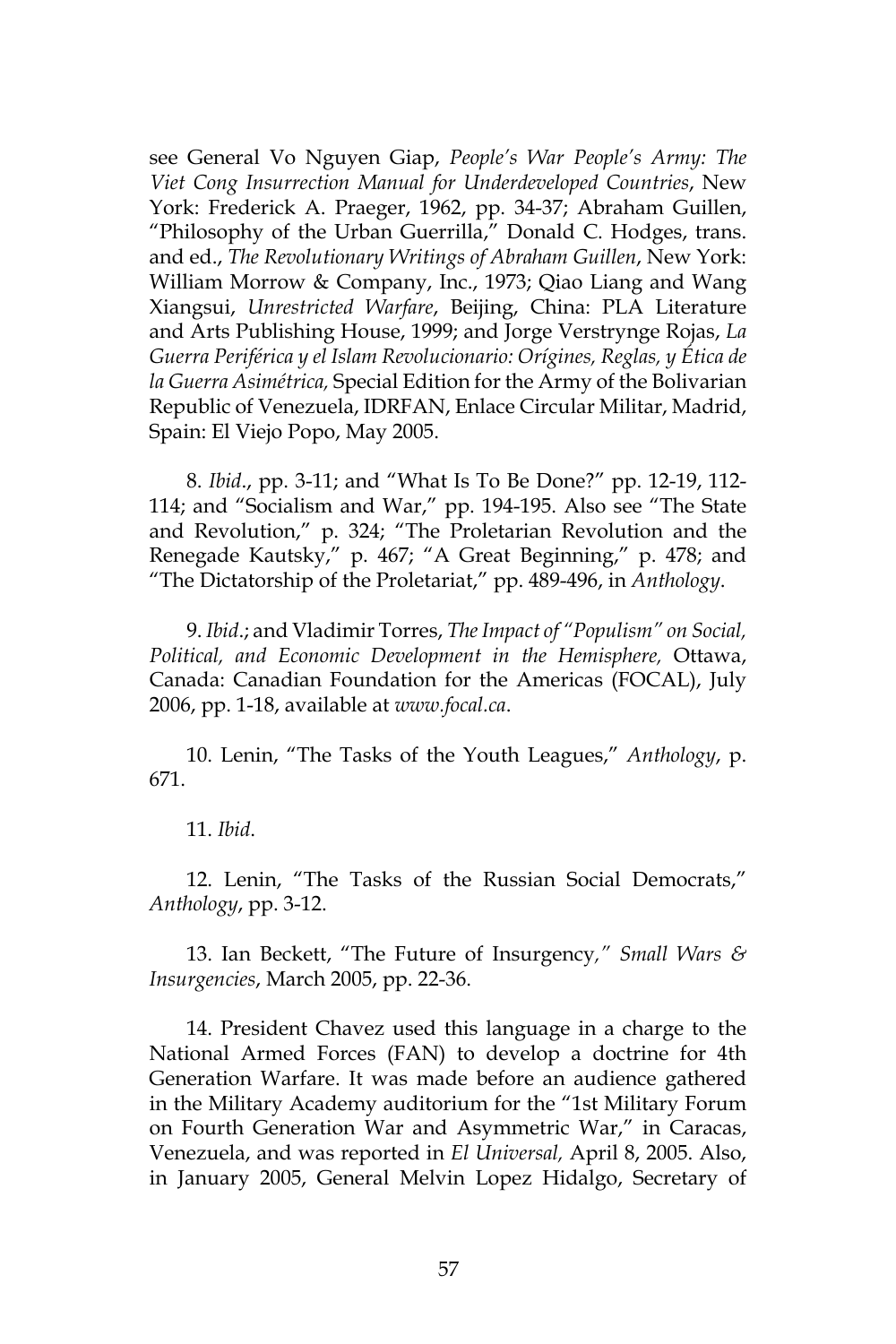see General Vo Nguyen Giap, *People's War People's Army: The Viet Cong Insurrection Manual for Underdeveloped Countries*, New York: Frederick A. Praeger, 1962, pp. 34-37; Abraham Guillen, "Philosophy of the Urban Guerrilla," Donald C. Hodges, trans. and ed., *The Revolutionary Writings of Abraham Guillen*, New York: William Morrow & Company, Inc., 1973; Qiao Liang and Wang Xiangsui, *Unrestricted Warfare*, Beijing, China: PLA Literature and Arts Publishing House, 1999; and Jorge Verstrynge Rojas, *La Guerra Periférica y el Islam Revolucionario: Orígines, Reglas, y Ética de la Guerra Asimétrica,* Special Edition for the Army of the Bolivarian Republic of Venezuela, IDRFAN, Enlace Circular Militar, Madrid, Spain: El Viejo Popo, May 2005.

8. *Ibid*., pp. 3-11; and "What Is To Be Done?" pp. 12-19, 112-114; and "Socialism and War," pp. 194-195. Also see "The State and Revolution," p. 324; "The Proletarian Revolution and the Renegade Kautsky," p. 467; "A Great Beginning," p. 478; and "The Dictatorship of the Proletariat," pp. 489-496, in *Anthology*.

9. *Ibid*.; and Vladimir Torres, *The Impact of "Populism" on Social, Political, and Economic Development in the Hemisphere,* Ottawa, Canada: Canadian Foundation for the Americas (FOCAL), July 2006, pp. 1-18, available at *www.focal.ca*.

10. Lenin, "The Tasks of the Youth Leagues," *Anthology*, p. 671.

11. *Ibid*.

12. Lenin, "The Tasks of the Russian Social Democrats," *Anthology*, pp. 3-12.

13. Ian Beckett, "The Future of Insurgency*," Small Wars & Insurgencies*, March 2005, pp. 22-36.

14. President Chavez used this language in a charge to the National Armed Forces (FAN) to develop a doctrine for 4th Generation Warfare. It was made before an audience gathered in the Military Academy auditorium for the "1st Military Forum on Fourth Generation War and Asymmetric War," in Caracas, Venezuela, and was reported in *El Universal,* April 8, 2005. Also, in January 2005, General Melvin Lopez Hidalgo, Secretary of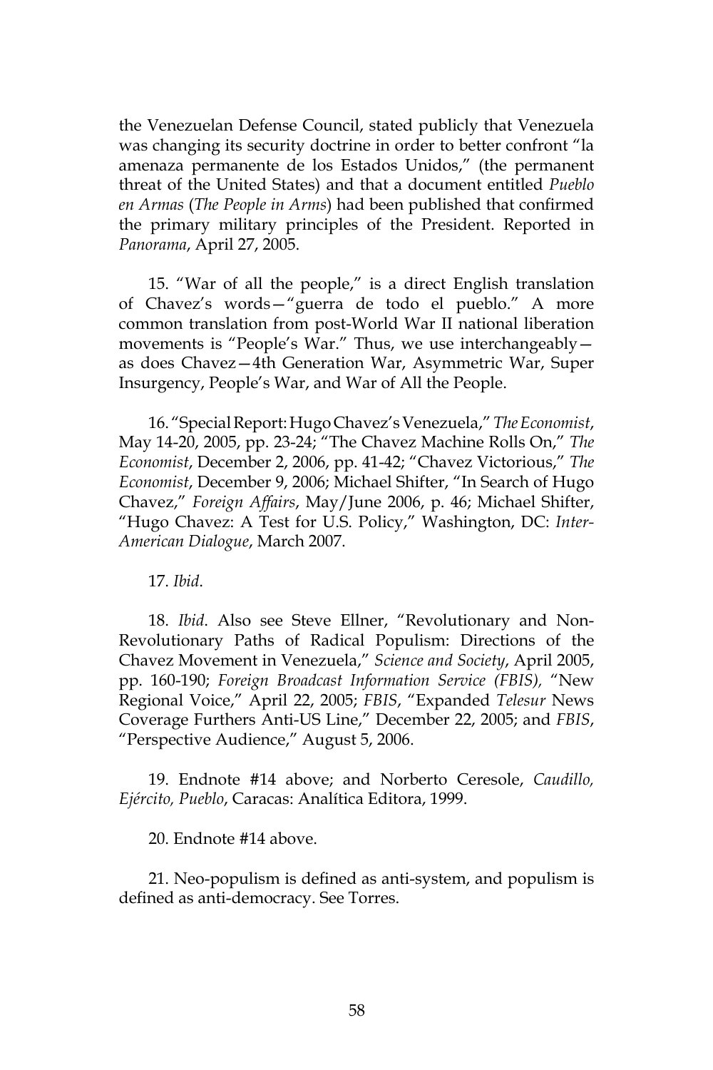the Venezuelan Defense Council, stated publicly that Venezuela was changing its security doctrine in order to better confront "la amenaza permanente de los Estados Unidos," (the permanent threat of the United States) and that a document entitled *Pueblo en Armas* (*The People in Arms*) had been published that confirmed the primary military principles of the President. Reported in *Panorama*, April 27, 2005.

15. "War of all the people," is a direct English translation of Chavez's words—"guerra de todo el pueblo." A more common translation from post-World War II national liberation movements is "People's War." Thus, we use interchangeably—as does Chavez—4th Generation War, Asymmetric War, Super Insurgency, People's War, and War of All the People.

16. "Special Report: Hugo Chavez's Venezuela," *The Economist*, May 14-20, 2005, pp. 23-24; "The Chavez Machine Rolls On," *The Economist*, December 2, 2006, pp. 41-42; "Chavez Victorious," *The Economist*, December 9, 2006; Michael Shifter, "In Search of Hugo Chavez," *Foreign Affairs*, May/June 2006, p. 46; Michael Shifter, "Hugo Chavez: A Test for U.S. Policy," Washington, DC: *Inter-American Dialogue*, March 2007.

17. *Ibid*.

18. *Ibid*. Also see Steve Ellner, "Revolutionary and Non-Revolutionary Paths of Radical Populism: Directions of the Chavez Movement in Venezuela," *Science and Society*, April 2005, pp. 160-190; *Foreign Broadcast Information Service (FBIS),* "New Regional Voice," April 22, 2005; *FBIS*, "Expanded *Telesur* News Coverage Furthers Anti-US Line," December 22, 2005; and *FBIS*, "Perspective Audience," August 5, 2006.

19. Endnote #14 above; and Norberto Ceresole, *Caudillo, Ejército, Pueblo*, Caracas: Analítica Editora, 1999.

20. Endnote #14 above.

21. Neo-populism is defined as anti-system, and populism is defined as anti-democracy. See Torres.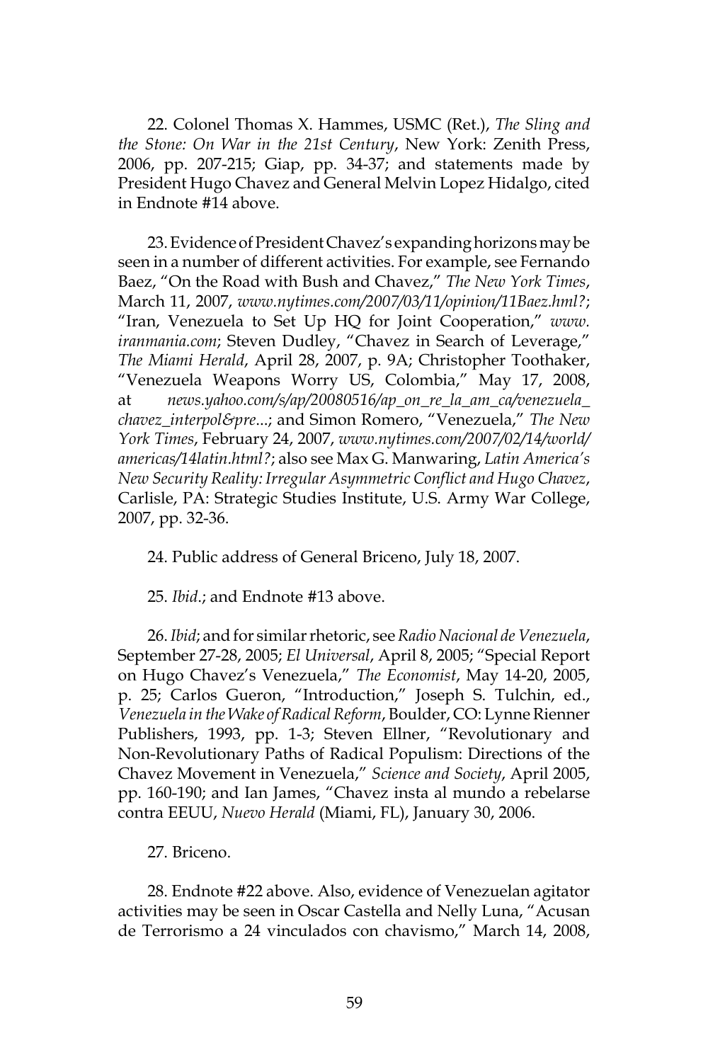22. Colonel Thomas X. Hammes, USMC (Ret.), *The Sling and the Stone: On War in the 21st Century*, New York: Zenith Press, 2006, pp. 207-215; Giap, pp. 34-37; and statements made by President Hugo Chavez and General Melvin Lopez Hidalgo, cited in Endnote #14 above.

23. Evidence of President Chavez's expanding horizons may be seen in a number of different activities. For example, see Fernando Baez, "On the Road with Bush and Chavez," *The New York Times*, March 11, 2007, *www.nytimes.com/2007/03/11/opinion/11Baez.hml?*; "Iran, Venezuela to Set Up HQ for Joint Cooperation," *www.iranmania.com*; Steven Dudley, "Chavez in Search of Leverage," *The Miami Herald*, April 28, 2007, p. 9A; Christopher Toothaker, "Venezuela Weapons Worry US, Colombia," May 17, 2008, at *news.yahoo.com/s/ap/20080516/ap_on_re_la_am_ca/venezuela_chavez_interpol&pre...*; and Simon Romero, "Venezuela," *The New York Times*, February 24, 2007, *www.nytimes.com/2007/02/14/world/americas/14latin.html?*; also see Max G. Manwaring, *Latin America's New Security Reality: Irregular Asymmetric Conflict and Hugo Chavez*, Carlisle, PA: Strategic Studies Institute, U.S. Army War College, 2007, pp. 32-36.

24. Public address of General Briceno, July 18, 2007.

25. *Ibid*.; and Endnote #13 above.

26. *Ibid*; and for similar rhetoric, see *Radio Nacional de Venezuela*, September 27-28, 2005; *El Universal*, April 8, 2005; "Special Report on Hugo Chavez's Venezuela," *The Economist*, May 14-20, 2005, p. 25; Carlos Gueron, "Introduction," Joseph S. Tulchin, ed., *Venezuela in the Wake of Radical Reform*, Boulder, CO: Lynne Rienner Publishers, 1993, pp. 1-3; Steven Ellner, "Revolutionary and Non-Revolutionary Paths of Radical Populism: Directions of the Chavez Movement in Venezuela," *Science and Society*, April 2005, pp. 160-190; and Ian James, "Chavez insta al mundo a rebelarse contra EEUU, *Nuevo Herald* (Miami, FL), January 30, 2006.

27. Briceno.

28. Endnote #22 above. Also, evidence of Venezuelan agitator activities may be seen in Oscar Castella and Nelly Luna, "Acusan de Terrorismo a 24 vinculados con chavismo," March 14, 2008,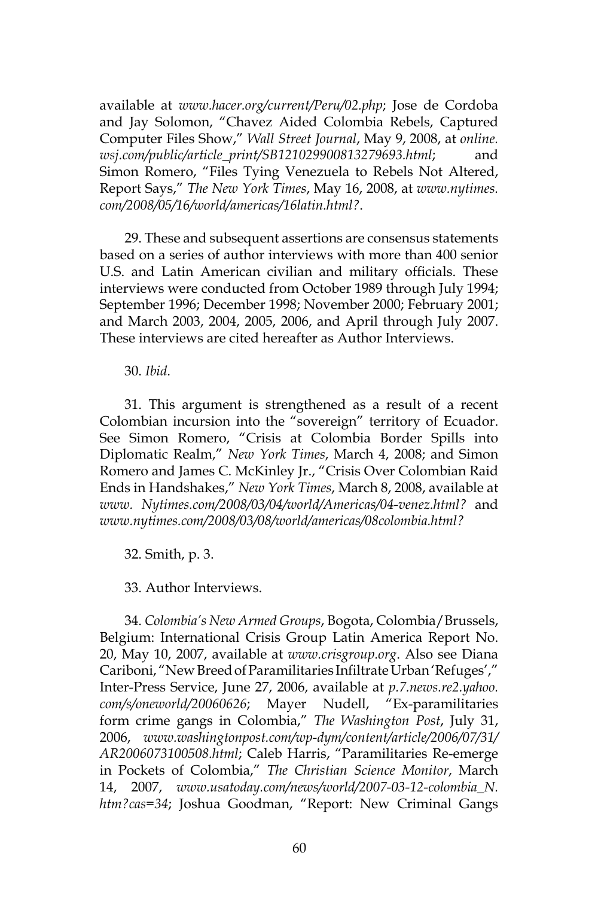available at *www.hacer.org/current/Peru/02.php*; Jose de Cordoba and Jay Solomon, "Chavez Aided Colombia Rebels, Captured Computer Files Show," *Wall Street Journal*, May 9, 2008, at *online.wsj.com/public/article_print/SB121029900813279693.html*; and Simon Romero, "Files Tying Venezuela to Rebels Not Altered, Report Says," *The New York Times*, May 16, 2008, at *www.nytimes.com/2008/05/16/world/americas/16latin.html?*.

29. These and subsequent assertions are consensus statements based on a series of author interviews with more than 400 senior U.S. and Latin American civilian and military officials. These interviews were conducted from October 1989 through July 1994; September 1996; December 1998; November 2000; February 2001; and March 2003, 2004, 2005, 2006, and April through July 2007. These interviews are cited hereafter as Author Interviews.

30. *Ibid*.

31. This argument is strengthened as a result of a recent Colombian incursion into the "sovereign" territory of Ecuador. See Simon Romero, "Crisis at Colombia Border Spills into Diplomatic Realm," *New York Times*, March 4, 2008; and Simon Romero and James C. McKinley Jr., "Crisis Over Colombian Raid Ends in Handshakes," *New York Times*, March 8, 2008, available at *www. Nytimes.com/2008/03/04/world/Americas/04-venez.html?* and *www.nytimes.com/2008/03/08/world/americas/08colombia.html?*

32. Smith, p. 3.

33. Author Interviews.

34. *Colombia's New Armed Groups*, Bogota, Colombia/Brussels, Belgium: International Crisis Group Latin America Report No. 20, May 10, 2007, available at *www.crisgroup.org*. Also see Diana Cariboni, "New Breed of Paramilitaries Infiltrate Urban 'Refuges'," Inter-Press Service, June 27, 2006, available at *p.7.news.re2.yahoo.com/s/oneworld/20060626*; Mayer Nudell, "Ex-paramilitaries form crime gangs in Colombia," *The Washington Post*, July 31, 2006, *www.washingtonpost.com/wp-dym/content/article/2006/07/31/AR2006073100508.html*; Caleb Harris, "Paramilitaries Re-emerge in Pockets of Colombia," *The Christian Science Monitor*, March 14, 2007, *www.usatoday.com/news/world/2007-03-12-colombia_N.htm?cas=34*; Joshua Goodman, "Report: New Criminal Gangs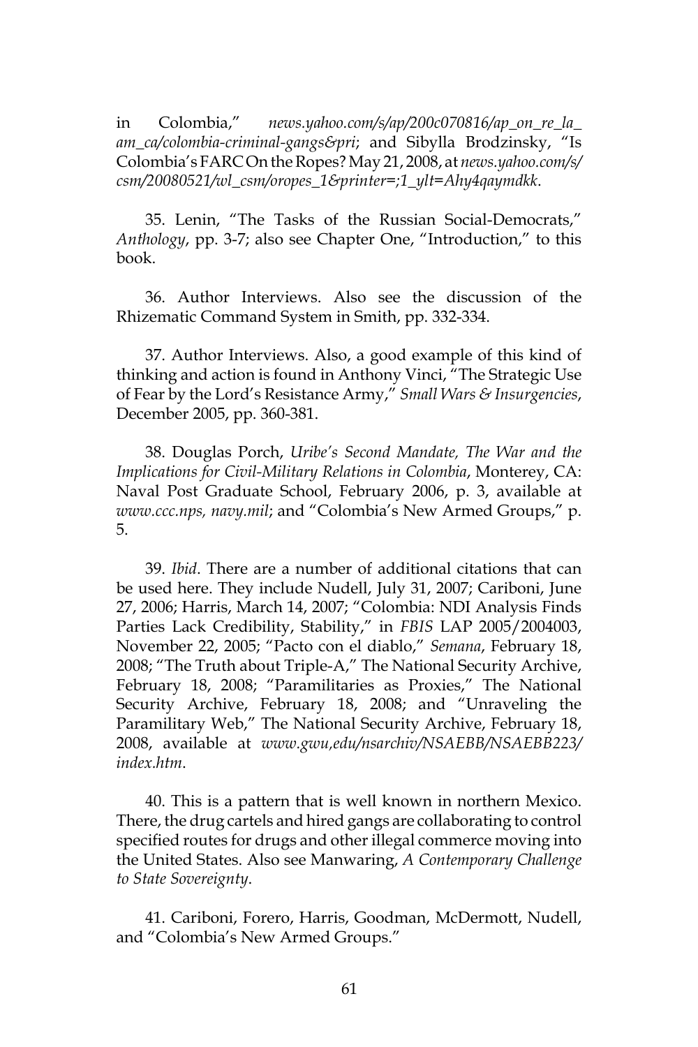in Colombia," *news.yahoo.com/s/ap/200c070816/ap_on_re_la_am_ca/colombia-criminal-gangs&pri*; and Sibylla Brodzinsky, "Is Colombia's FARC On the Ropes? May 21, 2008, at *news.yahoo.com/s/csm/20080521/wl_csm/oropes_1&printer=;1_ylt=Ahy4qaymdkk*.

35. Lenin, "The Tasks of the Russian Social-Democrats," *Anthology*, pp. 3-7; also see Chapter One, "Introduction," to this book.

36. Author Interviews. Also see the discussion of the Rhizematic Command System in Smith, pp. 332-334.

37. Author Interviews. Also, a good example of this kind of thinking and action is found in Anthony Vinci, "The Strategic Use of Fear by the Lord's Resistance Army," *Small Wars & Insurgencies*, December 2005, pp. 360-381.

38. Douglas Porch, *Uribe's Second Mandate, The War and the Implications for Civil-Military Relations in Colombia*, Monterey, CA: Naval Post Graduate School, February 2006, p. 3, available at *www.ccc.nps, navy.mil*; and "Colombia's New Armed Groups," p. 5.

39. *Ibid*. There are a number of additional citations that can be used here. They include Nudell, July 31, 2007; Cariboni, June 27, 2006; Harris, March 14, 2007; "Colombia: NDI Analysis Finds Parties Lack Credibility, Stability," in *FBIS* LAP 2005/2004003, November 22, 2005; "Pacto con el diablo," *Semana*, February 18, 2008; "The Truth about Triple-A," The National Security Archive, February 18, 2008; "Paramilitaries as Proxies," The National Security Archive, February 18, 2008; and "Unraveling the Paramilitary Web," The National Security Archive, February 18, 2008, available at *www.gwu,edu/nsarchiv/NSAEBB/NSAEBB223/index.htm*.

40. This is a pattern that is well known in northern Mexico. There, the drug cartels and hired gangs are collaborating to control specified routes for drugs and other illegal commerce moving into the United States. Also see Manwaring, *A Contemporary Challenge to State Sovereignty*.

41. Cariboni, Forero, Harris, Goodman, McDermott, Nudell, and "Colombia's New Armed Groups."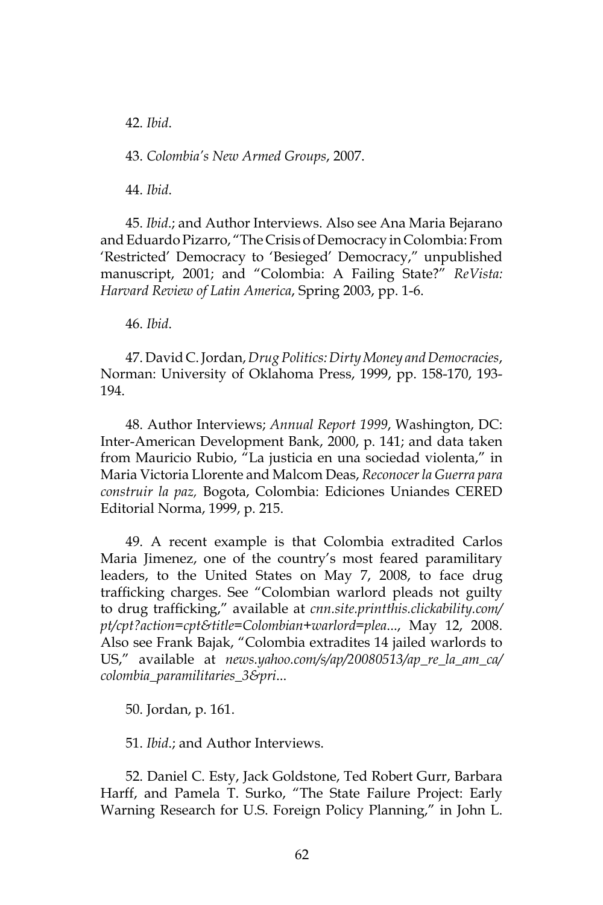42. *Ibid*.

43. *Colombia's New Armed Groups*, 2007.

44. *Ibid*.

45. *Ibid*.; and Author Interviews. Also see Ana Maria Bejarano and Eduardo Pizarro, "The Crisis of Democracy in Colombia: From 'Restricted' Democracy to 'Besieged' Democracy," unpublished manuscript, 2001; and "Colombia: A Failing State?" *ReVista: Harvard Review of Latin America*, Spring 2003, pp. 1-6.

46. *Ibid*.

47. David C. Jordan, *Drug Politics: Dirty Money and Democracies*, Norman: University of Oklahoma Press, 1999, pp. 158-170, 193-194.

48. Author Interviews; *Annual Report 1999*, Washington, DC: Inter-American Development Bank, 2000, p. 141; and data taken from Mauricio Rubio, "La justicia en una sociedad violenta," in Maria Victoria Llorente and Malcom Deas, *Reconocer la Guerra para construir la paz,* Bogota, Colombia: Ediciones Uniandes CERED Editorial Norma, 1999, p. 215.

49. A recent example is that Colombia extradited Carlos Maria Jimenez, one of the country's most feared paramilitary leaders, to the United States on May 7, 2008, to face drug trafficking charges. See "Colombian warlord pleads not guilty to drug trafficking," available at *cnn.site.printthis.clickability.com/pt/cpt?action=cpt&title=Colombian+warlord=plea...*, May 12, 2008. Also see Frank Bajak, "Colombia extradites 14 jailed warlords to US," available at *news.yahoo.com/s/ap/20080513/ap_re_la_am_ca/colombia_paramilitaries_3&pri...*

50. Jordan, p. 161.

51. *Ibid*.; and Author Interviews.

52. Daniel C. Esty, Jack Goldstone, Ted Robert Gurr, Barbara Harff, and Pamela T. Surko, "The State Failure Project: Early Warning Research for U.S. Foreign Policy Planning," in John L.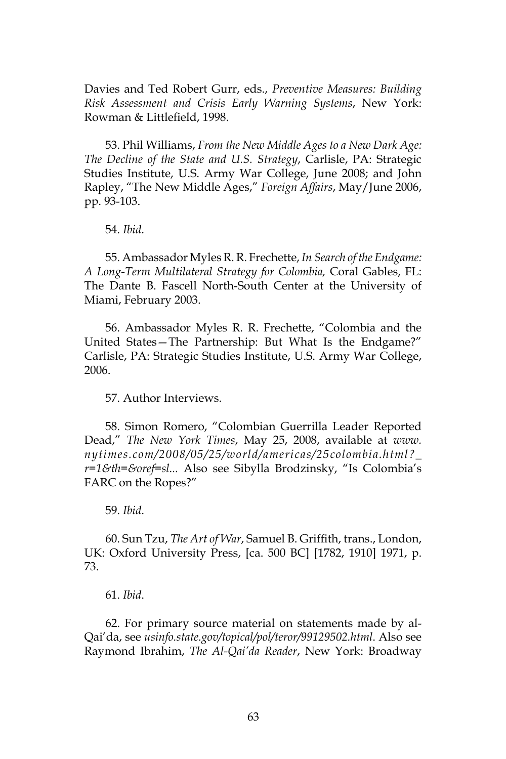Davies and Ted Robert Gurr, eds., *Preventive Measures: Building Risk Assessment and Crisis Early Warning Systems*, New York: Rowman & Littlefield, 1998.

53. Phil Williams, *From the New Middle Ages to a New Dark Age: The Decline of the State and U.S. Strategy*, Carlisle, PA: Strategic Studies Institute, U.S. Army War College, June 2008; and John Rapley, "The New Middle Ages," *Foreign Affairs*, May/June 2006, pp. 93-103.

54. *Ibid*.

55. Ambassador Myles R. R. Frechette, *In Search of the Endgame: A Long-Term Multilateral Strategy for Colombia,* Coral Gables, FL: The Dante B. Fascell North-South Center at the University of Miami, February 2003.

56. Ambassador Myles R. R. Frechette, "Colombia and the United States—The Partnership: But What Is the Endgame?" Carlisle, PA: Strategic Studies Institute, U.S. Army War College, 2006.

57. Author Interviews.

58. Simon Romero, "Colombian Guerrilla Leader Reported Dead," *The New York Times*, May 25, 2008, available at *www.nytimes.com/2008/05/25/world/americas/25colombia.html?_r=1&th=&oref=sl...* Also see Sibylla Brodzinsky, "Is Colombia's FARC on the Ropes?"

59. *Ibid*.

60. Sun Tzu, *The Art of War*, Samuel B. Griffith, trans., London, UK: Oxford University Press, [ca. 500 BC] [1782, 1910] 1971, p. 73.

61. *Ibid*.

62. For primary source material on statements made by al-Qai'da, see *usinfo.state.gov/topical/pol/teror/99129502.html*. Also see Raymond Ibrahim, *The Al-Qai'da Reader*, New York: Broadway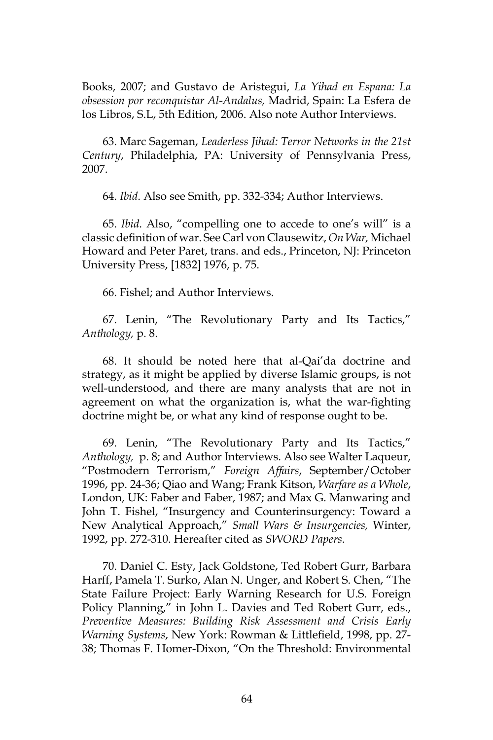Books, 2007; and Gustavo de Aristegui, *La Yihad en Espana: La obsession por reconquistar Al-Andalus,* Madrid, Spain: La Esfera de los Libros, S.L, 5th Edition, 2006. Also note Author Interviews.

63. Marc Sageman, *Leaderless Jihad: Terror Networks in the 21st Century*, Philadelphia, PA: University of Pennsylvania Press, 2007.

64. *Ibid*. Also see Smith, pp. 332-334; Author Interviews.

65. *Ibid*. Also, "compelling one to accede to one's will" is a classic definition of war. See Carl von Clausewitz, *On War,* Michael Howard and Peter Paret, trans. and eds., Princeton, NJ: Princeton University Press, [1832] 1976, p. 75.

66. Fishel; and Author Interviews.

67. Lenin, "The Revolutionary Party and Its Tactics," *Anthology,* p. 8.

68. It should be noted here that al-Qai'da doctrine and strategy, as it might be applied by diverse Islamic groups, is not well-understood, and there are many analysts that are not in agreement on what the organization is, what the war-fighting doctrine might be, or what any kind of response ought to be.

69. Lenin, "The Revolutionary Party and Its Tactics," *Anthology,* p. 8; and Author Interviews. Also see Walter Laqueur, "Postmodern Terrorism," *Foreign Affairs*, September/October 1996, pp. 24-36; Qiao and Wang; Frank Kitson, *Warfare as a Whole*, London, UK: Faber and Faber, 1987; and Max G. Manwaring and John T. Fishel, "Insurgency and Counterinsurgency: Toward a New Analytical Approach," *Small Wars & Insurgencies,* Winter, 1992, pp. 272-310. Hereafter cited as *SWORD Papers*.

70. Daniel C. Esty, Jack Goldstone, Ted Robert Gurr, Barbara Harff, Pamela T. Surko, Alan N. Unger, and Robert S. Chen, "The State Failure Project: Early Warning Research for U.S. Foreign Policy Planning," in John L. Davies and Ted Robert Gurr, eds., *Preventive Measures: Building Risk Assessment and Crisis Early Warning Systems*, New York: Rowman & Littlefield, 1998, pp. 27-38; Thomas F. Homer-Dixon, "On the Threshold: Environmental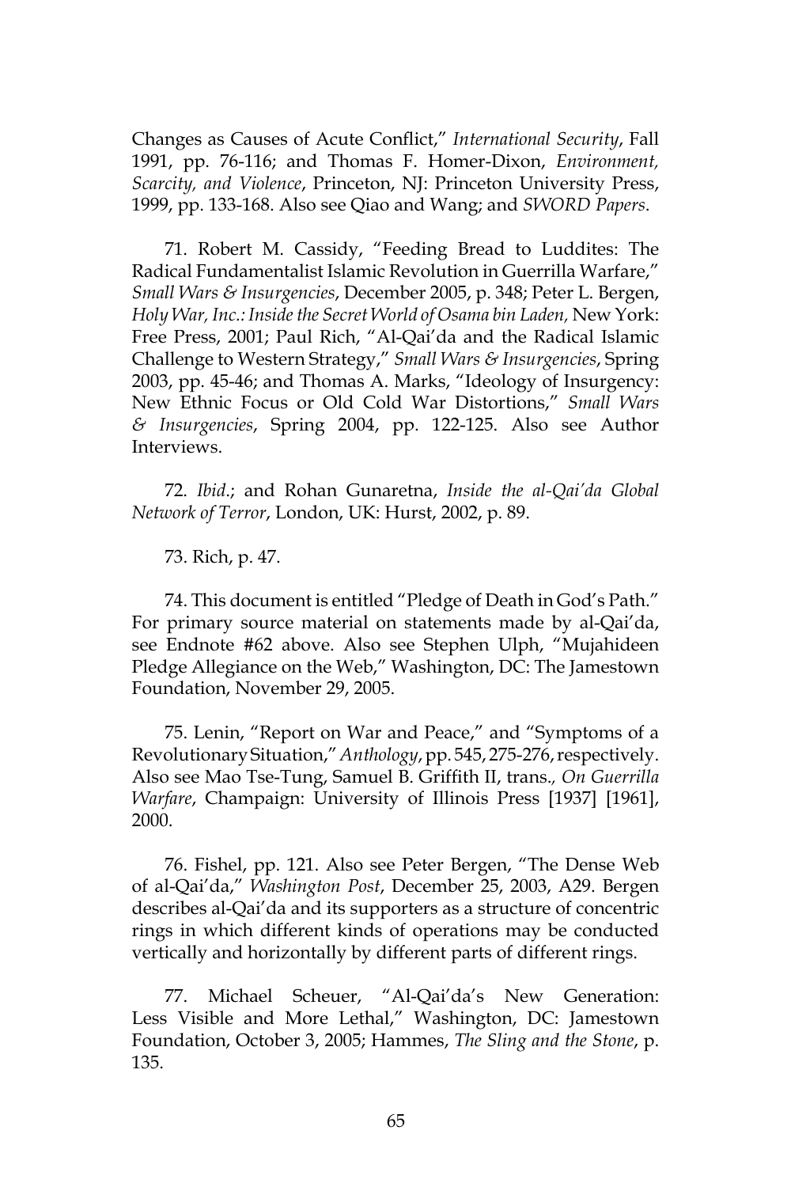Changes as Causes of Acute Conflict," *International Security*, Fall 1991, pp. 76-116; and Thomas F. Homer-Dixon, *Environment, Scarcity, and Violence*, Princeton, NJ: Princeton University Press, 1999, pp. 133-168. Also see Qiao and Wang; and *SWORD Papers*.

71. Robert M. Cassidy, "Feeding Bread to Luddites: The Radical Fundamentalist Islamic Revolution in Guerrilla Warfare," *Small Wars & Insurgencies*, December 2005, p. 348; Peter L. Bergen, *Holy War, Inc.: Inside the Secret World of Osama bin Laden,* New York: Free Press, 2001; Paul Rich, "Al-Qai'da and the Radical Islamic Challenge to Western Strategy," *Small Wars & Insurgencies*, Spring 2003, pp. 45-46; and Thomas A. Marks, "Ideology of Insurgency: New Ethnic Focus or Old Cold War Distortions," *Small Wars & Insurgencies*, Spring 2004, pp. 122-125. Also see Author Interviews.

72. *Ibid*.; and Rohan Gunaretna, *Inside the al-Qai'da Global Network of Terror*, London, UK: Hurst, 2002, p. 89.

73. Rich, p. 47.

74. This document is entitled "Pledge of Death in God's Path." For primary source material on statements made by al-Qai'da, see Endnote #62 above. Also see Stephen Ulph, "Mujahideen Pledge Allegiance on the Web," Washington, DC: The Jamestown Foundation, November 29, 2005.

75. Lenin, "Report on War and Peace," and "Symptoms of a Revolutionary Situation," *Anthology*, pp. 545, 275-276, respectively. Also see Mao Tse-Tung, Samuel B. Griffith II, trans., *On Guerrilla Warfare*, Champaign: University of Illinois Press [1937] [1961], 2000.

76. Fishel, pp. 121. Also see Peter Bergen, "The Dense Web of al-Qai'da," *Washington Post*, December 25, 2003, A29. Bergen describes al-Qai'da and its supporters as a structure of concentric rings in which different kinds of operations may be conducted vertically and horizontally by different parts of different rings.

77. Michael Scheuer, "Al-Qai'da's New Generation: Less Visible and More Lethal," Washington, DC: Jamestown Foundation, October 3, 2005; Hammes, *The Sling and the Stone*, p. 135.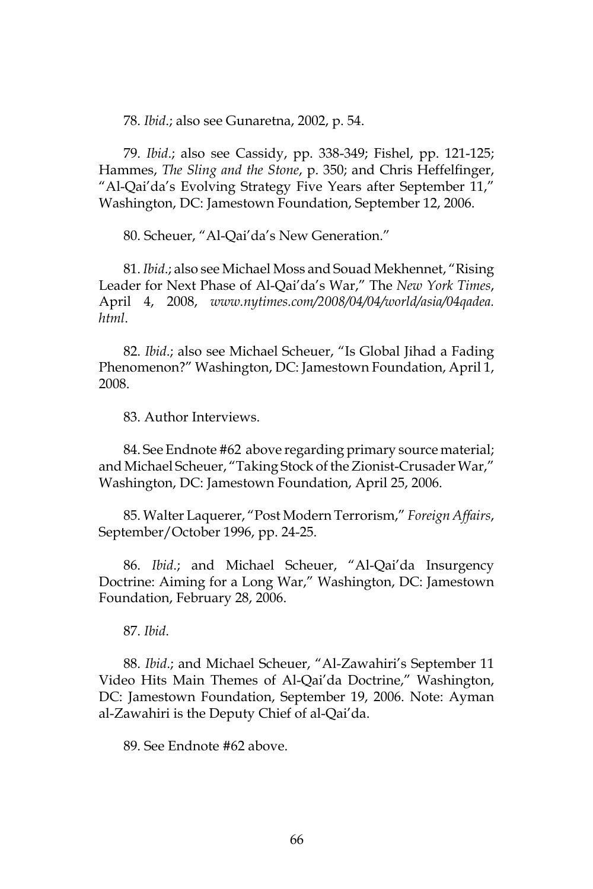78. *Ibid*.; also see Gunaretna, 2002, p. 54.

79. *Ibid*.; also see Cassidy, pp. 338-349; Fishel, pp. 121-125; Hammes, *The Sling and the Stone*, p. 350; and Chris Heffelfinger, "Al-Qai'da's Evolving Strategy Five Years after September 11," Washington, DC: Jamestown Foundation, September 12, 2006.

80. Scheuer, "Al-Qai'da's New Generation."

81. *Ibid*.; also see Michael Moss and Souad Mekhennet, "Rising Leader for Next Phase of Al-Qai'da's War," The *New York Times*, April 4, 2008, *www.nytimes.com/2008/04/04/world/asia/04qadea.html*.

82. *Ibid*.; also see Michael Scheuer, "Is Global Jihad a Fading Phenomenon?" Washington, DC: Jamestown Foundation, April 1, 2008.

83. Author Interviews.

84. See Endnote #62 above regarding primary source material; and Michael Scheuer, "Taking Stock of the Zionist-Crusader War," Washington, DC: Jamestown Foundation, April 25, 2006.

85. Walter Laquerer, "Post Modern Terrorism," *Foreign Affairs*, September/October 1996, pp. 24-25.

86. *Ibid*.; and Michael Scheuer, "Al-Qai'da Insurgency Doctrine: Aiming for a Long War," Washington, DC: Jamestown Foundation, February 28, 2006.

87. *Ibid*.

88. *Ibid*.; and Michael Scheuer, "Al-Zawahiri's September 11 Video Hits Main Themes of Al-Qai'da Doctrine," Washington, DC: Jamestown Foundation, September 19, 2006. Note: Ayman al-Zawahiri is the Deputy Chief of al-Qai'da.

89. See Endnote #62 above.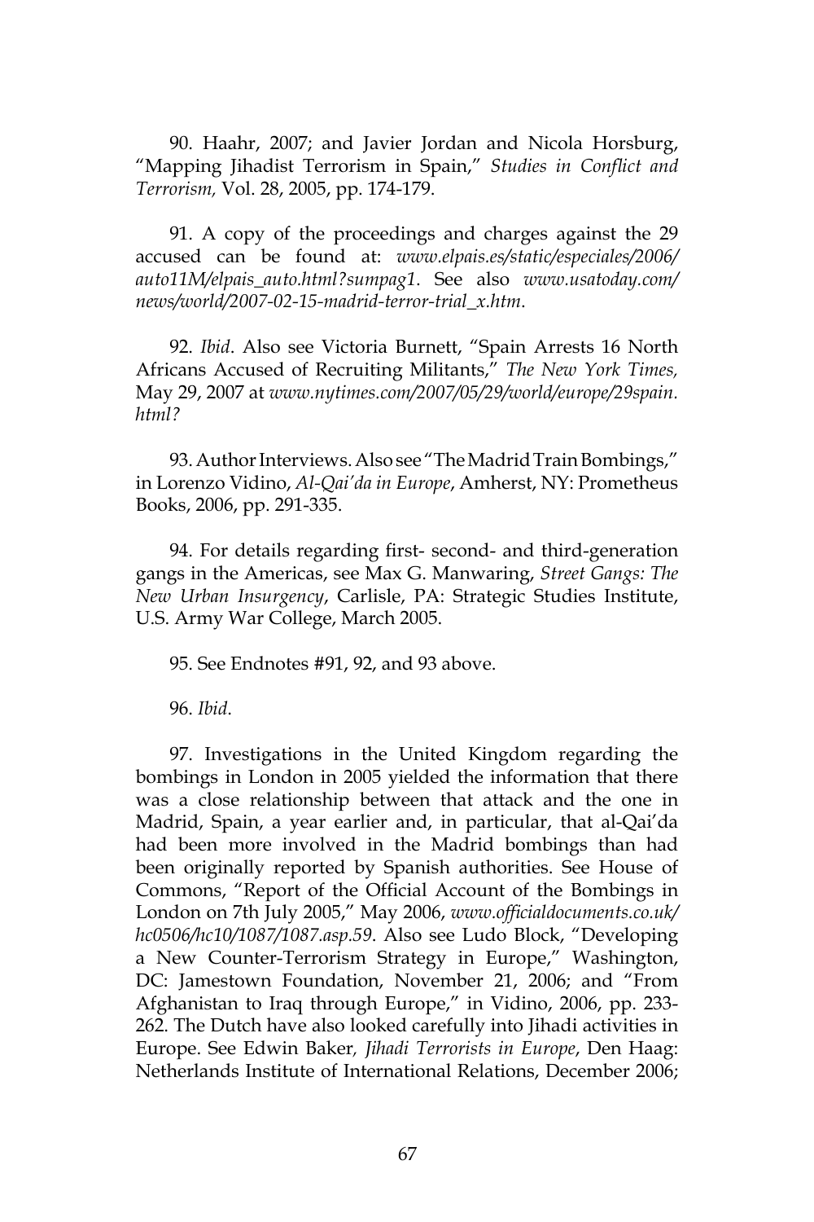90. Haahr, 2007; and Javier Jordan and Nicola Horsburg, "Mapping Jihadist Terrorism in Spain," *Studies in Conflict and Terrorism,* Vol. 28, 2005, pp. 174-179.

91. A copy of the proceedings and charges against the 29 accused can be found at: *www.elpais.es/static/especiales/2006/auto11M/elpais_auto.html?sumpag1*. See also *www.usatoday.com/news/world/2007-02-15-madrid-terror-trial_x.htm*.

92. *Ibid*. Also see Victoria Burnett, "Spain Arrests 16 North Africans Accused of Recruiting Militants," *The New York Times,* May 29, 2007 at *www.nytimes.com/2007/05/29/world/europe/29spain.html?*

93. Author Interviews. Also see "The Madrid Train Bombings," in Lorenzo Vidino, *Al-Qai'da in Europe*, Amherst, NY: Prometheus Books, 2006, pp. 291-335.

94. For details regarding first- second- and third-generation gangs in the Americas, see Max G. Manwaring, *Street Gangs: The New Urban Insurgency*, Carlisle, PA: Strategic Studies Institute, U.S. Army War College, March 2005.

95. See Endnotes #91, 92, and 93 above.

96. *Ibid*.

97. Investigations in the United Kingdom regarding the bombings in London in 2005 yielded the information that there was a close relationship between that attack and the one in Madrid, Spain, a year earlier and, in particular, that al-Qai'da had been more involved in the Madrid bombings than had been originally reported by Spanish authorities. See House of Commons, "Report of the Official Account of the Bombings in London on 7th July 2005," May 2006, *www.officialdocuments.co.uk/hc0506/hc10/1087/1087.asp.59*. Also see Ludo Block, "Developing a New Counter-Terrorism Strategy in Europe," Washington, DC: Jamestown Foundation, November 21, 2006; and "From Afghanistan to Iraq through Europe," in Vidino, 2006, pp. 233-262. The Dutch have also looked carefully into Jihadi activities in Europe. See Edwin Baker*, Jihadi Terrorists in Europe*, Den Haag: Netherlands Institute of International Relations, December 2006;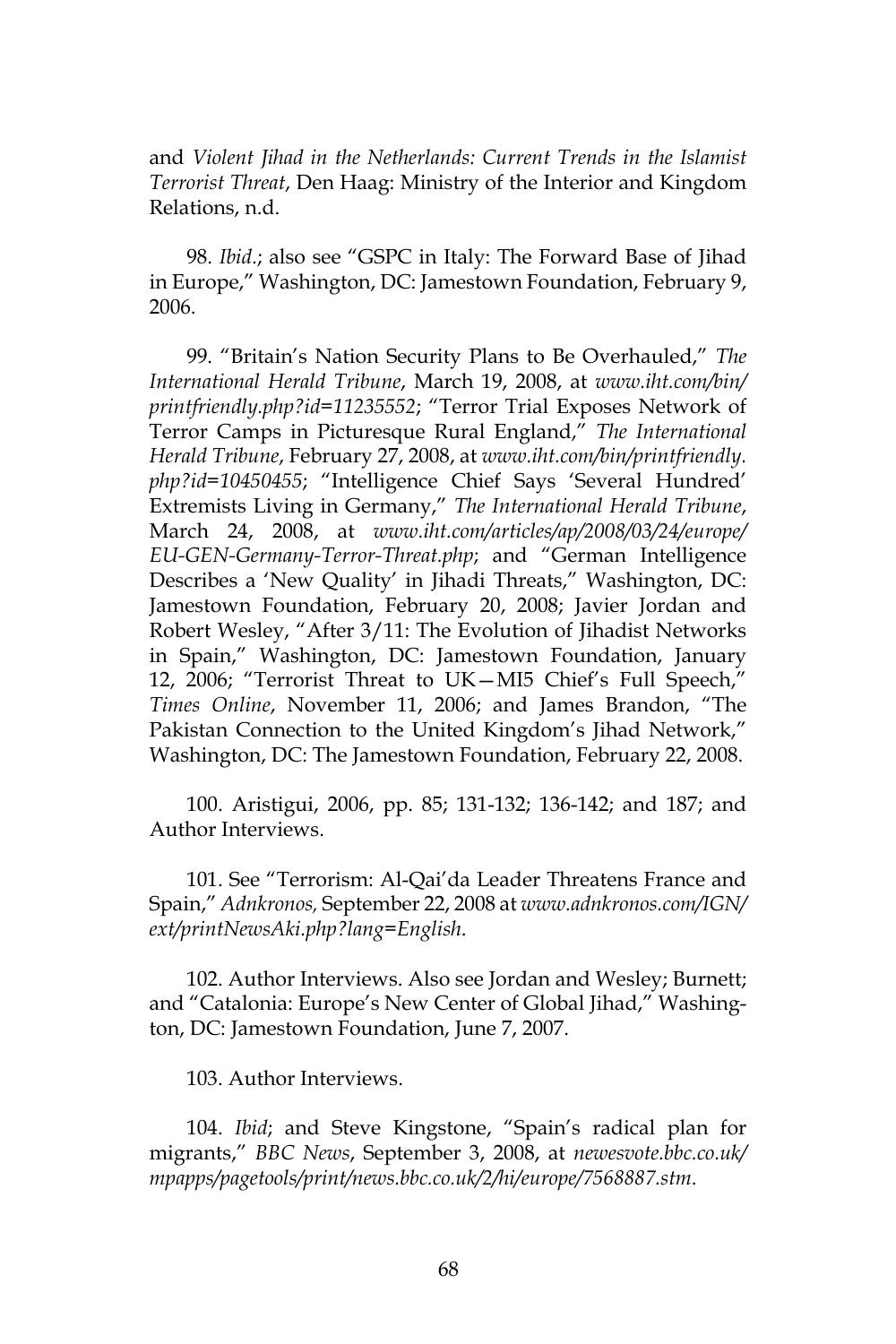and *Violent Jihad in the Netherlands: Current Trends in the Islamist Terrorist Threat*, Den Haag: Ministry of the Interior and Kingdom Relations, n.d.

98. *Ibid*.; also see "GSPC in Italy: The Forward Base of Jihad in Europe," Washington, DC: Jamestown Foundation, February 9, 2006.

99. "Britain's Nation Security Plans to Be Overhauled," *The International Herald Tribune*, March 19, 2008, at *www.iht.com/bin/printfriendly.php?id=11235552*; "Terror Trial Exposes Network of Terror Camps in Picturesque Rural England," *The International Herald Tribune*, February 27, 2008, at *www.iht.com/bin/printfriendly.php?id=10450455*; "Intelligence Chief Says 'Several Hundred' Extremists Living in Germany," *The International Herald Tribune*, March 24, 2008, at *www.iht.com/articles/ap/2008/03/24/europe/EU-GEN-Germany-Terror-Threat.php*; and "German Intelligence Describes a 'New Quality' in Jihadi Threats," Washington, DC: Jamestown Foundation, February 20, 2008; Javier Jordan and Robert Wesley, "After 3/11: The Evolution of Jihadist Networks in Spain," Washington, DC: Jamestown Foundation, January 12, 2006; "Terrorist Threat to UK—MI5 Chief's Full Speech," *Times Online*, November 11, 2006; and James Brandon, "The Pakistan Connection to the United Kingdom's Jihad Network," Washington, DC: The Jamestown Foundation, February 22, 2008.

100. Aristigui, 2006, pp. 85; 131-132; 136-142; and 187; and Author Interviews.

101. See "Terrorism: Al-Qai'da Leader Threatens France and Spain," *Adnkronos,* September 22, 2008 at *www.adnkronos.com/IGN/ext/printNewsAki.php?lang=English*.

102. Author Interviews. Also see Jordan and Wesley; Burnett; and "Catalonia: Europe's New Center of Global Jihad," Washington, DC: Jamestown Foundation, June 7, 2007.

103. Author Interviews.

104. *Ibid*; and Steve Kingstone, "Spain's radical plan for migrants," *BBC News*, September 3, 2008, at *newesvote.bbc.co.uk/mpapps/pagetools/print/news.bbc.co.uk/2/hi/europe/7568887.stm*.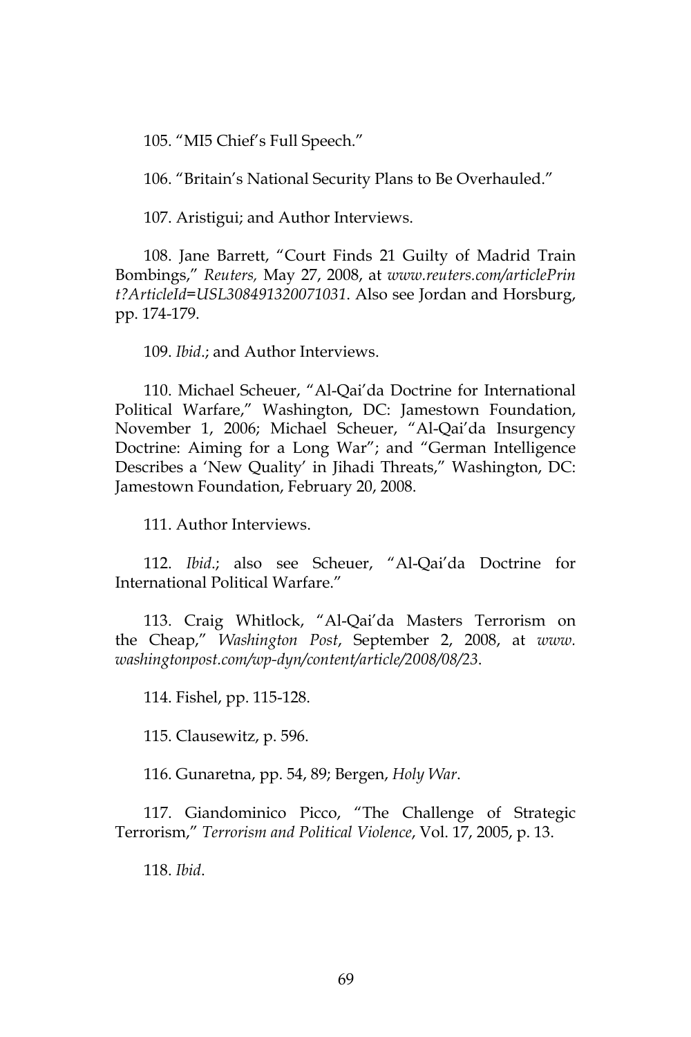105. "MI5 Chief's Full Speech."

106. "Britain's National Security Plans to Be Overhauled."

107. Aristigui; and Author Interviews.

108. Jane Barrett, "Court Finds 21 Guilty of Madrid Train Bombings," *Reuters,* May 27, 2008, at *www.reuters.com/articlePrint?ArticleId=USL308491320071031*. Also see Jordan and Horsburg, pp. 174-179.

109. *Ibid*.; and Author Interviews.

110. Michael Scheuer, "Al-Qai'da Doctrine for International Political Warfare," Washington, DC: Jamestown Foundation, November 1, 2006; Michael Scheuer, "Al-Qai'da Insurgency Doctrine: Aiming for a Long War"; and "German Intelligence Describes a 'New Quality' in Jihadi Threats," Washington, DC: Jamestown Foundation, February 20, 2008.

111. Author Interviews.

112. *Ibid*.; also see Scheuer, "Al-Qai'da Doctrine for International Political Warfare."

113. Craig Whitlock, "Al-Qai'da Masters Terrorism on the Cheap," *Washington Post*, September 2, 2008, at *www.washingtonpost.com/wp-dyn/content/article/2008/08/23*.

114. Fishel, pp. 115-128.

115. Clausewitz, p. 596.

116. Gunaretna, pp. 54, 89; Bergen, *Holy War*.

117. Giandominico Picco, "The Challenge of Strategic Terrorism," *Terrorism and Political Violence*, Vol. 17, 2005, p. 13.

118. *Ibid*.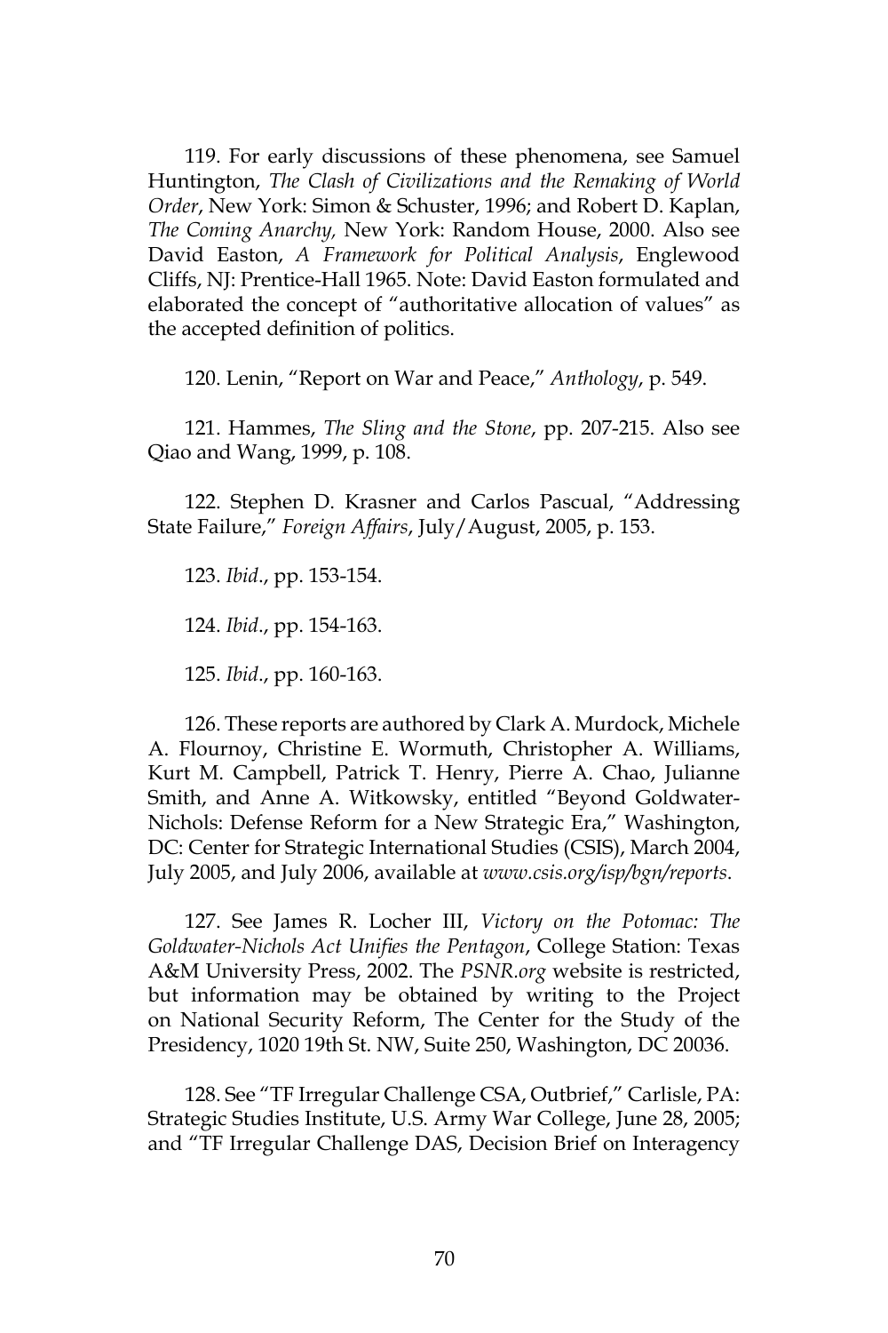119. For early discussions of these phenomena, see Samuel Huntington, *The Clash of Civilizations and the Remaking of World Order*, New York: Simon & Schuster, 1996; and Robert D. Kaplan, *The Coming Anarchy,* New York: Random House, 2000. Also see David Easton, *A Framework for Political Analysis*, Englewood Cliffs, NJ: Prentice-Hall 1965. Note: David Easton formulated and elaborated the concept of "authoritative allocation of values" as the accepted definition of politics.

120. Lenin, "Report on War and Peace," *Anthology*, p. 549.

121. Hammes, *The Sling and the Stone*, pp. 207-215. Also see Qiao and Wang, 1999, p. 108.

122. Stephen D. Krasner and Carlos Pascual, "Addressing State Failure," *Foreign Affairs*, July/August, 2005, p. 153.

123. *Ibid*., pp. 153-154.

124. *Ibid*., pp. 154-163.

125. *Ibid*., pp. 160-163.

126. These reports are authored by Clark A. Murdock, Michele A. Flournoy, Christine E. Wormuth, Christopher A. Williams, Kurt M. Campbell, Patrick T. Henry, Pierre A. Chao, Julianne Smith, and Anne A. Witkowsky, entitled "Beyond Goldwater-Nichols: Defense Reform for a New Strategic Era," Washington, DC: Center for Strategic International Studies (CSIS), March 2004, July 2005, and July 2006, available at *www.csis.org/isp/bgn/reports*.

127. See James R. Locher III, *Victory on the Potomac: The Goldwater-Nichols Act Unifies the Pentagon*, College Station: Texas A&M University Press, 2002. The *PSNR.org* website is restricted, but information may be obtained by writing to the Project on National Security Reform, The Center for the Study of the Presidency, 1020 19th St. NW, Suite 250, Washington, DC 20036.

128. See "TF Irregular Challenge CSA, Outbrief," Carlisle, PA: Strategic Studies Institute, U.S. Army War College, June 28, 2005; and "TF Irregular Challenge DAS, Decision Brief on Interagency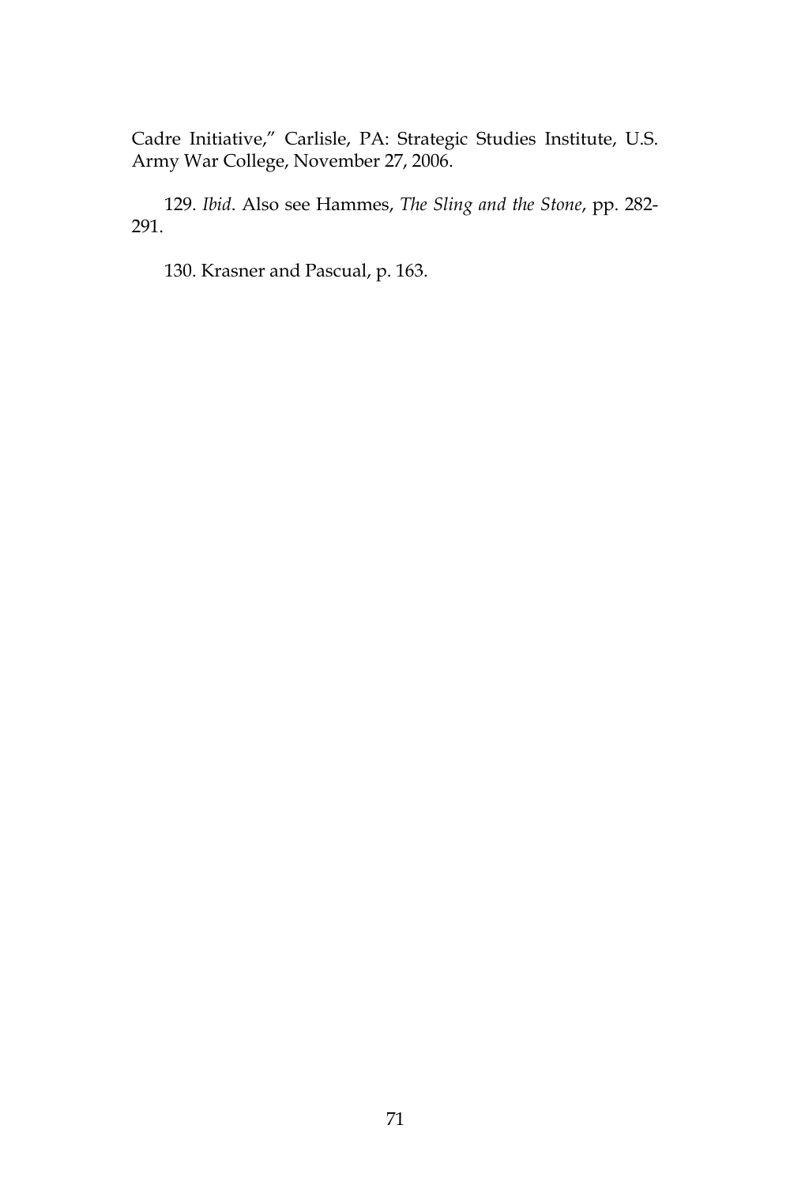Cadre Initiative," Carlisle, PA: Strategic Studies Institute, U.S. Army War College, November 27, 2006.

129. *Ibid*. Also see Hammes, *The Sling and the Stone*, pp. 282-291.

130. Krasner and Pascual, p. 163.